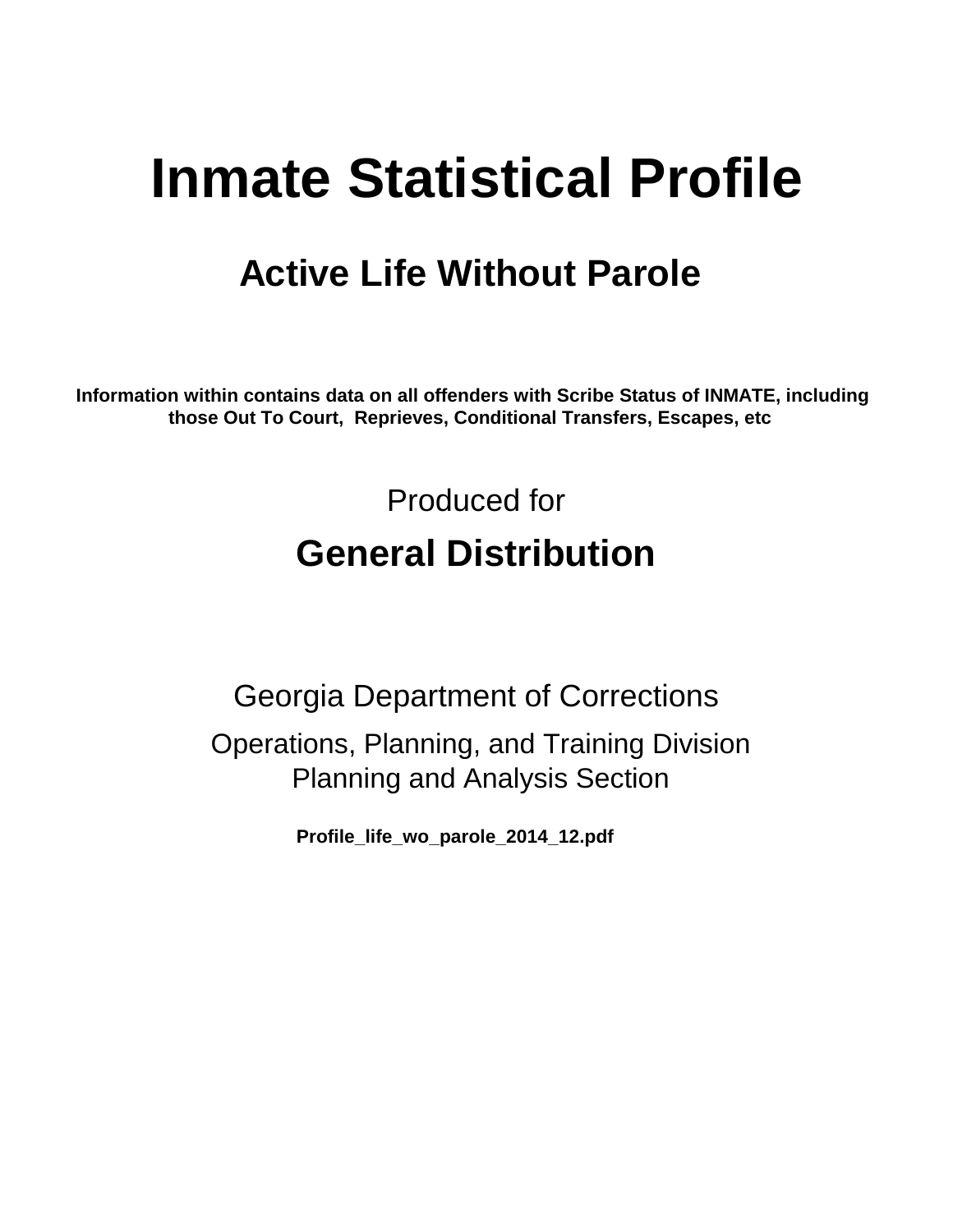# Inmate Statistical Profile

## Active Life Without Parole

**Information within contains data on all offenders with Scribe Status of INMATE, including those Out To Court, Reprieves, Conditional Transfers, Escapes, etc**

Produced for

## General Distribution

Georgia Department of Corrections

Operations, Planning, and Training Division
Planning and Analysis Section

**Profile_life_wo_parole_2014_12.pdf**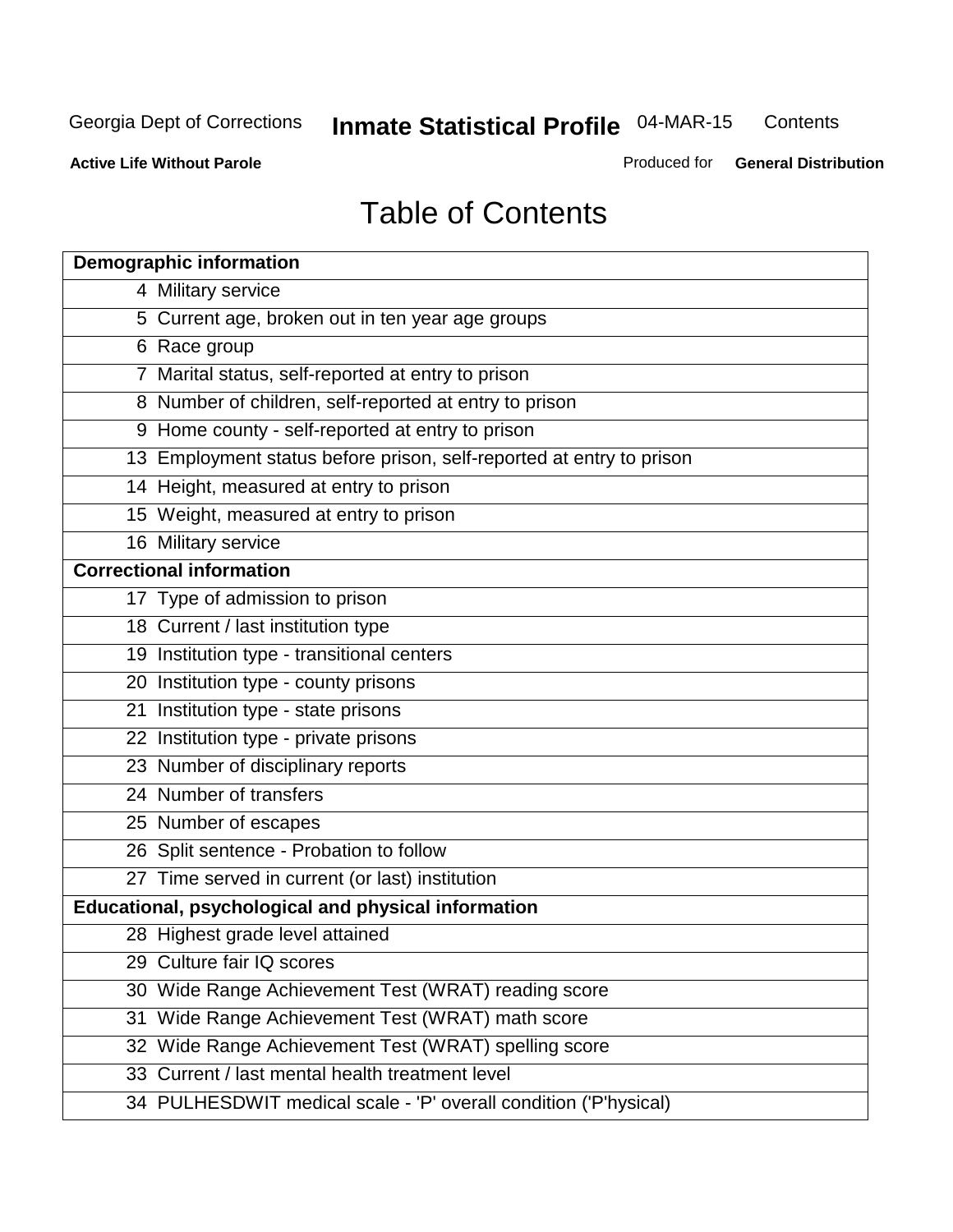Georgia Dept of Corrections **Inmate Statistical Profile** 04-MAR-15 Contents

**Active Life Without Parole** Produced for **General Distribution**

# Table of Contents

| **Demographic information** |
|---|
| 4 Military service |
| 5 Current age, broken out in ten year age groups |
| 6 Race group |
| 7 Marital status, self-reported at entry to prison |
| 8 Number of children, self-reported at entry to prison |
| 9 Home county - self-reported at entry to prison |
| 13 Employment status before prison, self-reported at entry to prison |
| 14 Height, measured at entry to prison |
| 15 Weight, measured at entry to prison |
| 16 Military service |
| **Correctional information** |
| 17 Type of admission to prison |
| 18 Current / last institution type |
| 19 Institution type - transitional centers |
| 20 Institution type - county prisons |
| 21 Institution type - state prisons |
| 22 Institution type - private prisons |
| 23 Number of disciplinary reports |
| 24 Number of transfers |
| 25 Number of escapes |
| 26 Split sentence - Probation to follow |
| 27 Time served in current (or last) institution |
| **Educational, psychological and physical information** |
| 28 Highest grade level attained |
| 29 Culture fair IQ scores |
| 30 Wide Range Achievement Test (WRAT) reading score |
| 31 Wide Range Achievement Test (WRAT) math score |
| 32 Wide Range Achievement Test (WRAT) spelling score |
| 33 Current / last mental health treatment level |
| 34 PULHESDWIT medical scale - 'P' overall condition ('P'hysical) |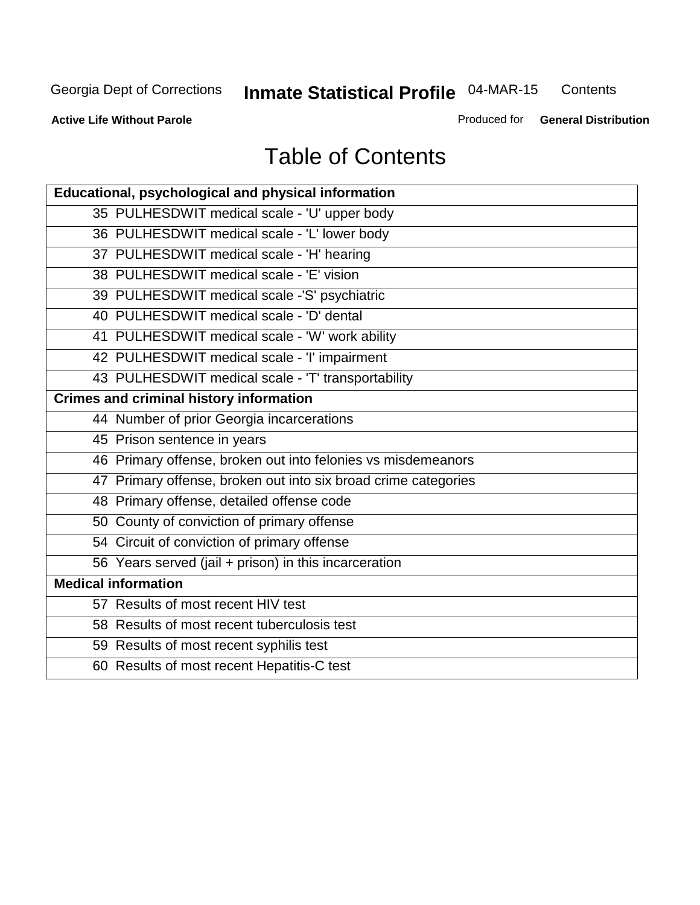# Table of Contents

| Educational, psychological and physical information |
|---|
| 35 PULHESDWIT medical scale - 'U' upper body |
| 36 PULHESDWIT medical scale - 'L' lower body |
| 37 PULHESDWIT medical scale - 'H' hearing |
| 38 PULHESDWIT medical scale - 'E' vision |
| 39 PULHESDWIT medical scale -'S' psychiatric |
| 40 PULHESDWIT medical scale - 'D' dental |
| 41 PULHESDWIT medical scale - 'W' work ability |
| 42 PULHESDWIT medical scale - 'I' impairment |
| 43 PULHESDWIT medical scale - 'T' transportability |
| **Crimes and criminal history information** |
| 44 Number of prior Georgia incarcerations |
| 45 Prison sentence in years |
| 46 Primary offense, broken out into felonies vs misdemeanors |
| 47 Primary offense, broken out into six broad crime categories |
| 48 Primary offense, detailed offense code |
| 50 County of conviction of primary offense |
| 54 Circuit of conviction of primary offense |
| 56 Years served (jail + prison) in this incarceration |
| **Medical information** |
| 57 Results of most recent HIV test |
| 58 Results of most recent tuberculosis test |
| 59 Results of most recent syphilis test |
| 60 Results of most recent Hepatitis-C test |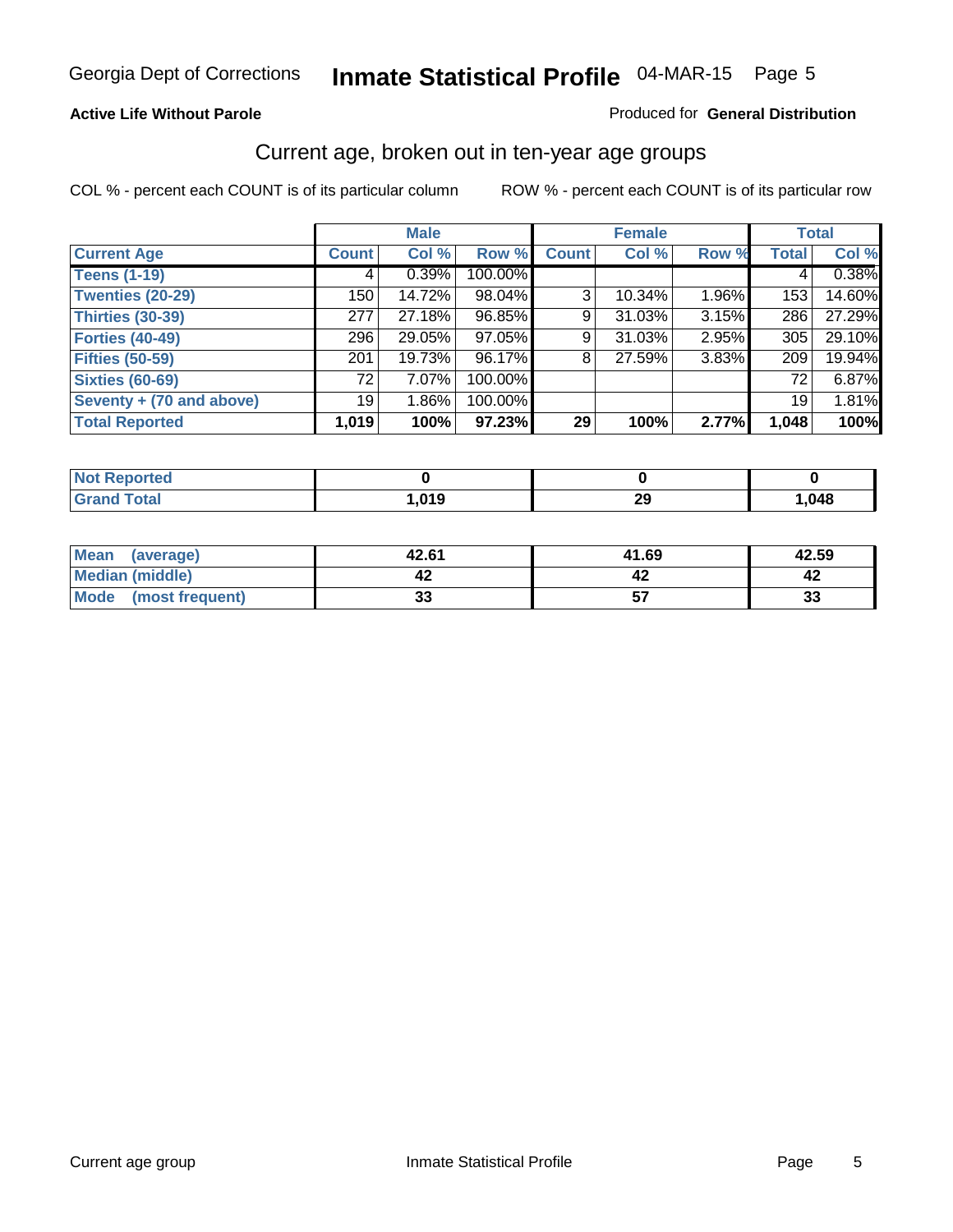**Active Life Without Parole** — Produced for **General Distribution**

## Current age, broken out in ten-year age groups

COL % - percent each COUNT is of its particular column    ROW % - percent each COUNT is of its particular row

| | Male | | | Female | | | Total | |
|---|---|---|---|---|---|---|---|---|
| **Current Age** | **Count** | **Col %** | **Row %** | **Count** | **Col %** | **Row %** | **Total** | **Col %** |
| **Teens (1-19)** | 4 | 0.39% | 100.00% | | | | 4 | 0.38% |
| **Twenties (20-29)** | 150 | 14.72% | 98.04% | 3 | 10.34% | 1.96% | 153 | 14.60% |
| **Thirties (30-39)** | 277 | 27.18% | 96.85% | 9 | 31.03% | 3.15% | 286 | 27.29% |
| **Forties (40-49)** | 296 | 29.05% | 97.05% | 9 | 31.03% | 2.95% | 305 | 29.10% |
| **Fifties (50-59)** | 201 | 19.73% | 96.17% | 8 | 27.59% | 3.83% | 209 | 19.94% |
| **Sixties (60-69)** | 72 | 7.07% | 100.00% | | | | 72 | 6.87% |
| **Seventy + (70 and above)** | 19 | 1.86% | 100.00% | | | | 19 | 1.81% |
| **Total Reported** | **1,019** | **100%** | **97.23%** | **29** | **100%** | **2.77%** | **1,048** | **100%** |

| | Male | Female | Total |
|---|---|---|---|
| **Not Reported** | **0** | **0** | **0** |
| **Grand Total** | **1,019** | **29** | **1,048** |

| | Male | Female | Total |
|---|---|---|---|
| **Mean (average)** | **42.61** | **41.69** | **42.59** |
| **Median (middle)** | **42** | **42** | **42** |
| **Mode (most frequent)** | **33** | **57** | **33** |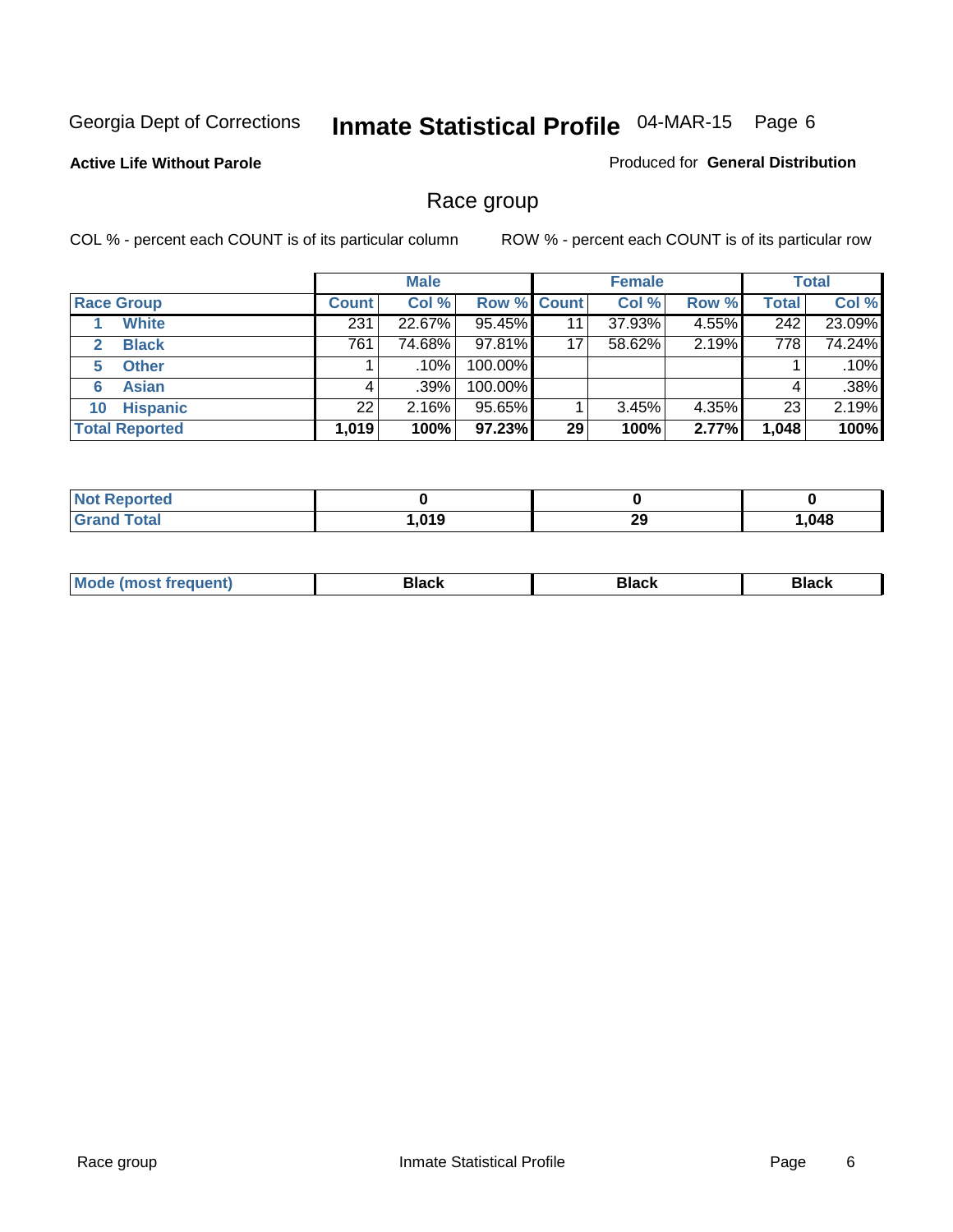Georgia Dept of Corrections **Inmate Statistical Profile** 04-MAR-15

**Active Life Without Parole**

Produced for **General Distribution**

## Race group

COL % - percent each COUNT is of its particular column

ROW % - percent each COUNT is of its particular row

| | | Male | | | Female | | | Total | |
|---|---|---|---|---|---|---|---|---|---|
| **Race Group** | | **Count** | **Col %** | **Row %** | **Count** | **Col %** | **Row %** | **Total** | **Col %** |
| 1 | White | 231 | 22.67% | 95.45% | 11 | 37.93% | 4.55% | 242 | 23.09% |
| 2 | Black | 761 | 74.68% | 97.81% | 17 | 58.62% | 2.19% | 778 | 74.24% |
| 5 | Other | 1 | .10% | 100.00% | | | | 1 | .10% |
| 6 | Asian | 4 | .39% | 100.00% | | | | 4 | .38% |
| 10 | Hispanic | 22 | 2.16% | 95.65% | 1 | 3.45% | 4.35% | 23 | 2.19% |
| **Total Reported** | | **1,019** | **100%** | **97.23%** | **29** | **100%** | **2.77%** | **1,048** | **100%** |

| | Male | Female | Total |
|---|---|---|---|
| **Not Reported** | **0** | **0** | **0** |
| **Grand Total** | **1,019** | **29** | **1,048** |

| | Male | Female | Total |
|---|---|---|---|
| **Mode (most frequent)** | **Black** | **Black** | **Black** |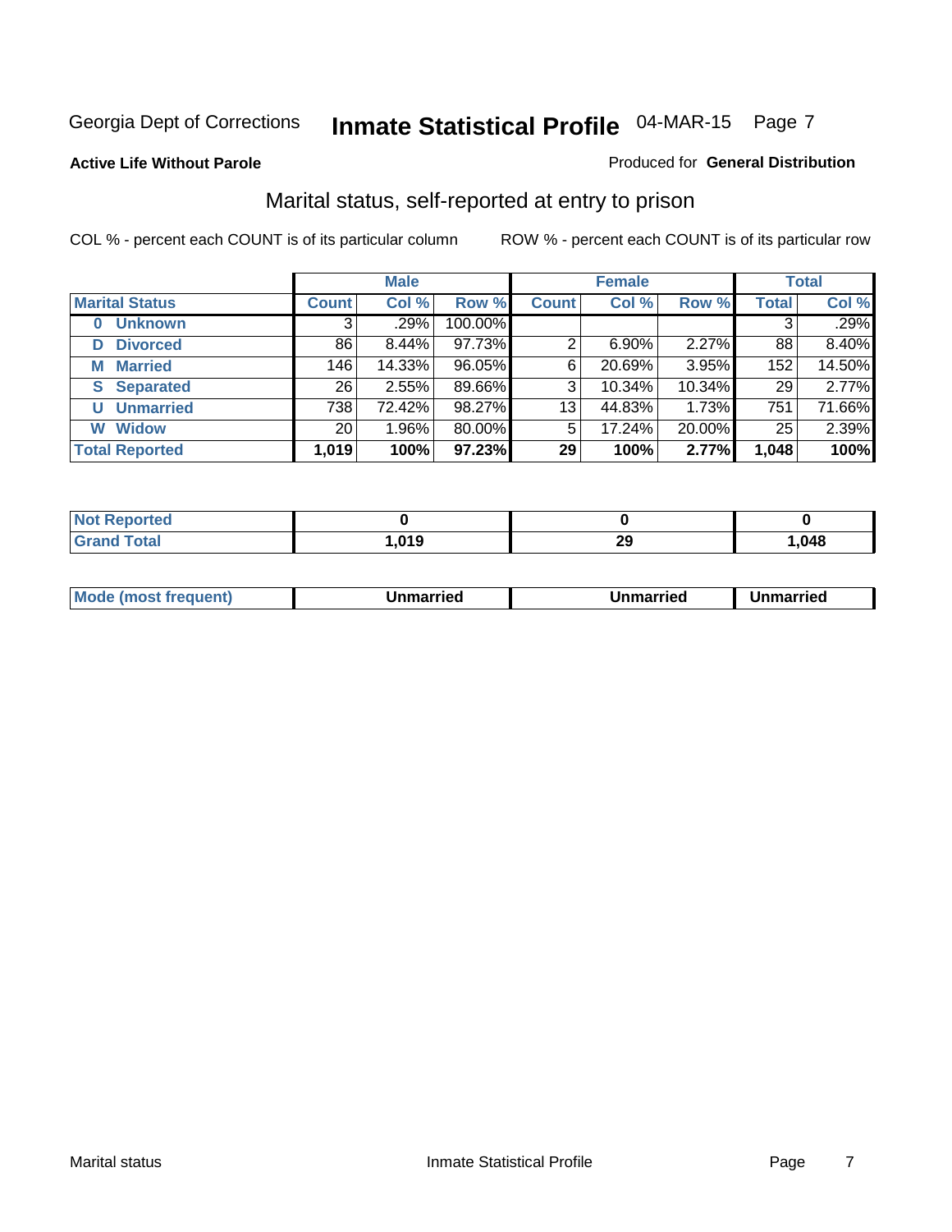Georgia Dept of Corrections **Inmate Statistical Profile** 04-MAR-15 Page 7

**Active Life Without Parole**

Produced for **General Distribution**

## Marital status, self-reported at entry to prison

COL % - percent each COUNT is of its particular column

ROW % - percent each COUNT is of its particular row

| | Male | | | Female | | | Total | |
|---|---|---|---|---|---|---|---|---|
| **Marital Status** | **Count** | **Col %** | **Row %** | **Count** | **Col %** | **Row %** | **Total** | **Col %** |
| **0 Unknown** | 3 | .29% | 100.00% | | | | 3 | .29% |
| **D Divorced** | 86 | 8.44% | 97.73% | 2 | 6.90% | 2.27% | 88 | 8.40% |
| **M Married** | 146 | 14.33% | 96.05% | 6 | 20.69% | 3.95% | 152 | 14.50% |
| **S Separated** | 26 | 2.55% | 89.66% | 3 | 10.34% | 10.34% | 29 | 2.77% |
| **U Unmarried** | 738 | 72.42% | 98.27% | 13 | 44.83% | 1.73% | 751 | 71.66% |
| **W Widow** | 20 | 1.96% | 80.00% | 5 | 17.24% | 20.00% | 25 | 2.39% |
| **Total Reported** | **1,019** | **100%** | **97.23%** | **29** | **100%** | **2.77%** | **1,048** | **100%** |

| | Male | Female | Total |
|---|---|---|---|
| **Not Reported** | **0** | **0** | **0** |
| **Grand Total** | **1,019** | **29** | **1,048** |

| | Male | Female | Total |
|---|---|---|---|
| **Mode (most frequent)** | **Unmarried** | **Unmarried** | **Unmarried** |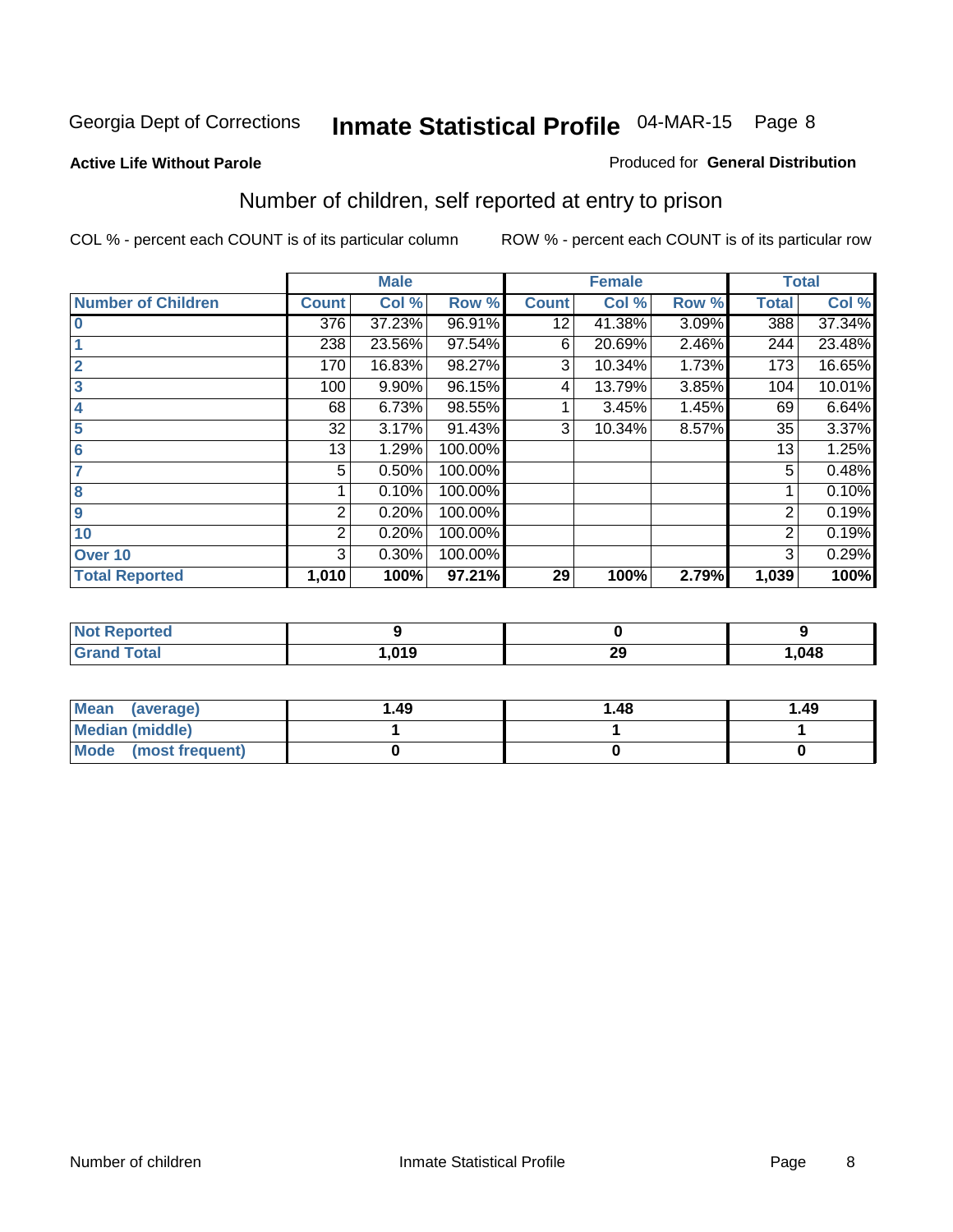Georgia Dept of Corrections **Inmate Statistical Profile** 04-MAR-15

**Active Life Without Parole**

Produced for **General Distribution**

## Number of children, self reported at entry to prison

COL % - percent each COUNT is of its particular column

ROW % - percent each COUNT is of its particular row

| | Male | | | Female | | | Total | |
|---|---|---|---|---|---|---|---|---|
| **Number of Children** | **Count** | **Col %** | **Row %** | **Count** | **Col %** | **Row %** | **Total** | **Col %** |
| **0** | 376 | 37.23% | 96.91% | 12 | 41.38% | 3.09% | 388 | 37.34% |
| **1** | 238 | 23.56% | 97.54% | 6 | 20.69% | 2.46% | 244 | 23.48% |
| **2** | 170 | 16.83% | 98.27% | 3 | 10.34% | 1.73% | 173 | 16.65% |
| **3** | 100 | 9.90% | 96.15% | 4 | 13.79% | 3.85% | 104 | 10.01% |
| **4** | 68 | 6.73% | 98.55% | 1 | 3.45% | 1.45% | 69 | 6.64% |
| **5** | 32 | 3.17% | 91.43% | 3 | 10.34% | 8.57% | 35 | 3.37% |
| **6** | 13 | 1.29% | 100.00% | | | | 13 | 1.25% |
| **7** | 5 | 0.50% | 100.00% | | | | 5 | 0.48% |
| **8** | 1 | 0.10% | 100.00% | | | | 1 | 0.10% |
| **9** | 2 | 0.20% | 100.00% | | | | 2 | 0.19% |
| **10** | 2 | 0.20% | 100.00% | | | | 2 | 0.19% |
| **Over 10** | 3 | 0.30% | 100.00% | | | | 3 | 0.29% |
| **Total Reported** | **1,010** | **100%** | **97.21%** | **29** | **100%** | **2.79%** | **1,039** | **100%** |

| | Male | Female | Total |
|---|---|---|---|
| **Not Reported** | **9** | **0** | **9** |
| **Grand Total** | **1,019** | **29** | **1,048** |

| | Male | Female | Total |
|---|---|---|---|
| **Mean (average)** | **1.49** | **1.48** | **1.49** |
| **Median (middle)** | **1** | **1** | **1** |
| **Mode (most frequent)** | **0** | **0** | **0** |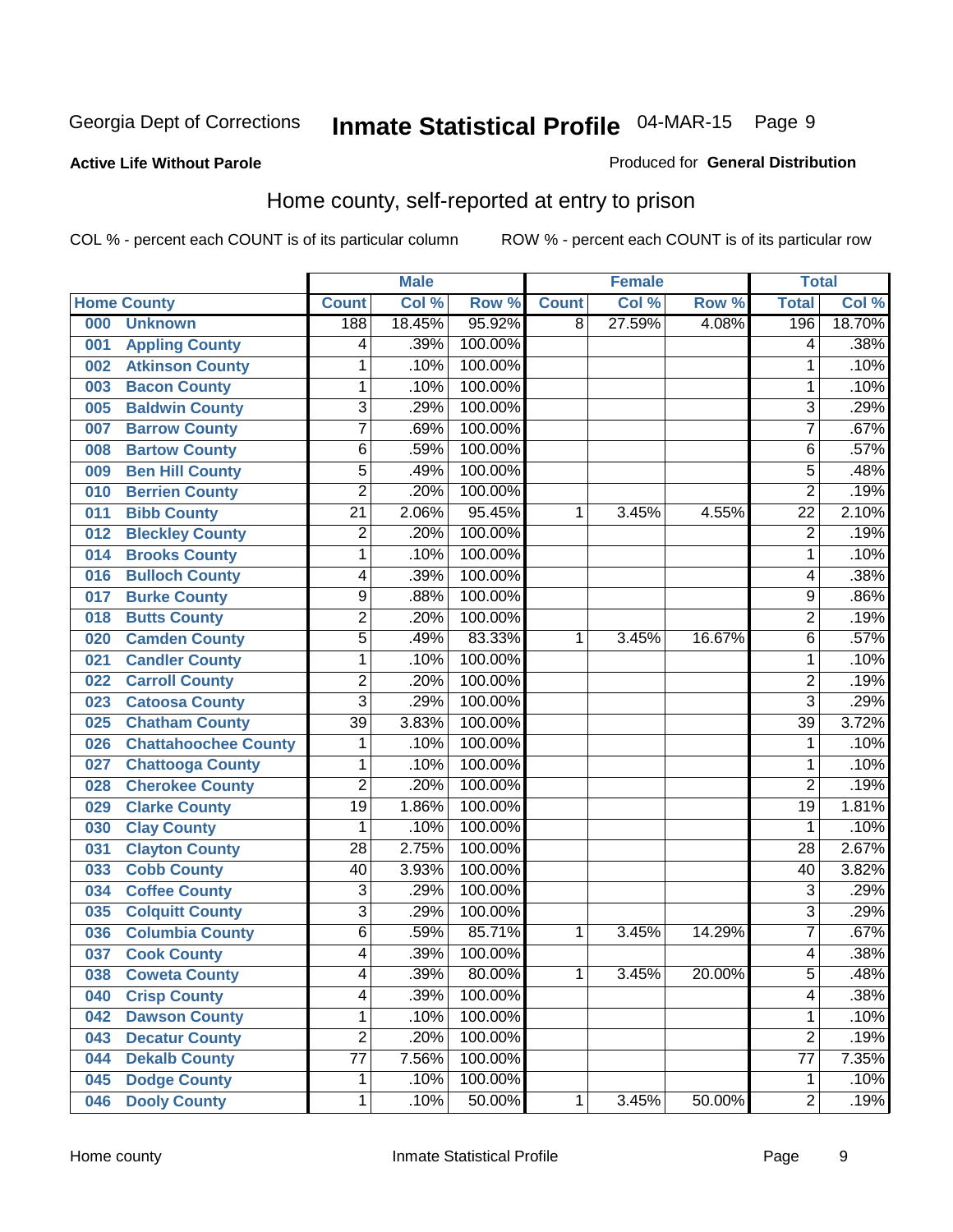Georgia Dept of Corrections **Inmate Statistical Profile** 04-MAR-15

**Active Life Without Parole**

Produced for **General Distribution**

## Home county, self-reported at entry to prison

COL % - percent each COUNT is of its particular column ROW % - percent each COUNT is of its particular row

| Home County | | Male | | | Female | | | Total | |
|---|---|---|---|---|---|---|---|---|---|
| | | Count | Col % | Row % | Count | Col % | Row % | Total | Col % |
| 000 | Unknown | 188 | 18.45% | 95.92% | 8 | 27.59% | 4.08% | 196 | 18.70% |
| 001 | Appling County | 4 | .39% | 100.00% | | | | 4 | .38% |
| 002 | Atkinson County | 1 | .10% | 100.00% | | | | 1 | .10% |
| 003 | Bacon County | 1 | .10% | 100.00% | | | | 1 | .10% |
| 005 | Baldwin County | 3 | .29% | 100.00% | | | | 3 | .29% |
| 007 | Barrow County | 7 | .69% | 100.00% | | | | 7 | .67% |
| 008 | Bartow County | 6 | .59% | 100.00% | | | | 6 | .57% |
| 009 | Ben Hill County | 5 | .49% | 100.00% | | | | 5 | .48% |
| 010 | Berrien County | 2 | .20% | 100.00% | | | | 2 | .19% |
| 011 | Bibb County | 21 | 2.06% | 95.45% | 1 | 3.45% | 4.55% | 22 | 2.10% |
| 012 | Bleckley County | 2 | .20% | 100.00% | | | | 2 | .19% |
| 014 | Brooks County | 1 | .10% | 100.00% | | | | 1 | .10% |
| 016 | Bulloch County | 4 | .39% | 100.00% | | | | 4 | .38% |
| 017 | Burke County | 9 | .88% | 100.00% | | | | 9 | .86% |
| 018 | Butts County | 2 | .20% | 100.00% | | | | 2 | .19% |
| 020 | Camden County | 5 | .49% | 83.33% | 1 | 3.45% | 16.67% | 6 | .57% |
| 021 | Candler County | 1 | .10% | 100.00% | | | | 1 | .10% |
| 022 | Carroll County | 2 | .20% | 100.00% | | | | 2 | .19% |
| 023 | Catoosa County | 3 | .29% | 100.00% | | | | 3 | .29% |
| 025 | Chatham County | 39 | 3.83% | 100.00% | | | | 39 | 3.72% |
| 026 | Chattahoochee County | 1 | .10% | 100.00% | | | | 1 | .10% |
| 027 | Chattooga County | 1 | .10% | 100.00% | | | | 1 | .10% |
| 028 | Cherokee County | 2 | .20% | 100.00% | | | | 2 | .19% |
| 029 | Clarke County | 19 | 1.86% | 100.00% | | | | 19 | 1.81% |
| 030 | Clay County | 1 | .10% | 100.00% | | | | 1 | .10% |
| 031 | Clayton County | 28 | 2.75% | 100.00% | | | | 28 | 2.67% |
| 033 | Cobb County | 40 | 3.93% | 100.00% | | | | 40 | 3.82% |
| 034 | Coffee County | 3 | .29% | 100.00% | | | | 3 | .29% |
| 035 | Colquitt County | 3 | .29% | 100.00% | | | | 3 | .29% |
| 036 | Columbia County | 6 | .59% | 85.71% | 1 | 3.45% | 14.29% | 7 | .67% |
| 037 | Cook County | 4 | .39% | 100.00% | | | | 4 | .38% |
| 038 | Coweta County | 4 | .39% | 80.00% | 1 | 3.45% | 20.00% | 5 | .48% |
| 040 | Crisp County | 4 | .39% | 100.00% | | | | 4 | .38% |
| 042 | Dawson County | 1 | .10% | 100.00% | | | | 1 | .10% |
| 043 | Decatur County | 2 | .20% | 100.00% | | | | 2 | .19% |
| 044 | Dekalb County | 77 | 7.56% | 100.00% | | | | 77 | 7.35% |
| 045 | Dodge County | 1 | .10% | 100.00% | | | | 1 | .10% |
| 046 | Dooly County | 1 | .10% | 50.00% | 1 | 3.45% | 50.00% | 2 | .19% |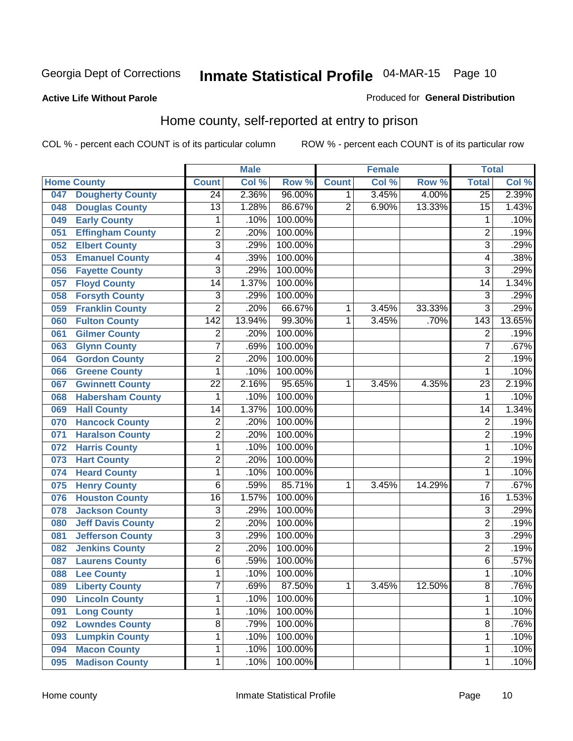Georgia Dept of Corrections **Inmate Statistical Profile** 04-MAR-15

**Active Life Without Parole**

Produced for **General Distribution**

## Home county, self-reported at entry to prison

COL % - percent each COUNT is of its particular column ROW % - percent each COUNT is of its particular row

| Home County | | Male | | | Female | | | Total | |
|---|---|---|---|---|---|---|---|---|---|
| | | Count | Col % | Row % | Count | Col % | Row % | Total | Col % |
| 047 | Dougherty County | 24 | 2.36% | 96.00% | 1 | 3.45% | 4.00% | 25 | 2.39% |
| 048 | Douglas County | 13 | 1.28% | 86.67% | 2 | 6.90% | 13.33% | 15 | 1.43% |
| 049 | Early County | 1 | .10% | 100.00% | | | | 1 | .10% |
| 051 | Effingham County | 2 | .20% | 100.00% | | | | 2 | .19% |
| 052 | Elbert County | 3 | .29% | 100.00% | | | | 3 | .29% |
| 053 | Emanuel County | 4 | .39% | 100.00% | | | | 4 | .38% |
| 056 | Fayette County | 3 | .29% | 100.00% | | | | 3 | .29% |
| 057 | Floyd County | 14 | 1.37% | 100.00% | | | | 14 | 1.34% |
| 058 | Forsyth County | 3 | .29% | 100.00% | | | | 3 | .29% |
| 059 | Franklin County | 2 | .20% | 66.67% | 1 | 3.45% | 33.33% | 3 | .29% |
| 060 | Fulton County | 142 | 13.94% | 99.30% | 1 | 3.45% | .70% | 143 | 13.65% |
| 061 | Gilmer County | 2 | .20% | 100.00% | | | | 2 | .19% |
| 063 | Glynn County | 7 | .69% | 100.00% | | | | 7 | .67% |
| 064 | Gordon County | 2 | .20% | 100.00% | | | | 2 | .19% |
| 066 | Greene County | 1 | .10% | 100.00% | | | | 1 | .10% |
| 067 | Gwinnett County | 22 | 2.16% | 95.65% | 1 | 3.45% | 4.35% | 23 | 2.19% |
| 068 | Habersham County | 1 | .10% | 100.00% | | | | 1 | .10% |
| 069 | Hall County | 14 | 1.37% | 100.00% | | | | 14 | 1.34% |
| 070 | Hancock County | 2 | .20% | 100.00% | | | | 2 | .19% |
| 071 | Haralson County | 2 | .20% | 100.00% | | | | 2 | .19% |
| 072 | Harris County | 1 | .10% | 100.00% | | | | 1 | .10% |
| 073 | Hart County | 2 | .20% | 100.00% | | | | 2 | .19% |
| 074 | Heard County | 1 | .10% | 100.00% | | | | 1 | .10% |
| 075 | Henry County | 6 | .59% | 85.71% | 1 | 3.45% | 14.29% | 7 | .67% |
| 076 | Houston County | 16 | 1.57% | 100.00% | | | | 16 | 1.53% |
| 078 | Jackson County | 3 | .29% | 100.00% | | | | 3 | .29% |
| 080 | Jeff Davis County | 2 | .20% | 100.00% | | | | 2 | .19% |
| 081 | Jefferson County | 3 | .29% | 100.00% | | | | 3 | .29% |
| 082 | Jenkins County | 2 | .20% | 100.00% | | | | 2 | .19% |
| 087 | Laurens County | 6 | .59% | 100.00% | | | | 6 | .57% |
| 088 | Lee County | 1 | .10% | 100.00% | | | | 1 | .10% |
| 089 | Liberty County | 7 | .69% | 87.50% | 1 | 3.45% | 12.50% | 8 | .76% |
| 090 | Lincoln County | 1 | .10% | 100.00% | | | | 1 | .10% |
| 091 | Long County | 1 | .10% | 100.00% | | | | 1 | .10% |
| 092 | Lowndes County | 8 | .79% | 100.00% | | | | 8 | .76% |
| 093 | Lumpkin County | 1 | .10% | 100.00% | | | | 1 | .10% |
| 094 | Macon County | 1 | .10% | 100.00% | | | | 1 | .10% |
| 095 | Madison County | 1 | .10% | 100.00% | | | | 1 | .10% |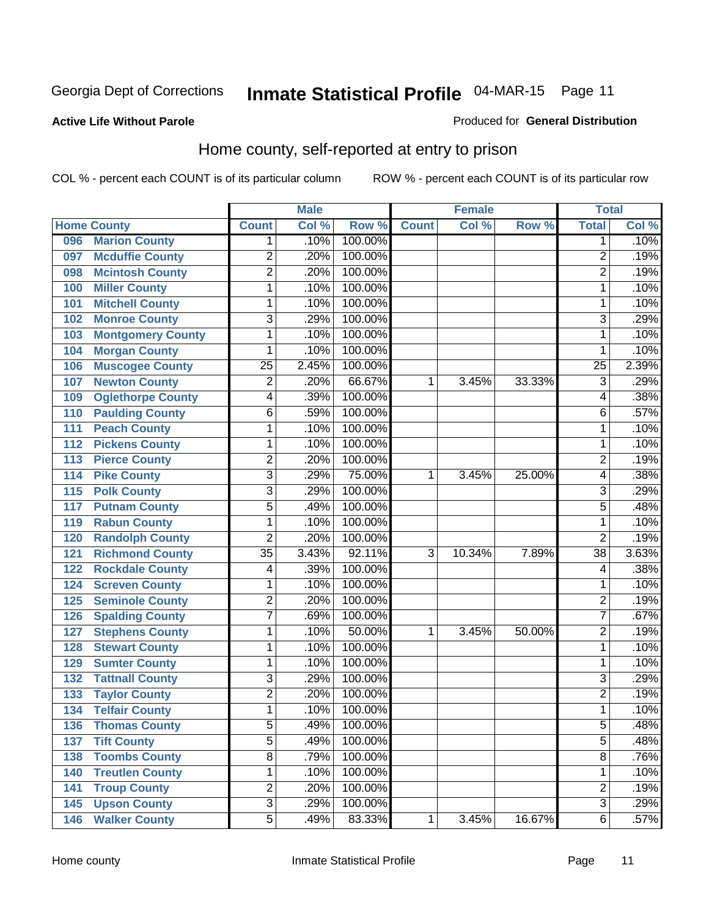Georgia Dept of Corrections **Inmate Statistical Profile** 04-MAR-15

**Active Life Without Parole**

Produced for **General Distribution**

## Home county, self-reported at entry to prison

COL % - percent each COUNT is of its particular column ROW % - percent each COUNT is of its particular row

| Home County | | Male | | | Female | | | Total | |
|---|---|---|---|---|---|---|---|---|---|
| | | Count | Col % | Row % | Count | Col % | Row % | Total | Col % |
| 096 | Marion County | 1 | .10% | 100.00% | | | | 1 | .10% |
| 097 | Mcduffie County | 2 | .20% | 100.00% | | | | 2 | .19% |
| 098 | Mcintosh County | 2 | .20% | 100.00% | | | | 2 | .19% |
| 100 | Miller County | 1 | .10% | 100.00% | | | | 1 | .10% |
| 101 | Mitchell County | 1 | .10% | 100.00% | | | | 1 | .10% |
| 102 | Monroe County | 3 | .29% | 100.00% | | | | 3 | .29% |
| 103 | Montgomery County | 1 | .10% | 100.00% | | | | 1 | .10% |
| 104 | Morgan County | 1 | .10% | 100.00% | | | | 1 | .10% |
| 106 | Muscogee County | 25 | 2.45% | 100.00% | | | | 25 | 2.39% |
| 107 | Newton County | 2 | .20% | 66.67% | 1 | 3.45% | 33.33% | 3 | .29% |
| 109 | Oglethorpe County | 4 | .39% | 100.00% | | | | 4 | .38% |
| 110 | Paulding County | 6 | .59% | 100.00% | | | | 6 | .57% |
| 111 | Peach County | 1 | .10% | 100.00% | | | | 1 | .10% |
| 112 | Pickens County | 1 | .10% | 100.00% | | | | 1 | .10% |
| 113 | Pierce County | 2 | .20% | 100.00% | | | | 2 | .19% |
| 114 | Pike County | 3 | .29% | 75.00% | 1 | 3.45% | 25.00% | 4 | .38% |
| 115 | Polk County | 3 | .29% | 100.00% | | | | 3 | .29% |
| 117 | Putnam County | 5 | .49% | 100.00% | | | | 5 | .48% |
| 119 | Rabun County | 1 | .10% | 100.00% | | | | 1 | .10% |
| 120 | Randolph County | 2 | .20% | 100.00% | | | | 2 | .19% |
| 121 | Richmond County | 35 | 3.43% | 92.11% | 3 | 10.34% | 7.89% | 38 | 3.63% |
| 122 | Rockdale County | 4 | .39% | 100.00% | | | | 4 | .38% |
| 124 | Screven County | 1 | .10% | 100.00% | | | | 1 | .10% |
| 125 | Seminole County | 2 | .20% | 100.00% | | | | 2 | .19% |
| 126 | Spalding County | 7 | .69% | 100.00% | | | | 7 | .67% |
| 127 | Stephens County | 1 | .10% | 50.00% | 1 | 3.45% | 50.00% | 2 | .19% |
| 128 | Stewart County | 1 | .10% | 100.00% | | | | 1 | .10% |
| 129 | Sumter County | 1 | .10% | 100.00% | | | | 1 | .10% |
| 132 | Tattnall County | 3 | .29% | 100.00% | | | | 3 | .29% |
| 133 | Taylor County | 2 | .20% | 100.00% | | | | 2 | .19% |
| 134 | Telfair County | 1 | .10% | 100.00% | | | | 1 | .10% |
| 136 | Thomas County | 5 | .49% | 100.00% | | | | 5 | .48% |
| 137 | Tift County | 5 | .49% | 100.00% | | | | 5 | .48% |
| 138 | Toombs County | 8 | .79% | 100.00% | | | | 8 | .76% |
| 140 | Treutlen County | 1 | .10% | 100.00% | | | | 1 | .10% |
| 141 | Troup County | 2 | .20% | 100.00% | | | | 2 | .19% |
| 145 | Upson County | 3 | .29% | 100.00% | | | | 3 | .29% |
| 146 | Walker County | 5 | .49% | 83.33% | 1 | 3.45% | 16.67% | 6 | .57% |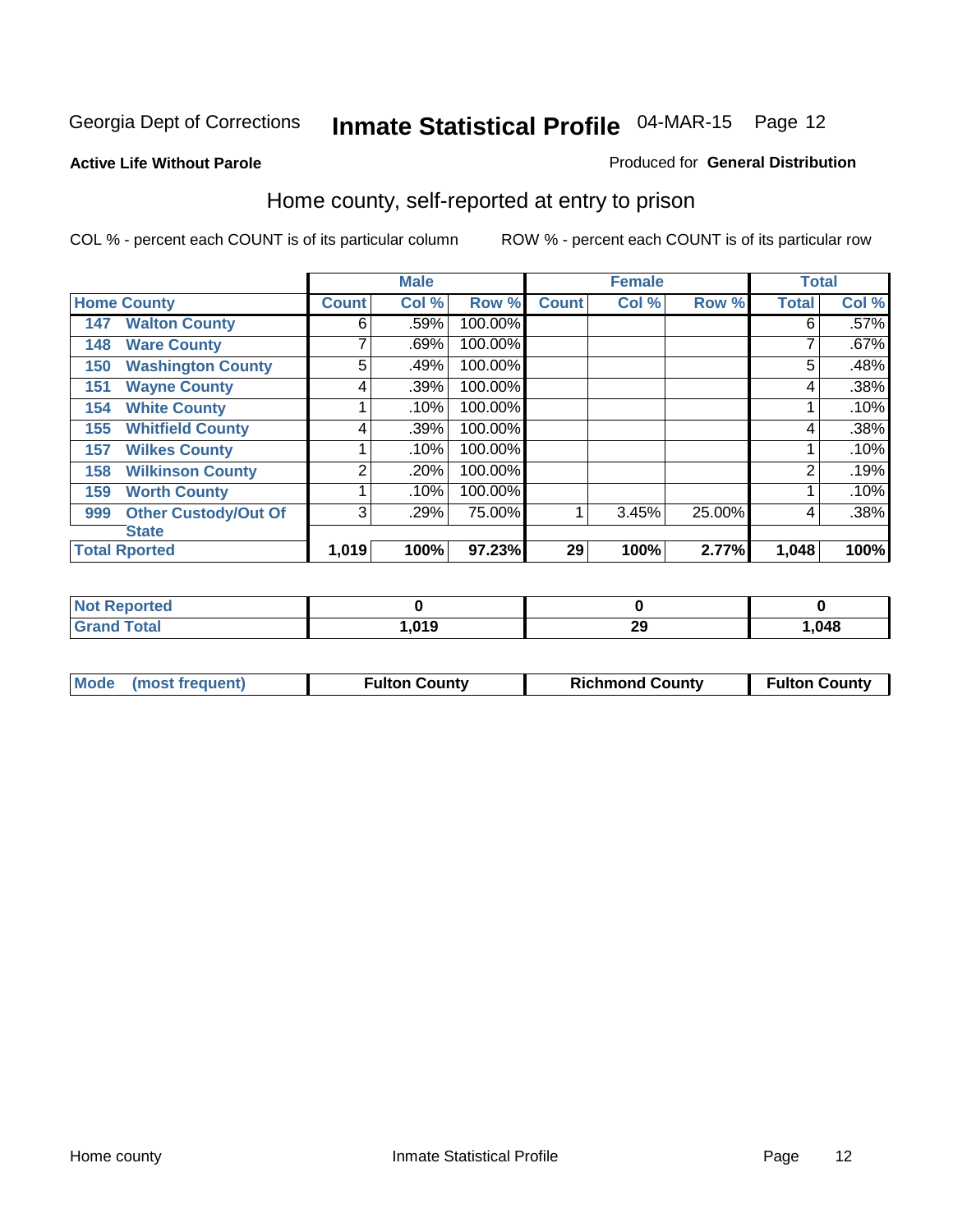Georgia Dept of Corrections **Inmate Statistical Profile** 04-MAR-15 Page 12

**Active Life Without Parole**

Produced for **General Distribution**

## Home county, self-reported at entry to prison

COL % - percent each COUNT is of its particular column ROW % - percent each COUNT is of its particular row

| Home County | | Male | | | Female | | | Total | |
|---|---|---|---|---|---|---|---|---|---|
| | | Count | Col % | Row % | Count | Col % | Row % | Total | Col % |
| 147 | Walton County | 6 | .59% | 100.00% | | | | 6 | .57% |
| 148 | Ware County | 7 | .69% | 100.00% | | | | 7 | .67% |
| 150 | Washington County | 5 | .49% | 100.00% | | | | 5 | .48% |
| 151 | Wayne County | 4 | .39% | 100.00% | | | | 4 | .38% |
| 154 | White County | 1 | .10% | 100.00% | | | | 1 | .10% |
| 155 | Whitfield County | 4 | .39% | 100.00% | | | | 4 | .38% |
| 157 | Wilkes County | 1 | .10% | 100.00% | | | | 1 | .10% |
| 158 | Wilkinson County | 2 | .20% | 100.00% | | | | 2 | .19% |
| 159 | Worth County | 1 | .10% | 100.00% | | | | 1 | .10% |
| 999 | Other Custody/Out Of State | 3 | .29% | 75.00% | 1 | 3.45% | 25.00% | 4 | .38% |
| Total Rported | | **1,019** | **100%** | **97.23%** | **29** | **100%** | **2.77%** | **1,048** | **100%** |

| | Male | Female | Total |
|---|---|---|---|
| Not Reported | **0** | **0** | **0** |
| Grand Total | **1,019** | **29** | **1,048** |

| | Male | Female | Total |
|---|---|---|---|
| Mode (most frequent) | **Fulton County** | **Richmond County** | **Fulton County** |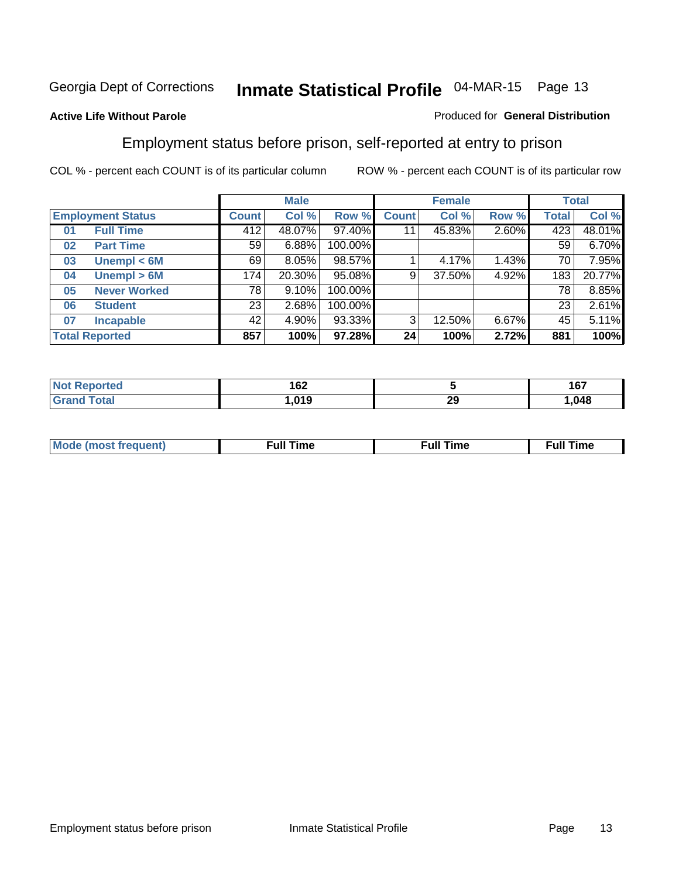Georgia Dept of Corrections **Inmate Statistical Profile** 04-MAR-15 Page 13

**Active Life Without Parole**

Produced for **General Distribution**

## Employment status before prison, self-reported at entry to prison

COL % - percent each COUNT is of its particular column

ROW % - percent each COUNT is of its particular row

| Employment Status | | Male | | | Female | | | Total | |
|---|---|---|---|---|---|---|---|---|---|
| | | Count | Col % | Row % | Count | Col % | Row % | Total | Col % |
| 01 | Full Time | 412 | 48.07% | 97.40% | 11 | 45.83% | 2.60% | 423 | 48.01% |
| 02 | Part Time | 59 | 6.88% | 100.00% | | | | 59 | 6.70% |
| 03 | Unempl < 6M | 69 | 8.05% | 98.57% | 1 | 4.17% | 1.43% | 70 | 7.95% |
| 04 | Unempl > 6M | 174 | 20.30% | 95.08% | 9 | 37.50% | 4.92% | 183 | 20.77% |
| 05 | Never Worked | 78 | 9.10% | 100.00% | | | | 78 | 8.85% |
| 06 | Student | 23 | 2.68% | 100.00% | | | | 23 | 2.61% |
| 07 | Incapable | 42 | 4.90% | 93.33% | 3 | 12.50% | 6.67% | 45 | 5.11% |
| **Total Reported** | | **857** | **100%** | **97.28%** | **24** | **100%** | **2.72%** | **881** | **100%** |

| | Male | Female | Total |
|---|---|---|---|
| Not Reported | 162 | 5 | 167 |
| Grand Total | 1,019 | 29 | 1,048 |

| | Male | Female | Total |
|---|---|---|---|
| Mode (most frequent) | Full Time | Full Time | Full Time |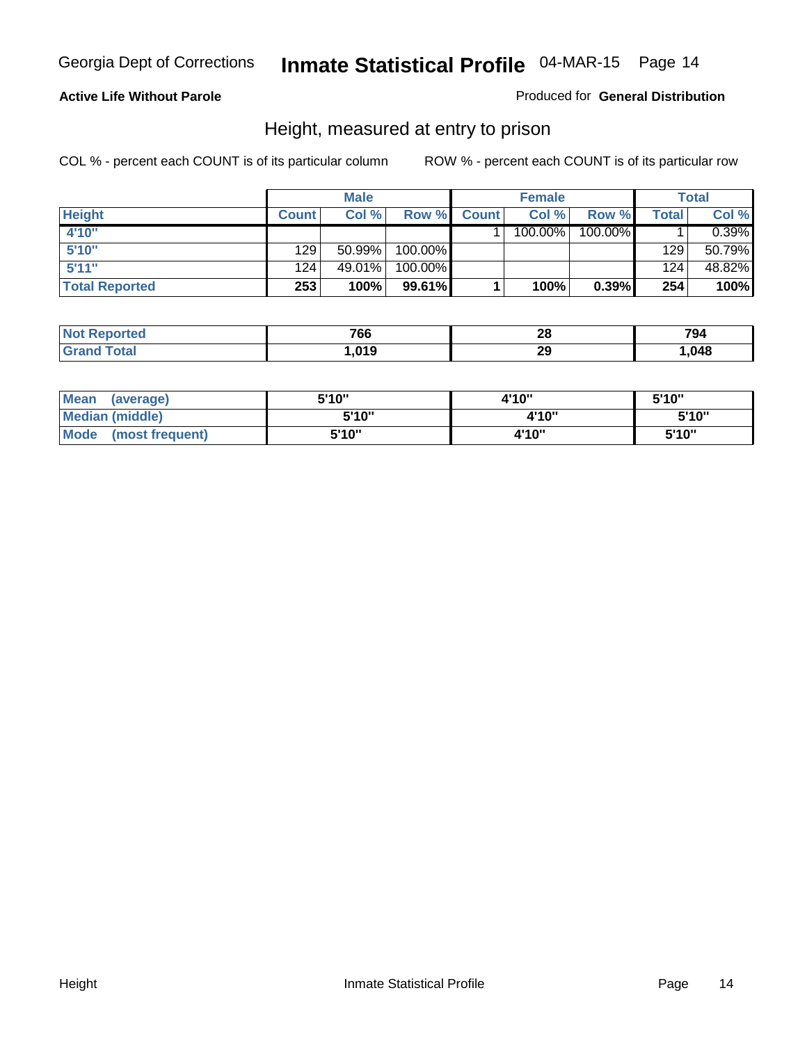Georgia Dept of Corrections **Inmate Statistical Profile** 04-MAR-15

**Active Life Without Parole** Produced for **General Distribution**

## Height, measured at entry to prison

COL % - percent each COUNT is of its particular column ROW % - percent each COUNT is of its particular row

| | Male | | | Female | | | Total | |
|---|---|---|---|---|---|---|---|---|
| **Height** | **Count** | **Col %** | **Row %** | **Count** | **Col %** | **Row %** | **Total** | **Col %** |
| **4'10"** | | | | 1 | 100.00% | 100.00% | 1 | 0.39% |
| **5'10"** | 129 | 50.99% | 100.00% | | | | 129 | 50.79% |
| **5'11"** | 124 | 49.01% | 100.00% | | | | 124 | 48.82% |
| **Total Reported** | **253** | **100%** | **99.61%** | **1** | **100%** | **0.39%** | **254** | **100%** |

| | Male | Female | Total |
|---|---|---|---|
| **Not Reported** | **766** | **28** | **794** |
| **Grand Total** | **1,019** | **29** | **1,048** |

| | Male | Female | Total |
|---|---|---|---|
| **Mean (average)** | **5'10"** | **4'10"** | **5'10"** |
| **Median (middle)** | **5'10"** | **4'10"** | **5'10"** |
| **Mode (most frequent)** | **5'10"** | **4'10"** | **5'10"** |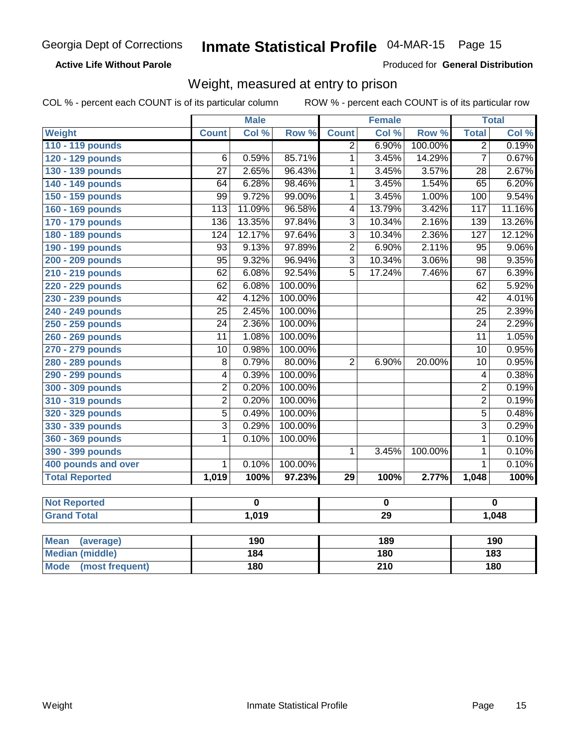Georgia Dept of Corrections **Inmate Statistical Profile** 04-MAR-15 Page 15

**Active Life Without Parole**

Produced for **General Distribution**

## Weight, measured at entry to prison

COL % - percent each COUNT is of its particular column ROW % - percent each COUNT is of its particular row

| | Male | | | Female | | | Total | |
|---|---|---|---|---|---|---|---|---|
| **Weight** | **Count** | **Col %** | **Row %** | **Count** | **Col %** | **Row %** | **Total** | **Col %** |
| 110 - 119 pounds | | | | 2 | 6.90% | 100.00% | 2 | 0.19% |
| 120 - 129 pounds | 6 | 0.59% | 85.71% | 1 | 3.45% | 14.29% | 7 | 0.67% |
| 130 - 139 pounds | 27 | 2.65% | 96.43% | 1 | 3.45% | 3.57% | 28 | 2.67% |
| 140 - 149 pounds | 64 | 6.28% | 98.46% | 1 | 3.45% | 1.54% | 65 | 6.20% |
| 150 - 159 pounds | 99 | 9.72% | 99.00% | 1 | 3.45% | 1.00% | 100 | 9.54% |
| 160 - 169 pounds | 113 | 11.09% | 96.58% | 4 | 13.79% | 3.42% | 117 | 11.16% |
| 170 - 179 pounds | 136 | 13.35% | 97.84% | 3 | 10.34% | 2.16% | 139 | 13.26% |
| 180 - 189 pounds | 124 | 12.17% | 97.64% | 3 | 10.34% | 2.36% | 127 | 12.12% |
| 190 - 199 pounds | 93 | 9.13% | 97.89% | 2 | 6.90% | 2.11% | 95 | 9.06% |
| 200 - 209 pounds | 95 | 9.32% | 96.94% | 3 | 10.34% | 3.06% | 98 | 9.35% |
| 210 - 219 pounds | 62 | 6.08% | 92.54% | 5 | 17.24% | 7.46% | 67 | 6.39% |
| 220 - 229 pounds | 62 | 6.08% | 100.00% | | | | 62 | 5.92% |
| 230 - 239 pounds | 42 | 4.12% | 100.00% | | | | 42 | 4.01% |
| 240 - 249 pounds | 25 | 2.45% | 100.00% | | | | 25 | 2.39% |
| 250 - 259 pounds | 24 | 2.36% | 100.00% | | | | 24 | 2.29% |
| 260 - 269 pounds | 11 | 1.08% | 100.00% | | | | 11 | 1.05% |
| 270 - 279 pounds | 10 | 0.98% | 100.00% | | | | 10 | 0.95% |
| 280 - 289 pounds | 8 | 0.79% | 80.00% | 2 | 6.90% | 20.00% | 10 | 0.95% |
| 290 - 299 pounds | 4 | 0.39% | 100.00% | | | | 4 | 0.38% |
| 300 - 309 pounds | 2 | 0.20% | 100.00% | | | | 2 | 0.19% |
| 310 - 319 pounds | 2 | 0.20% | 100.00% | | | | 2 | 0.19% |
| 320 - 329 pounds | 5 | 0.49% | 100.00% | | | | 5 | 0.48% |
| 330 - 339 pounds | 3 | 0.29% | 100.00% | | | | 3 | 0.29% |
| 360 - 369 pounds | 1 | 0.10% | 100.00% | | | | 1 | 0.10% |
| 390 - 399 pounds | | | | 1 | 3.45% | 100.00% | 1 | 0.10% |
| 400 pounds and over | 1 | 0.10% | 100.00% | | | | 1 | 0.10% |
| **Total Reported** | **1,019** | **100%** | **97.23%** | **29** | **100%** | **2.77%** | **1,048** | **100%** |

| | Male | Female | Total |
|---|---|---|---|
| Not Reported | 0 | 0 | 0 |
| Grand Total | 1,019 | 29 | 1,048 |

| | Male | Female | Total |
|---|---|---|---|
| Mean (average) | 190 | 189 | 190 |
| Median (middle) | 184 | 180 | 183 |
| Mode (most frequent) | 180 | 210 | 180 |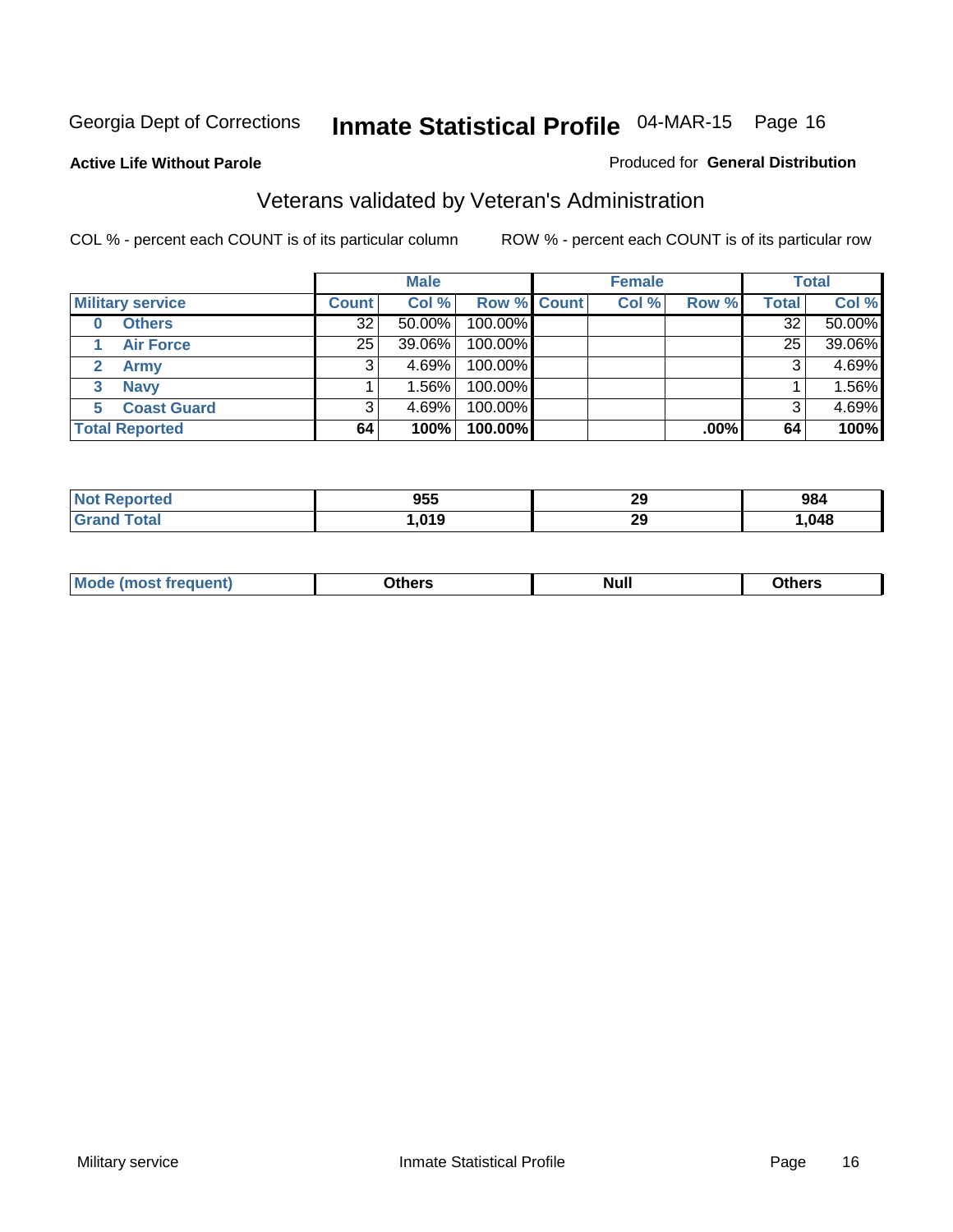Georgia Dept of Corrections **Inmate Statistical Profile** 04-MAR-15 Page 16

**Active Life Without Parole**

Produced for **General Distribution**

## Veterans validated by Veteran's Administration

COL % - percent each COUNT is of its particular column

ROW % - percent each COUNT is of its particular row

| | Male | | | Female | | | Total | |
|---|---|---|---|---|---|---|---|---|
| **Military service** | **Count** | **Col %** | **Row %** | **Count** | **Col %** | **Row %** | **Total** | **Col %** |
| **0 Others** | 32 | 50.00% | 100.00% | | | | 32 | 50.00% |
| **1 Air Force** | 25 | 39.06% | 100.00% | | | | 25 | 39.06% |
| **2 Army** | 3 | 4.69% | 100.00% | | | | 3 | 4.69% |
| **3 Navy** | 1 | 1.56% | 100.00% | | | | 1 | 1.56% |
| **5 Coast Guard** | 3 | 4.69% | 100.00% | | | | 3 | 4.69% |
| **Total Reported** | **64** | **100%** | **100.00%** | | | **.00%** | **64** | **100%** |

| | Male | Female | Total |
|---|---|---|---|
| **Not Reported** | **955** | **29** | **984** |
| **Grand Total** | **1,019** | **29** | **1,048** |

| | Male | Female | Total |
|---|---|---|---|
| **Mode (most frequent)** | **Others** | **Null** | **Others** |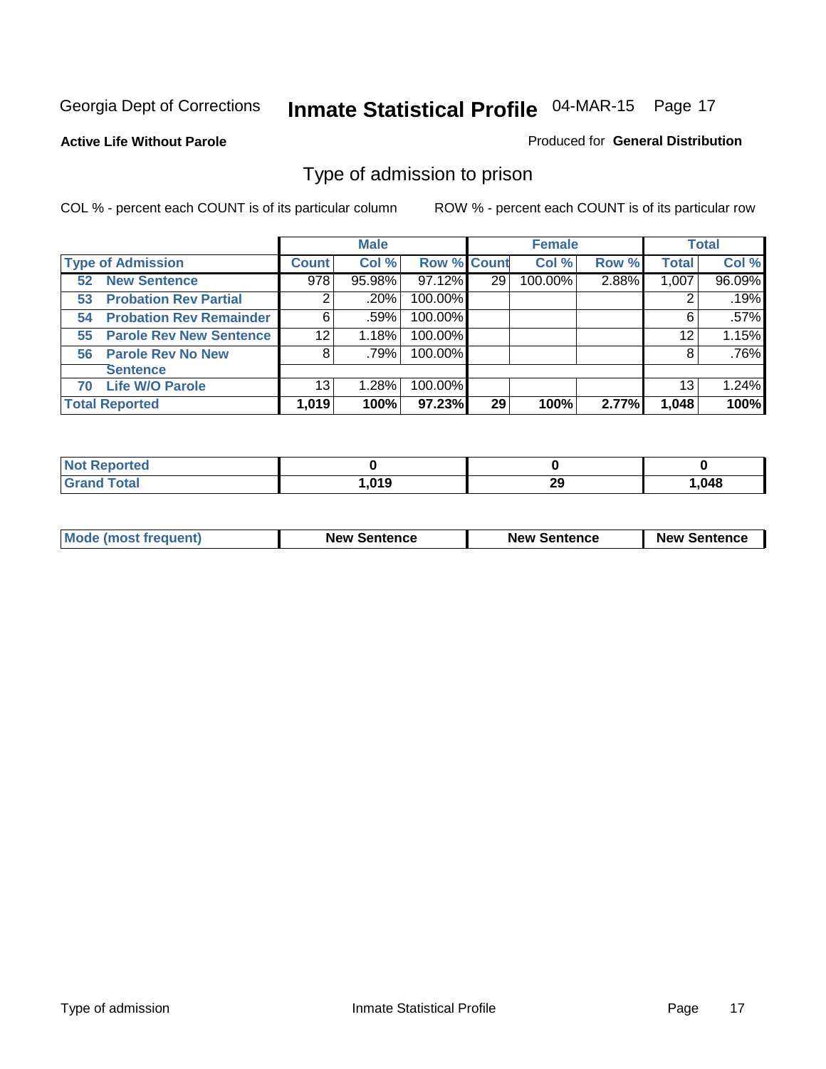Georgia Dept of Corrections **Inmate Statistical Profile** 04-MAR-15

**Active Life Without Parole**

Produced for **General Distribution**

## Type of admission to prison

COL % - percent each COUNT is of its particular column    ROW % - percent each COUNT is of its particular row

| | Male | | | Female | | | Total | |
|---|---|---|---|---|---|---|---|---|
| **Type of Admission** | **Count** | **Col %** | **Row %** | **Count** | **Col %** | **Row %** | **Total** | **Col %** |
| 52 New Sentence | 978 | 95.98% | 97.12% | 29 | 100.00% | 2.88% | 1,007 | 96.09% |
| 53 Probation Rev Partial | 2 | .20% | 100.00% | | | | 2 | .19% |
| 54 Probation Rev Remainder | 6 | .59% | 100.00% | | | | 6 | .57% |
| 55 Parole Rev New Sentence | 12 | 1.18% | 100.00% | | | | 12 | 1.15% |
| 56 Parole Rev No New Sentence | 8 | .79% | 100.00% | | | | 8 | .76% |
| 70 Life W/O Parole | 13 | 1.28% | 100.00% | | | | 13 | 1.24% |
| **Total Reported** | **1,019** | **100%** | **97.23%** | **29** | **100%** | **2.77%** | **1,048** | **100%** |

| | Male | Female | Total |
|---|---|---|---|
| **Not Reported** | **0** | **0** | **0** |
| **Grand Total** | **1,019** | **29** | **1,048** |

| | Male | Female | Total |
|---|---|---|---|
| **Mode (most frequent)** | **New Sentence** | **New Sentence** | **New Sentence** |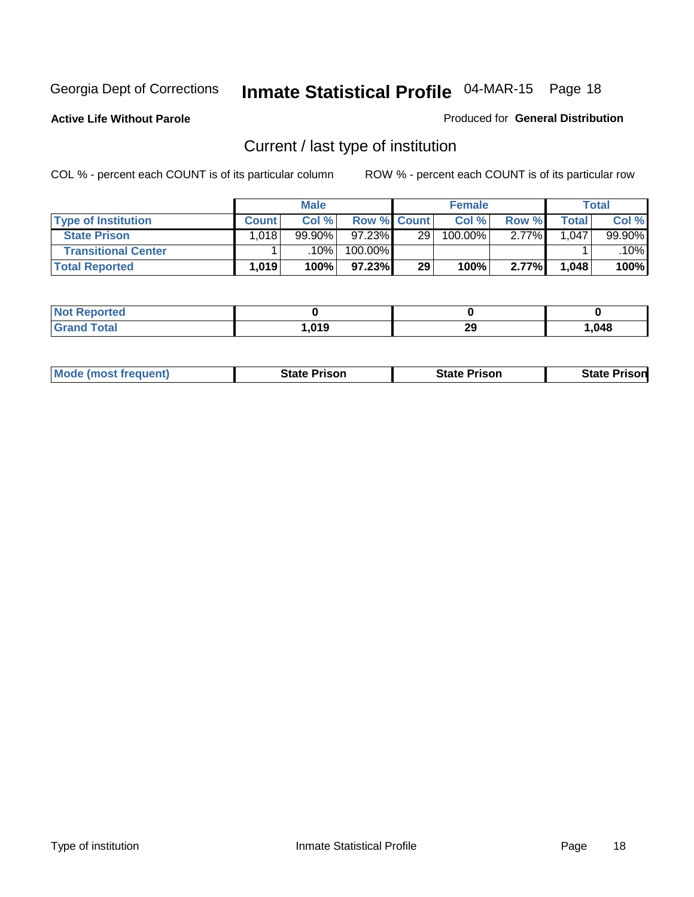Georgia Dept of Corrections **Inmate Statistical Profile** 04-MAR-15

**Active Life Without Parole**

Produced for **General Distribution**

## Current / last type of institution

COL % - percent each COUNT is of its particular column

ROW % - percent each COUNT is of its particular row

| | Male | | | Female | | | Total | |
|---|---|---|---|---|---|---|---|---|
| **Type of Institution** | **Count** | **Col %** | **Row %** | **Count** | **Col %** | **Row %** | **Total** | **Col %** |
| **State Prison** | 1,018 | 99.90% | 97.23% | 29 | 100.00% | 2.77% | 1,047 | 99.90% |
| **Transitional Center** | 1 | .10% | 100.00% | | | | 1 | .10% |
| **Total Reported** | **1,019** | **100%** | **97.23%** | **29** | **100%** | **2.77%** | **1,048** | **100%** |

| | Male | Female | Total |
|---|---|---|---|
| **Not Reported** | **0** | **0** | **0** |
| **Grand Total** | **1,019** | **29** | **1,048** |

| | Male | Female | Total |
|---|---|---|---|
| **Mode (most frequent)** | **State Prison** | **State Prison** | **State Prison** |

Type of institution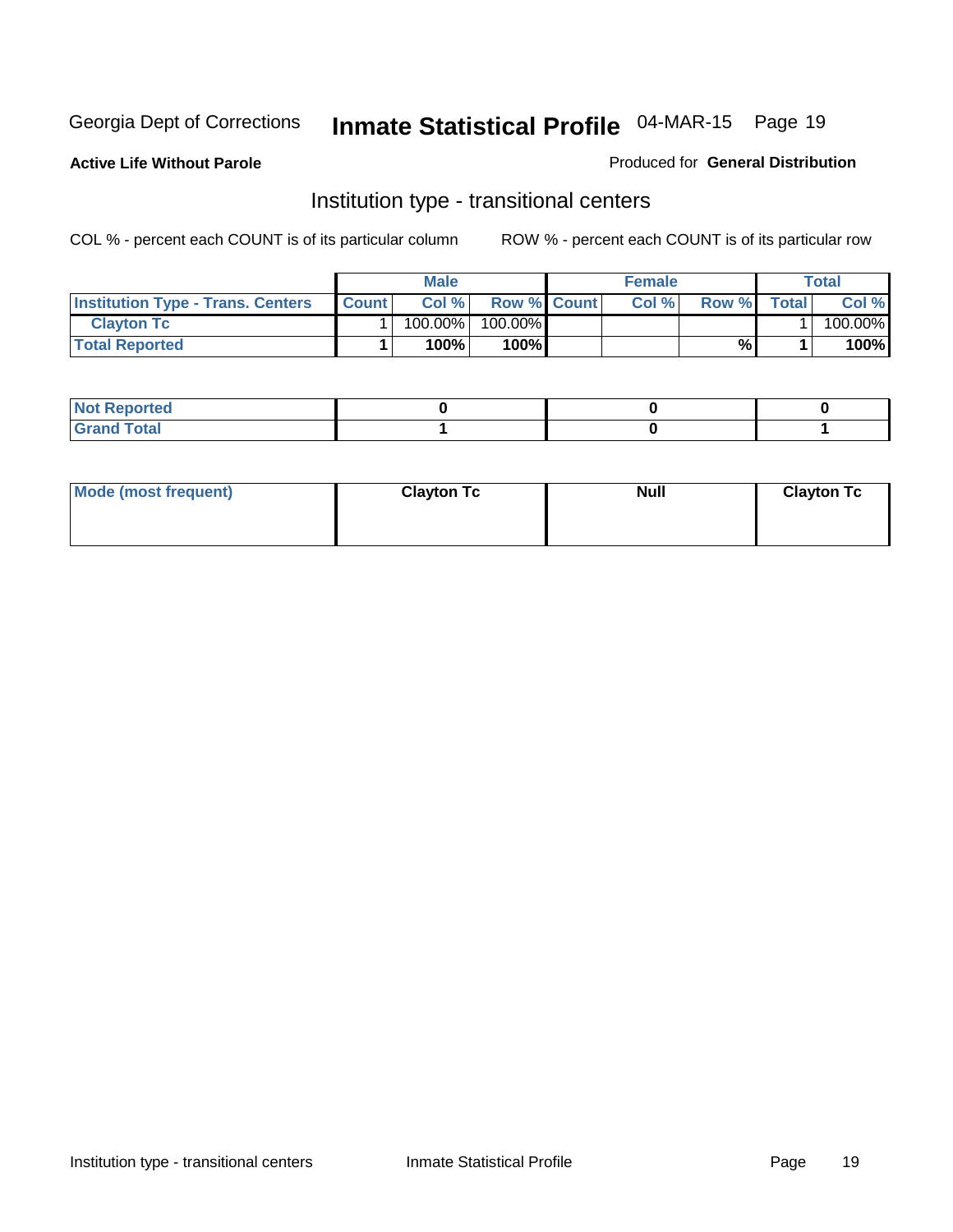Georgia Dept of Corrections **Inmate Statistical Profile** 04-MAR-15

**Active Life Without Parole**

Produced for **General Distribution**

## Institution type - transitional centers

COL % - percent each COUNT is of its particular column

ROW % - percent each COUNT is of its particular row

| | Male | | | Female | | | Total | |
|---|---|---|---|---|---|---|---|---|
| **Institution Type - Trans. Centers** | **Count** | **Col %** | **Row %** | **Count** | **Col %** | **Row %** | **Total** | **Col %** |
| **Clayton Tc** | 1 | 100.00% | 100.00% | | | | 1 | 100.00% |
| **Total Reported** | **1** | **100%** | **100%** | | | **%** | **1** | **100%** |

| | Male | Female | Total |
|---|---|---|---|
| **Not Reported** | **0** | **0** | **0** |
| **Grand Total** | **1** | **0** | **1** |

| | Male | Female | Total |
|---|---|---|---|
| **Mode (most frequent)** | **Clayton Tc** | **Null** | **Clayton Tc** |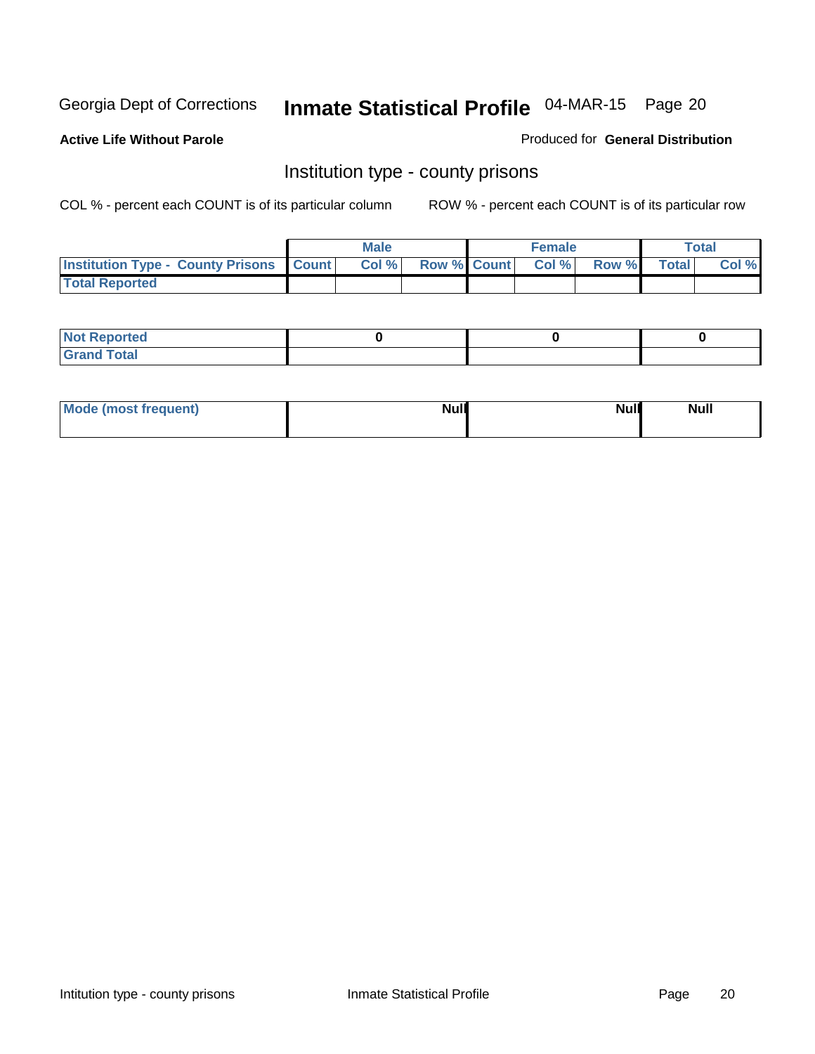Georgia Dept of Corrections **Inmate Statistical Profile** 04-MAR-15

**Active Life Without Parole**

Produced for **General Distribution**

## Institution type - county prisons

COL % - percent each COUNT is of its particular column

ROW % - percent each COUNT is of its particular row

| | Male | | | Female | | | Total | |
|---|---|---|---|---|---|---|---|---|
| **Institution Type - County Prisons** | **Count** | **Col %** | **Row %** | **Count** | **Col %** | **Row %** | **Total** | **Col %** |
| **Total Reported** | | | | | | | | |

| | Male | Female | Total |
|---|---|---|---|
| **Not Reported** | 0 | 0 | 0 |
| **Grand Total** | | | |

| | Male | Female | Total |
|---|---|---|---|
| **Mode (most frequent)** | Null | Null | Null |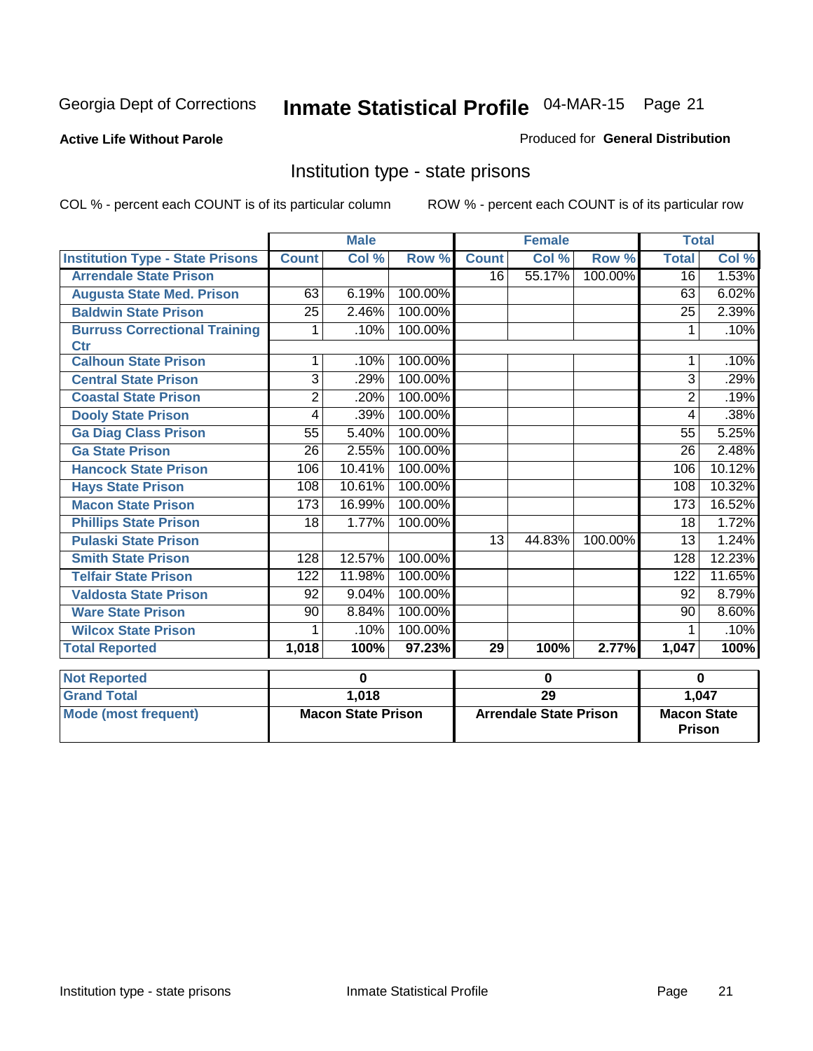Georgia Dept of Corrections **Inmate Statistical Profile** 04-MAR-15

**Active Life Without Parole**

Produced for **General Distribution**

## Institution type - state prisons

COL % - percent each COUNT is of its particular column ROW % - percent each COUNT is of its particular row

| | Male | | | Female | | | Total | |
|---|---|---|---|---|---|---|---|---|
| **Institution Type - State Prisons** | **Count** | **Col %** | **Row %** | **Count** | **Col %** | **Row %** | **Total** | **Col %** |
| **Arrendale State Prison** | | | | 16 | 55.17% | 100.00% | 16 | 1.53% |
| **Augusta State Med. Prison** | 63 | 6.19% | 100.00% | | | | 63 | 6.02% |
| **Baldwin State Prison** | 25 | 2.46% | 100.00% | | | | 25 | 2.39% |
| **Burruss Correctional Training Ctr** | 1 | .10% | 100.00% | | | | 1 | .10% |
| **Calhoun State Prison** | 1 | .10% | 100.00% | | | | 1 | .10% |
| **Central State Prison** | 3 | .29% | 100.00% | | | | 3 | .29% |
| **Coastal State Prison** | 2 | .20% | 100.00% | | | | 2 | .19% |
| **Dooly State Prison** | 4 | .39% | 100.00% | | | | 4 | .38% |
| **Ga Diag Class Prison** | 55 | 5.40% | 100.00% | | | | 55 | 5.25% |
| **Ga State Prison** | 26 | 2.55% | 100.00% | | | | 26 | 2.48% |
| **Hancock State Prison** | 106 | 10.41% | 100.00% | | | | 106 | 10.12% |
| **Hays State Prison** | 108 | 10.61% | 100.00% | | | | 108 | 10.32% |
| **Macon State Prison** | 173 | 16.99% | 100.00% | | | | 173 | 16.52% |
| **Phillips State Prison** | 18 | 1.77% | 100.00% | | | | 18 | 1.72% |
| **Pulaski State Prison** | | | | 13 | 44.83% | 100.00% | 13 | 1.24% |
| **Smith State Prison** | 128 | 12.57% | 100.00% | | | | 128 | 12.23% |
| **Telfair State Prison** | 122 | 11.98% | 100.00% | | | | 122 | 11.65% |
| **Valdosta State Prison** | 92 | 9.04% | 100.00% | | | | 92 | 8.79% |
| **Ware State Prison** | 90 | 8.84% | 100.00% | | | | 90 | 8.60% |
| **Wilcox State Prison** | 1 | .10% | 100.00% | | | | 1 | .10% |
| **Total Reported** | **1,018** | **100%** | **97.23%** | **29** | **100%** | **2.77%** | **1,047** | **100%** |

| | Male | Female | Total |
|---|---|---|---|
| **Not Reported** | **0** | **0** | **0** |
| **Grand Total** | **1,018** | **29** | **1,047** |
| **Mode (most frequent)** | **Macon State Prison** | **Arrendale State Prison** | **Macon State Prison** |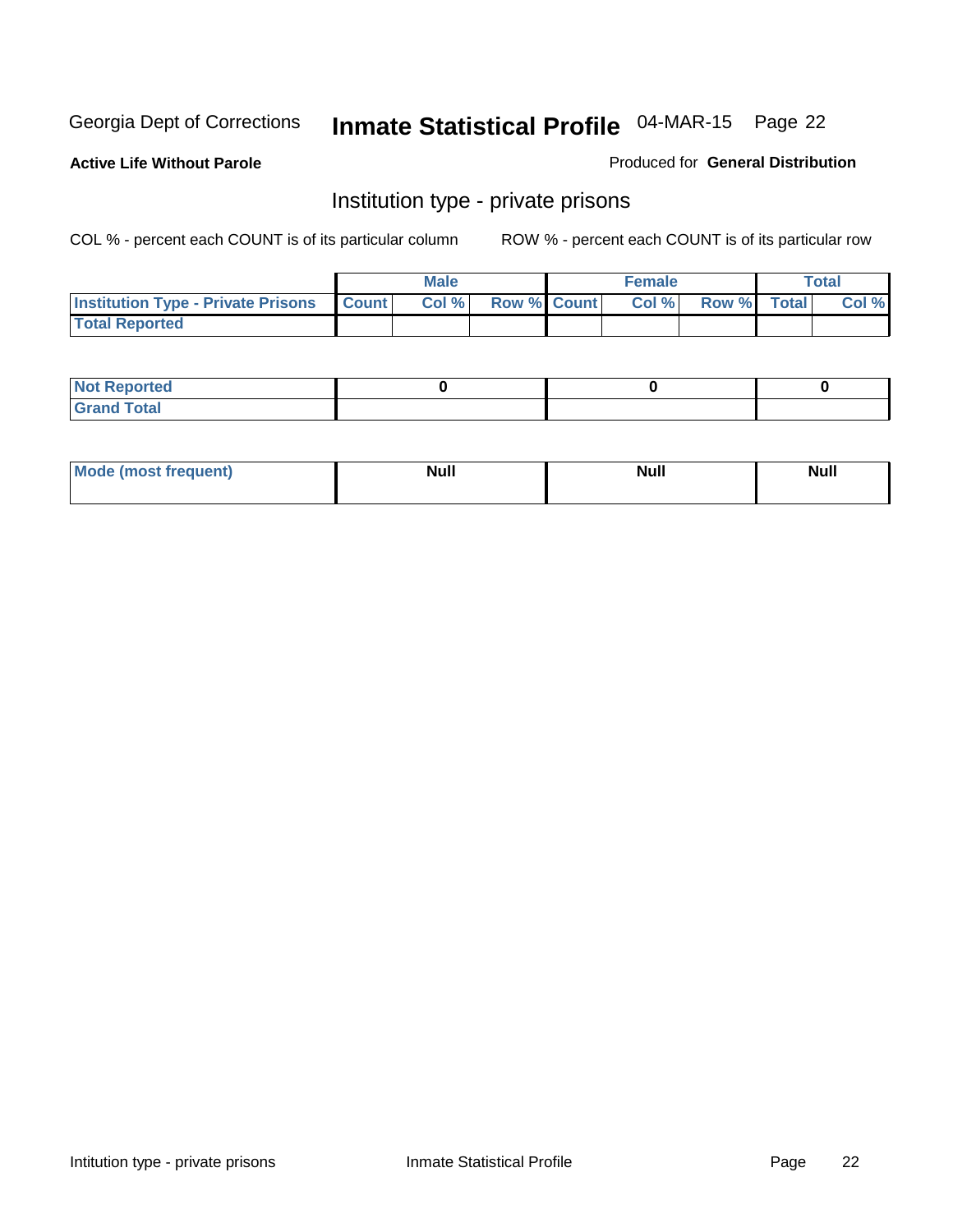Georgia Dept of Corrections **Inmate Statistical Profile** 04-MAR-15 Page 22

**Active Life Without Parole**

Produced for **General Distribution**

## Institution type - private prisons

COL % - percent each COUNT is of its particular column

ROW % - percent each COUNT is of its particular row

| | Male | | | Female | | | Total | |
|---|---|---|---|---|---|---|---|---|
| **Institution Type - Private Prisons** | **Count** | **Col %** | **Row %** | **Count** | **Col %** | **Row %** | **Total** | **Col %** |
| **Total Reported** | | | | | | | | |

| | Male | Female | Total |
|---|---|---|---|
| **Not Reported** | 0 | 0 | 0 |
| **Grand Total** | | | |

| | Male | Female | Total |
|---|---|---|---|
| **Mode (most frequent)** | Null | Null | Null |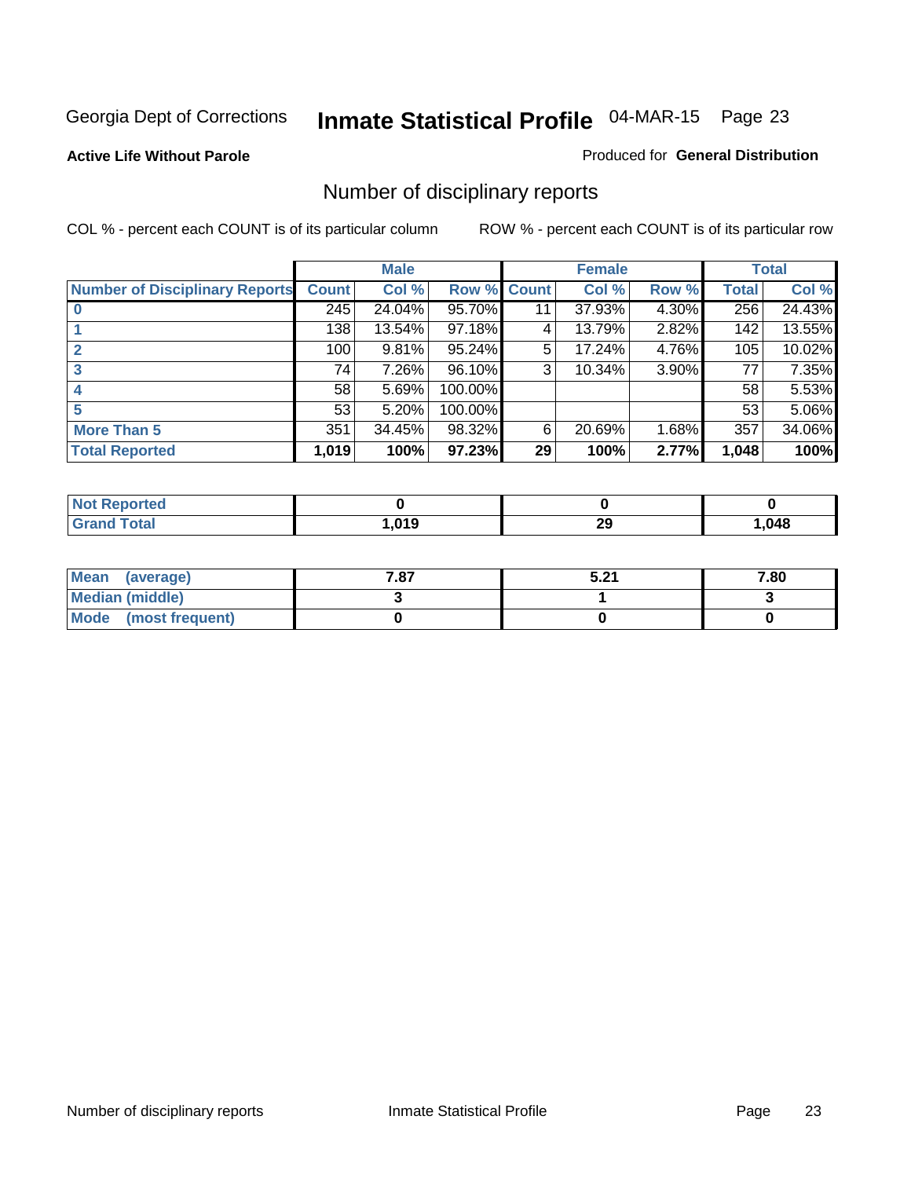Georgia Dept of Corrections **Inmate Statistical Profile** 04-MAR-15 Page 23

**Active Life Without Parole** Produced for **General Distribution**

## Number of disciplinary reports

COL % - percent each COUNT is of its particular column ROW % - percent each COUNT is of its particular row

| | Male | | | Female | | | Total | |
|---|---|---|---|---|---|---|---|---|
| **Number of Disciplinary Reports** | **Count** | **Col %** | **Row %** | **Count** | **Col %** | **Row %** | **Total** | **Col %** |
| **0** | 245 | 24.04% | 95.70% | 11 | 37.93% | 4.30% | 256 | 24.43% |
| **1** | 138 | 13.54% | 97.18% | 4 | 13.79% | 2.82% | 142 | 13.55% |
| **2** | 100 | 9.81% | 95.24% | 5 | 17.24% | 4.76% | 105 | 10.02% |
| **3** | 74 | 7.26% | 96.10% | 3 | 10.34% | 3.90% | 77 | 7.35% |
| **4** | 58 | 5.69% | 100.00% | | | | 58 | 5.53% |
| **5** | 53 | 5.20% | 100.00% | | | | 53 | 5.06% |
| **More Than 5** | 351 | 34.45% | 98.32% | 6 | 20.69% | 1.68% | 357 | 34.06% |
| **Total Reported** | **1,019** | **100%** | **97.23%** | **29** | **100%** | **2.77%** | **1,048** | **100%** |

| | Male | Female | Total |
|---|---|---|---|
| **Not Reported** | **0** | **0** | **0** |
| **Grand Total** | **1,019** | **29** | **1,048** |

| | Male | Female | Total |
|---|---|---|---|
| **Mean (average)** | **7.87** | **5.21** | **7.80** |
| **Median (middle)** | **3** | **1** | **3** |
| **Mode (most frequent)** | **0** | **0** | **0** |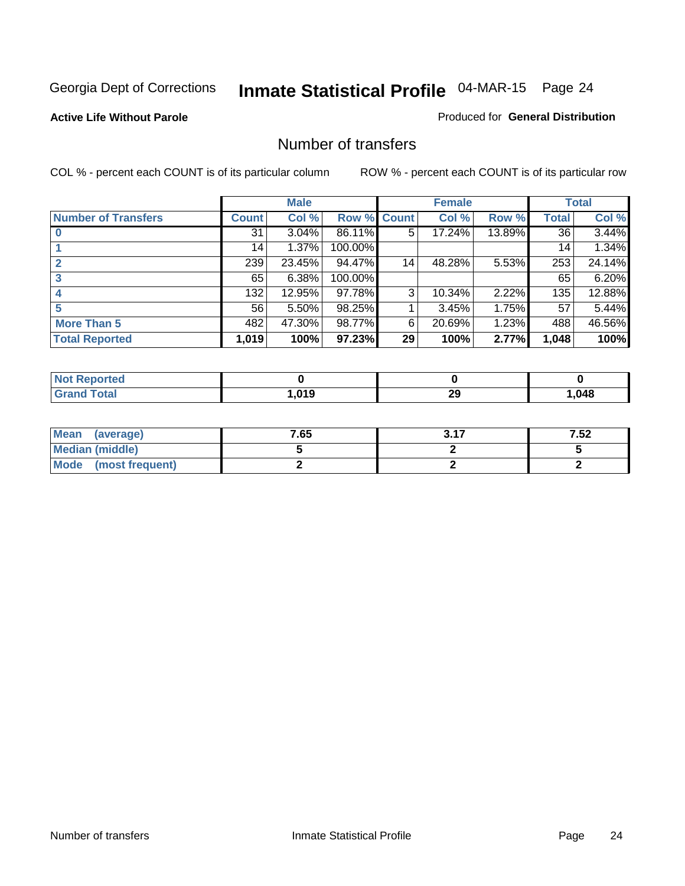Georgia Dept of Corrections **Inmate Statistical Profile** 04-MAR-15

**Active Life Without Parole**

Produced for **General Distribution**

## Number of transfers

COL % - percent each COUNT is of its particular column ROW % - percent each COUNT is of its particular row

| | Male | | | Female | | | Total | |
|---|---|---|---|---|---|---|---|---|
| **Number of Transfers** | **Count** | **Col %** | **Row %** | **Count** | **Col %** | **Row %** | **Total** | **Col %** |
| **0** | 31 | 3.04% | 86.11% | 5 | 17.24% | 13.89% | 36 | 3.44% |
| **1** | 14 | 1.37% | 100.00% | | | | 14 | 1.34% |
| **2** | 239 | 23.45% | 94.47% | 14 | 48.28% | 5.53% | 253 | 24.14% |
| **3** | 65 | 6.38% | 100.00% | | | | 65 | 6.20% |
| **4** | 132 | 12.95% | 97.78% | 3 | 10.34% | 2.22% | 135 | 12.88% |
| **5** | 56 | 5.50% | 98.25% | 1 | 3.45% | 1.75% | 57 | 5.44% |
| **More Than 5** | 482 | 47.30% | 98.77% | 6 | 20.69% | 1.23% | 488 | 46.56% |
| **Total Reported** | **1,019** | **100%** | **97.23%** | **29** | **100%** | **2.77%** | **1,048** | **100%** |

| | Male | Female | Total |
|---|---|---|---|
| **Not Reported** | **0** | **0** | **0** |
| **Grand Total** | **1,019** | **29** | **1,048** |

| | Male | Female | Total |
|---|---|---|---|
| **Mean (average)** | **7.65** | **3.17** | **7.52** |
| **Median (middle)** | **5** | **2** | **5** |
| **Mode (most frequent)** | **2** | **2** | **2** |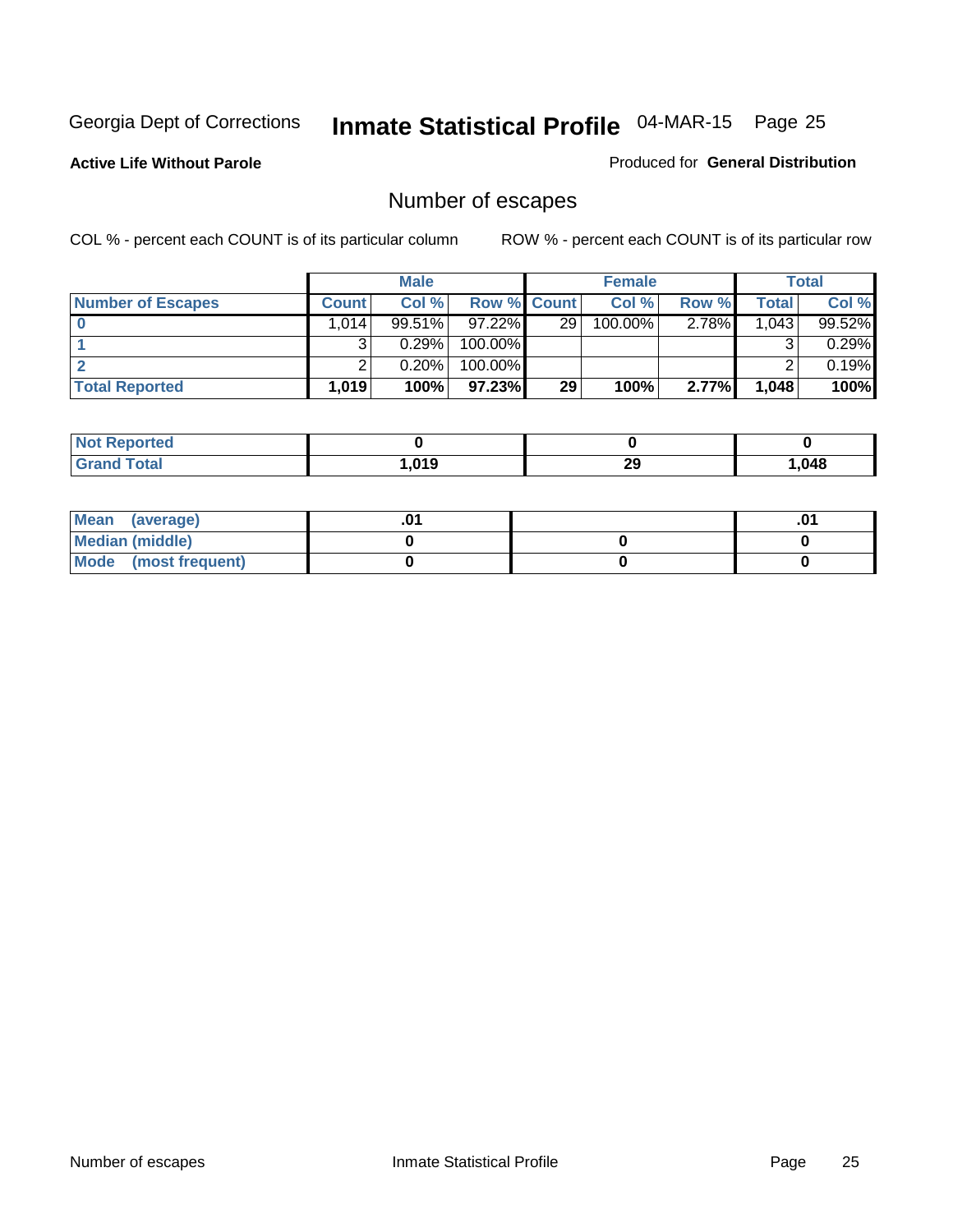Georgia Dept of Corrections **Inmate Statistical Profile** 04-MAR-15

**Active Life Without Parole**

Produced for **General Distribution**

## Number of escapes

COL % - percent each COUNT is of its particular column ROW % - percent each COUNT is of its particular row

| | Male | | | Female | | | Total | |
|---|---|---|---|---|---|---|---|---|
| **Number of Escapes** | **Count** | **Col %** | **Row %** | **Count** | **Col %** | **Row %** | **Total** | **Col %** |
| **0** | 1,014 | 99.51% | 97.22% | 29 | 100.00% | 2.78% | 1,043 | 99.52% |
| **1** | 3 | 0.29% | 100.00% | | | | 3 | 0.29% |
| **2** | 2 | 0.20% | 100.00% | | | | 2 | 0.19% |
| **Total Reported** | **1,019** | **100%** | **97.23%** | **29** | **100%** | **2.77%** | **1,048** | **100%** |

| | Male | Female | Total |
|---|---|---|---|
| **Not Reported** | **0** | **0** | **0** |
| **Grand Total** | **1,019** | **29** | **1,048** |

| | Male | Female | Total |
|---|---|---|---|
| **Mean (average)** | **.01** | | **.01** |
| **Median (middle)** | **0** | **0** | **0** |
| **Mode (most frequent)** | **0** | **0** | **0** |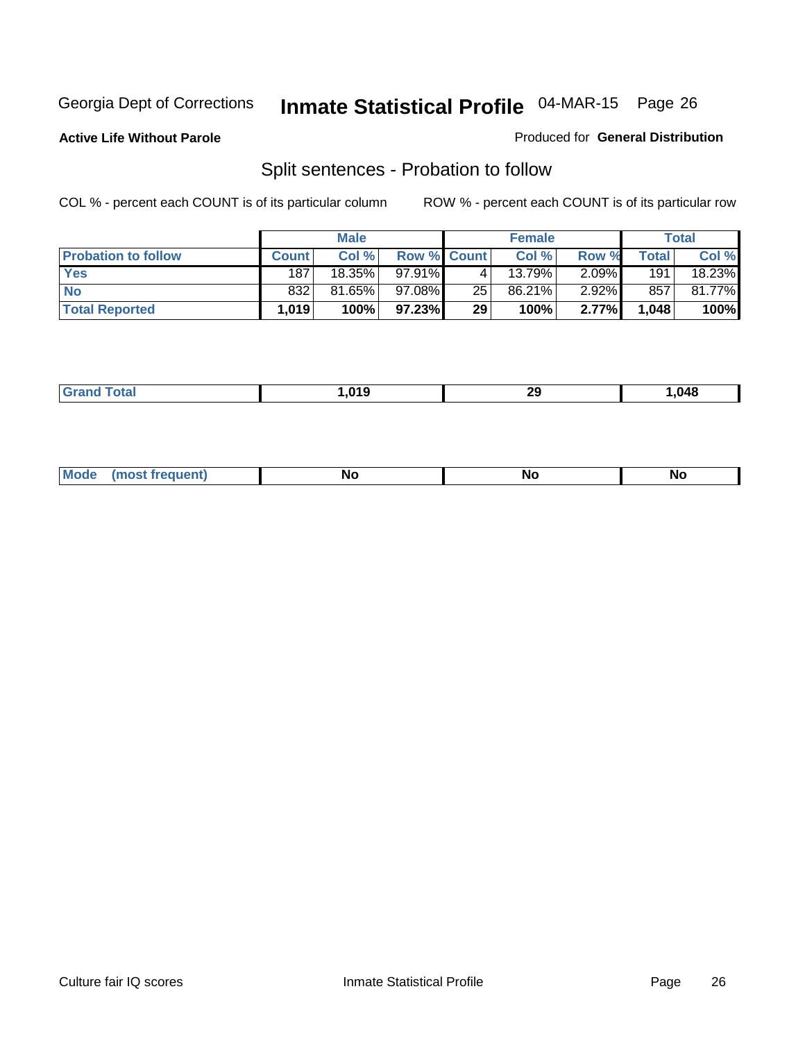Georgia Dept of Corrections **Inmate Statistical Profile** 04-MAR-15

**Active Life Without Parole**

Produced for **General Distribution**

## Split sentences - Probation to follow

COL % - percent each COUNT is of its particular column

ROW % - percent each COUNT is of its particular row

| | Male | | | Female | | | Total | |
|---|---|---|---|---|---|---|---|---|
| **Probation to follow** | **Count** | **Col %** | **Row %** | **Count** | **Col %** | **Row %** | **Total** | **Col %** |
| **Yes** | 187 | 18.35% | 97.91% | 4 | 13.79% | 2.09% | 191 | 18.23% |
| **No** | 832 | 81.65% | 97.08% | 25 | 86.21% | 2.92% | 857 | 81.77% |
| **Total Reported** | **1,019** | **100%** | **97.23%** | **29** | **100%** | **2.77%** | **1,048** | **100%** |

| | Male | Female | Total |
|---|---|---|---|
| **Grand Total** | **1,019** | **29** | **1,048** |

| | Male | Female | Total |
|---|---|---|---|
| **Mode (most frequent)** | **No** | **No** | **No** |

Culture fair IQ scores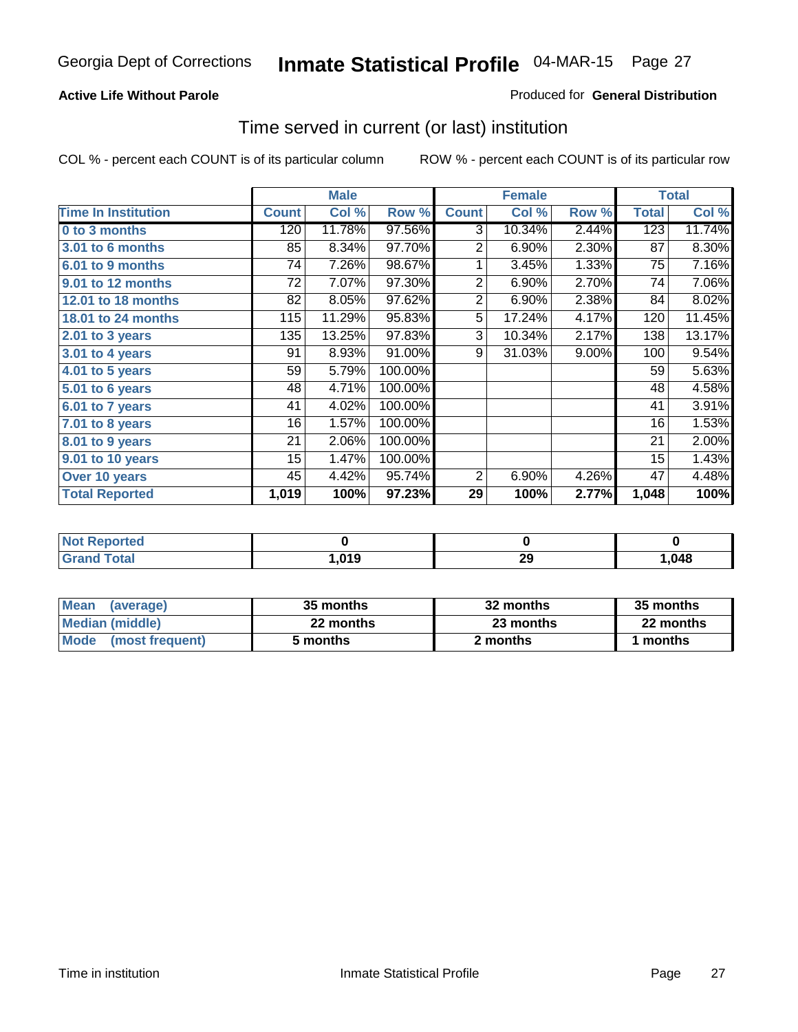Georgia Dept of Corrections **Inmate Statistical Profile** 04-MAR-15

**Active Life Without Parole**

Produced for **General Distribution**

## Time served in current (or last) institution

COL % - percent each COUNT is of its particular column

ROW % - percent each COUNT is of its particular row

| | Male | | | Female | | | Total | |
|---|---|---|---|---|---|---|---|---|
| **Time In Institution** | **Count** | **Col %** | **Row %** | **Count** | **Col %** | **Row %** | **Total** | **Col %** |
| **0 to 3 months** | 120 | 11.78% | 97.56% | 3 | 10.34% | 2.44% | 123 | 11.74% |
| **3.01 to 6 months** | 85 | 8.34% | 97.70% | 2 | 6.90% | 2.30% | 87 | 8.30% |
| **6.01 to 9 months** | 74 | 7.26% | 98.67% | 1 | 3.45% | 1.33% | 75 | 7.16% |
| **9.01 to 12 months** | 72 | 7.07% | 97.30% | 2 | 6.90% | 2.70% | 74 | 7.06% |
| **12.01 to 18 months** | 82 | 8.05% | 97.62% | 2 | 6.90% | 2.38% | 84 | 8.02% |
| **18.01 to 24 months** | 115 | 11.29% | 95.83% | 5 | 17.24% | 4.17% | 120 | 11.45% |
| **2.01 to 3 years** | 135 | 13.25% | 97.83% | 3 | 10.34% | 2.17% | 138 | 13.17% |
| **3.01 to 4 years** | 91 | 8.93% | 91.00% | 9 | 31.03% | 9.00% | 100 | 9.54% |
| **4.01 to 5 years** | 59 | 5.79% | 100.00% | | | | 59 | 5.63% |
| **5.01 to 6 years** | 48 | 4.71% | 100.00% | | | | 48 | 4.58% |
| **6.01 to 7 years** | 41 | 4.02% | 100.00% | | | | 41 | 3.91% |
| **7.01 to 8 years** | 16 | 1.57% | 100.00% | | | | 16 | 1.53% |
| **8.01 to 9 years** | 21 | 2.06% | 100.00% | | | | 21 | 2.00% |
| **9.01 to 10 years** | 15 | 1.47% | 100.00% | | | | 15 | 1.43% |
| **Over 10 years** | 45 | 4.42% | 95.74% | 2 | 6.90% | 4.26% | 47 | 4.48% |
| **Total Reported** | **1,019** | **100%** | **97.23%** | **29** | **100%** | **2.77%** | **1,048** | **100%** |

| | Male | Female | Total |
|---|---|---|---|
| **Not Reported** | **0** | **0** | **0** |
| **Grand Total** | **1,019** | **29** | **1,048** |

| | Male | Female | Total |
|---|---|---|---|
| **Mean (average)** | **35 months** | **32 months** | **35 months** |
| **Median (middle)** | **22 months** | **23 months** | **22 months** |
| **Mode (most frequent)** | **5 months** | **2 months** | **1 months** |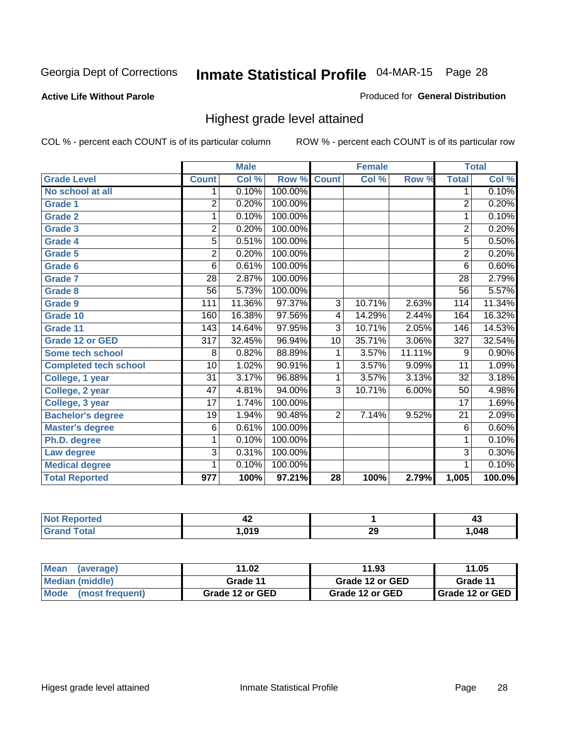Georgia Dept of Corrections **Inmate Statistical Profile** 04-MAR-15

**Active Life Without Parole**

Produced for **General Distribution**

## Highest grade level attained

COL % - percent each COUNT is of its particular column        ROW % - percent each COUNT is of its particular row

| | Male | | | Female | | | Total | |
|---|---|---|---|---|---|---|---|---|
| **Grade Level** | **Count** | **Col %** | **Row %** | **Count** | **Col %** | **Row %** | **Total** | **Col %** |
| No school at all | 1 | 0.10% | 100.00% | | | | 1 | 0.10% |
| Grade 1 | 2 | 0.20% | 100.00% | | | | 2 | 0.20% |
| Grade 2 | 1 | 0.10% | 100.00% | | | | 1 | 0.10% |
| Grade 3 | 2 | 0.20% | 100.00% | | | | 2 | 0.20% |
| Grade 4 | 5 | 0.51% | 100.00% | | | | 5 | 0.50% |
| Grade 5 | 2 | 0.20% | 100.00% | | | | 2 | 0.20% |
| Grade 6 | 6 | 0.61% | 100.00% | | | | 6 | 0.60% |
| Grade 7 | 28 | 2.87% | 100.00% | | | | 28 | 2.79% |
| Grade 8 | 56 | 5.73% | 100.00% | | | | 56 | 5.57% |
| Grade 9 | 111 | 11.36% | 97.37% | 3 | 10.71% | 2.63% | 114 | 11.34% |
| Grade 10 | 160 | 16.38% | 97.56% | 4 | 14.29% | 2.44% | 164 | 16.32% |
| Grade 11 | 143 | 14.64% | 97.95% | 3 | 10.71% | 2.05% | 146 | 14.53% |
| Grade 12 or GED | 317 | 32.45% | 96.94% | 10 | 35.71% | 3.06% | 327 | 32.54% |
| Some tech school | 8 | 0.82% | 88.89% | 1 | 3.57% | 11.11% | 9 | 0.90% |
| Completed tech school | 10 | 1.02% | 90.91% | 1 | 3.57% | 9.09% | 11 | 1.09% |
| College, 1 year | 31 | 3.17% | 96.88% | 1 | 3.57% | 3.13% | 32 | 3.18% |
| College, 2 year | 47 | 4.81% | 94.00% | 3 | 10.71% | 6.00% | 50 | 4.98% |
| College, 3 year | 17 | 1.74% | 100.00% | | | | 17 | 1.69% |
| Bachelor's degree | 19 | 1.94% | 90.48% | 2 | 7.14% | 9.52% | 21 | 2.09% |
| Master's degree | 6 | 0.61% | 100.00% | | | | 6 | 0.60% |
| Ph.D. degree | 1 | 0.10% | 100.00% | | | | 1 | 0.10% |
| Law degree | 3 | 0.31% | 100.00% | | | | 3 | 0.30% |
| Medical degree | 1 | 0.10% | 100.00% | | | | 1 | 0.10% |
| **Total Reported** | **977** | **100%** | **97.21%** | **28** | **100%** | **2.79%** | **1,005** | **100.0%** |

| | Male | Female | Total |
|---|---|---|---|
| Not Reported | 42 | 1 | 43 |
| Grand Total | 1,019 | 29 | 1,048 |

| | Male | Female | Total |
|---|---|---|---|
| Mean (average) | 11.02 | 11.93 | 11.05 |
| Median (middle) | Grade 11 | Grade 12 or GED | Grade 11 |
| Mode (most frequent) | Grade 12 or GED | Grade 12 or GED | Grade 12 or GED |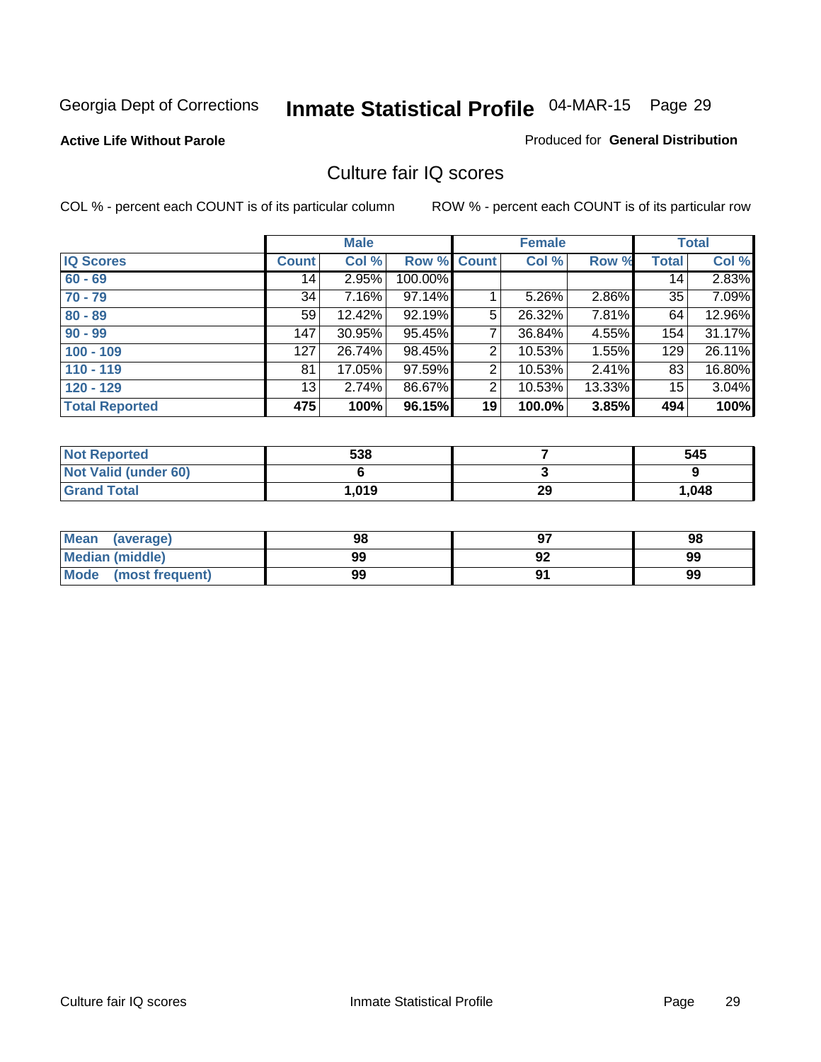Georgia Dept of Corrections **Inmate Statistical Profile** 04-MAR-15 Page 29

**Active Life Without Parole**

Produced for **General Distribution**

## Culture fair IQ scores

COL % - percent each COUNT is of its particular column

ROW % - percent each COUNT is of its particular row

| | Male | | | Female | | | Total | |
|---|---|---|---|---|---|---|---|---|
| **IQ Scores** | **Count** | **Col %** | **Row %** | **Count** | **Col %** | **Row %** | **Total** | **Col %** |
| **60 - 69** | 14 | 2.95% | 100.00% | | | | 14 | 2.83% |
| **70 - 79** | 34 | 7.16% | 97.14% | 1 | 5.26% | 2.86% | 35 | 7.09% |
| **80 - 89** | 59 | 12.42% | 92.19% | 5 | 26.32% | 7.81% | 64 | 12.96% |
| **90 - 99** | 147 | 30.95% | 95.45% | 7 | 36.84% | 4.55% | 154 | 31.17% |
| **100 - 109** | 127 | 26.74% | 98.45% | 2 | 10.53% | 1.55% | 129 | 26.11% |
| **110 - 119** | 81 | 17.05% | 97.59% | 2 | 10.53% | 2.41% | 83 | 16.80% |
| **120 - 129** | 13 | 2.74% | 86.67% | 2 | 10.53% | 13.33% | 15 | 3.04% |
| **Total Reported** | **475** | **100%** | **96.15%** | **19** | **100.0%** | **3.85%** | **494** | **100%** |

| | Male | Female | Total |
|---|---|---|---|
| **Not Reported** | **538** | **7** | **545** |
| **Not Valid (under 60)** | **6** | **3** | **9** |
| **Grand Total** | **1,019** | **29** | **1,048** |

| | Male | Female | Total |
|---|---|---|---|
| **Mean (average)** | **98** | **97** | **98** |
| **Median (middle)** | **99** | **92** | **99** |
| **Mode (most frequent)** | **99** | **91** | **99** |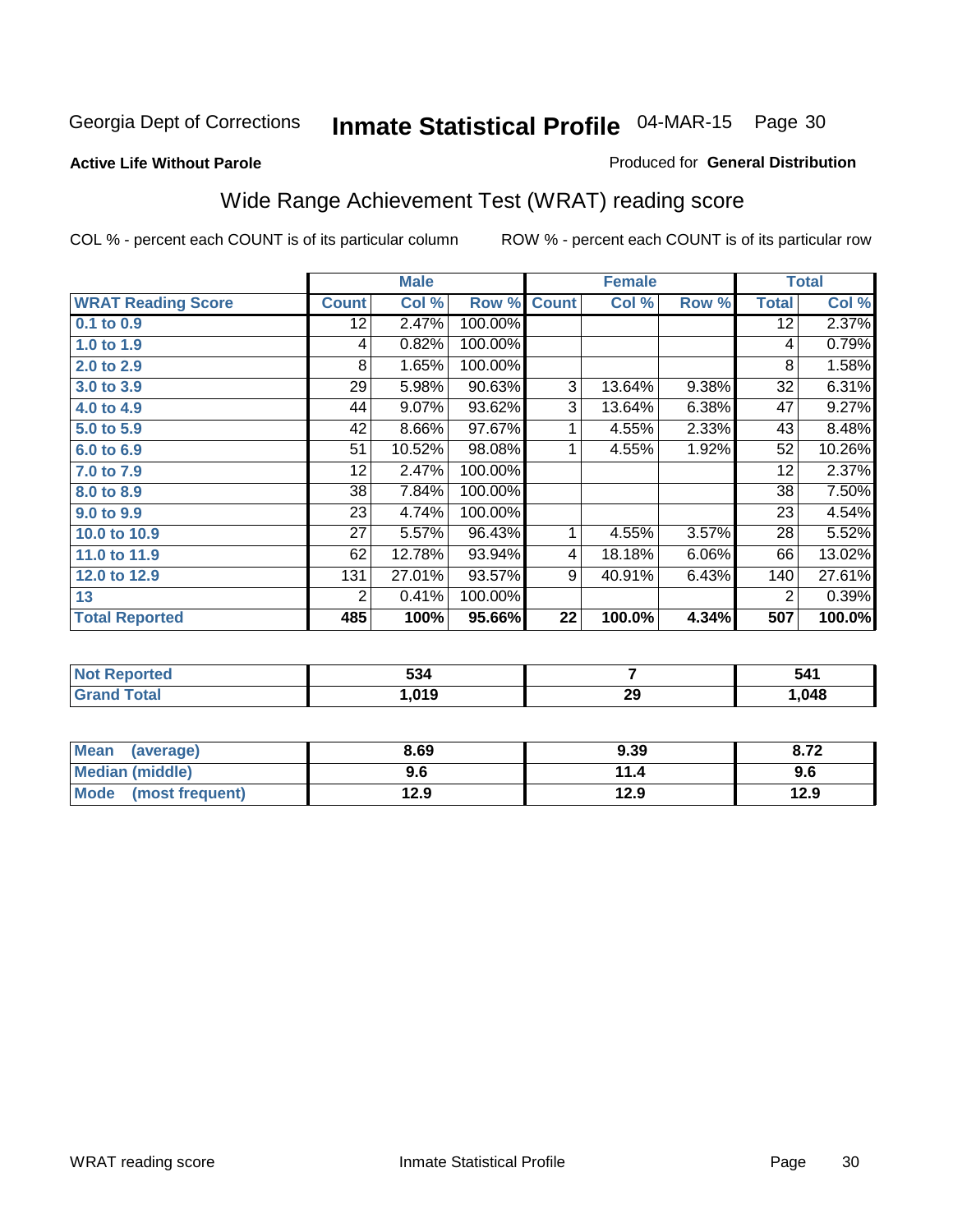Georgia Dept of Corrections **Inmate Statistical Profile** 04-MAR-15

**Active Life Without Parole**

Produced for **General Distribution**

## Wide Range Achievement Test (WRAT) reading score

COL % - percent each COUNT is of its particular column ROW % - percent each COUNT is of its particular row

| | Male | | | Female | | | Total | |
|---|---|---|---|---|---|---|---|---|
| **WRAT Reading Score** | **Count** | **Col %** | **Row %** | **Count** | **Col %** | **Row %** | **Total** | **Col %** |
| 0.1 to 0.9 | 12 | 2.47% | 100.00% | | | | 12 | 2.37% |
| 1.0 to 1.9 | 4 | 0.82% | 100.00% | | | | 4 | 0.79% |
| 2.0 to 2.9 | 8 | 1.65% | 100.00% | | | | 8 | 1.58% |
| 3.0 to 3.9 | 29 | 5.98% | 90.63% | 3 | 13.64% | 9.38% | 32 | 6.31% |
| 4.0 to 4.9 | 44 | 9.07% | 93.62% | 3 | 13.64% | 6.38% | 47 | 9.27% |
| 5.0 to 5.9 | 42 | 8.66% | 97.67% | 1 | 4.55% | 2.33% | 43 | 8.48% |
| 6.0 to 6.9 | 51 | 10.52% | 98.08% | 1 | 4.55% | 1.92% | 52 | 10.26% |
| 7.0 to 7.9 | 12 | 2.47% | 100.00% | | | | 12 | 2.37% |
| 8.0 to 8.9 | 38 | 7.84% | 100.00% | | | | 38 | 7.50% |
| 9.0 to 9.9 | 23 | 4.74% | 100.00% | | | | 23 | 4.54% |
| 10.0 to 10.9 | 27 | 5.57% | 96.43% | 1 | 4.55% | 3.57% | 28 | 5.52% |
| 11.0 to 11.9 | 62 | 12.78% | 93.94% | 4 | 18.18% | 6.06% | 66 | 13.02% |
| 12.0 to 12.9 | 131 | 27.01% | 93.57% | 9 | 40.91% | 6.43% | 140 | 27.61% |
| 13 | 2 | 0.41% | 100.00% | | | | 2 | 0.39% |
| **Total Reported** | **485** | **100%** | **95.66%** | **22** | **100.0%** | **4.34%** | **507** | **100.0%** |

| | Male | Female | Total |
|---|---|---|---|
| Not Reported | 534 | 7 | 541 |
| Grand Total | 1,019 | 29 | 1,048 |

| | Male | Female | Total |
|---|---|---|---|
| Mean (average) | 8.69 | 9.39 | 8.72 |
| Median (middle) | 9.6 | 11.4 | 9.6 |
| Mode (most frequent) | 12.9 | 12.9 | 12.9 |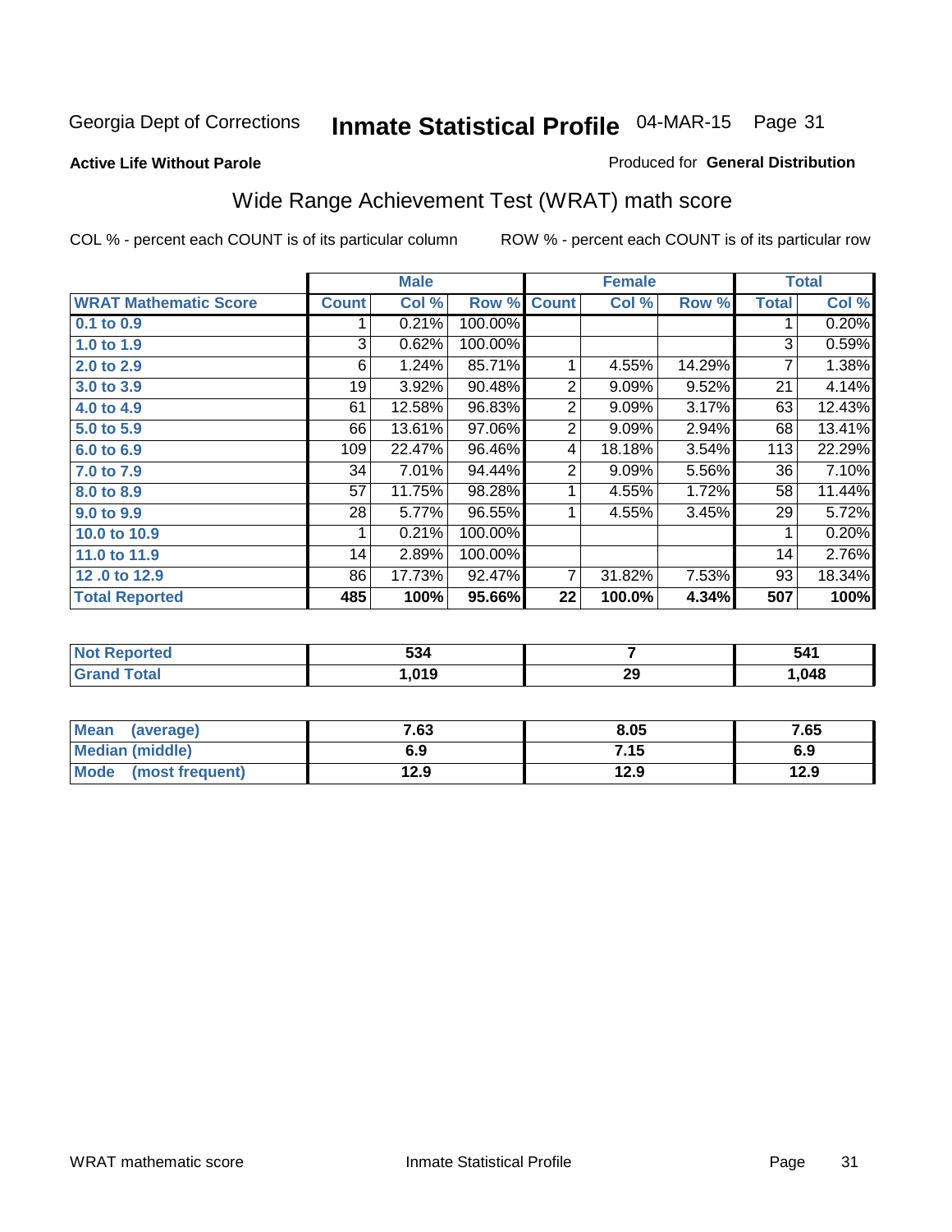Georgia Dept of Corrections **Inmate Statistical Profile** 04-MAR-15 Page 31

**Active Life Without Parole**

Produced for **General Distribution**

## Wide Range Achievement Test (WRAT) math score

COL % - percent each COUNT is of its particular column ROW % - percent each COUNT is of its particular row

| | Male | | | Female | | | Total | |
|---|---|---|---|---|---|---|---|---|
| **WRAT Mathematic Score** | **Count** | **Col %** | **Row %** | **Count** | **Col %** | **Row %** | **Total** | **Col %** |
| 0.1 to 0.9 | 1 | 0.21% | 100.00% | | | | 1 | 0.20% |
| 1.0 to 1.9 | 3 | 0.62% | 100.00% | | | | 3 | 0.59% |
| 2.0 to 2.9 | 6 | 1.24% | 85.71% | 1 | 4.55% | 14.29% | 7 | 1.38% |
| 3.0 to 3.9 | 19 | 3.92% | 90.48% | 2 | 9.09% | 9.52% | 21 | 4.14% |
| 4.0 to 4.9 | 61 | 12.58% | 96.83% | 2 | 9.09% | 3.17% | 63 | 12.43% |
| 5.0 to 5.9 | 66 | 13.61% | 97.06% | 2 | 9.09% | 2.94% | 68 | 13.41% |
| 6.0 to 6.9 | 109 | 22.47% | 96.46% | 4 | 18.18% | 3.54% | 113 | 22.29% |
| 7.0 to 7.9 | 34 | 7.01% | 94.44% | 2 | 9.09% | 5.56% | 36 | 7.10% |
| 8.0 to 8.9 | 57 | 11.75% | 98.28% | 1 | 4.55% | 1.72% | 58 | 11.44% |
| 9.0 to 9.9 | 28 | 5.77% | 96.55% | 1 | 4.55% | 3.45% | 29 | 5.72% |
| 10.0 to 10.9 | 1 | 0.21% | 100.00% | | | | 1 | 0.20% |
| 11.0 to 11.9 | 14 | 2.89% | 100.00% | | | | 14 | 2.76% |
| 12 .0 to 12.9 | 86 | 17.73% | 92.47% | 7 | 31.82% | 7.53% | 93 | 18.34% |
| **Total Reported** | **485** | **100%** | **95.66%** | **22** | **100.0%** | **4.34%** | **507** | **100%** |

| | Male | Female | Total |
|---|---|---|---|
| **Not Reported** | **534** | **7** | **541** |
| **Grand Total** | **1,019** | **29** | **1,048** |

| | Male | Female | Total |
|---|---|---|---|
| **Mean (average)** | **7.63** | **8.05** | **7.65** |
| **Median (middle)** | **6.9** | **7.15** | **6.9** |
| **Mode (most frequent)** | **12.9** | **12.9** | **12.9** |

WRAT mathematic score Inmate Statistical Profile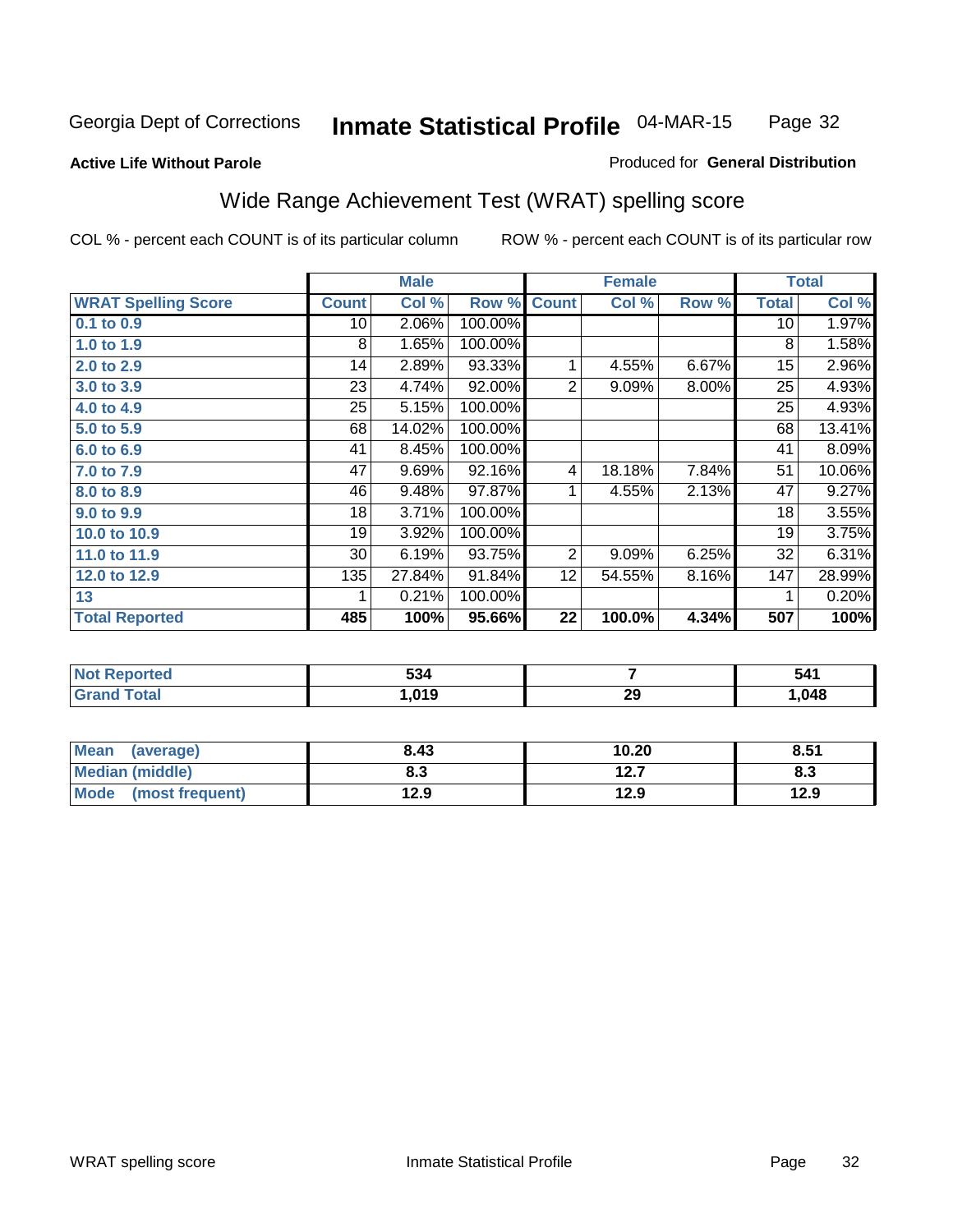Georgia Dept of Corrections **Inmate Statistical Profile** 04-MAR-15

**Active Life Without Parole**

Produced for **General Distribution**

## Wide Range Achievement Test (WRAT) spelling score

COL % - percent each COUNT is of its particular column ROW % - percent each COUNT is of its particular row

| | Male | | | Female | | | Total | |
|---|---|---|---|---|---|---|---|---|
| **WRAT Spelling Score** | **Count** | **Col %** | **Row %** | **Count** | **Col %** | **Row %** | **Total** | **Col %** |
| **0.1 to 0.9** | 10 | 2.06% | 100.00% | | | | 10 | 1.97% |
| **1.0 to 1.9** | 8 | 1.65% | 100.00% | | | | 8 | 1.58% |
| **2.0 to 2.9** | 14 | 2.89% | 93.33% | 1 | 4.55% | 6.67% | 15 | 2.96% |
| **3.0 to 3.9** | 23 | 4.74% | 92.00% | 2 | 9.09% | 8.00% | 25 | 4.93% |
| **4.0 to 4.9** | 25 | 5.15% | 100.00% | | | | 25 | 4.93% |
| **5.0 to 5.9** | 68 | 14.02% | 100.00% | | | | 68 | 13.41% |
| **6.0 to 6.9** | 41 | 8.45% | 100.00% | | | | 41 | 8.09% |
| **7.0 to 7.9** | 47 | 9.69% | 92.16% | 4 | 18.18% | 7.84% | 51 | 10.06% |
| **8.0 to 8.9** | 46 | 9.48% | 97.87% | 1 | 4.55% | 2.13% | 47 | 9.27% |
| **9.0 to 9.9** | 18 | 3.71% | 100.00% | | | | 18 | 3.55% |
| **10.0 to 10.9** | 19 | 3.92% | 100.00% | | | | 19 | 3.75% |
| **11.0 to 11.9** | 30 | 6.19% | 93.75% | 2 | 9.09% | 6.25% | 32 | 6.31% |
| **12.0 to 12.9** | 135 | 27.84% | 91.84% | 12 | 54.55% | 8.16% | 147 | 28.99% |
| **13** | 1 | 0.21% | 100.00% | | | | 1 | 0.20% |
| **Total Reported** | **485** | **100%** | **95.66%** | **22** | **100.0%** | **4.34%** | **507** | **100%** |

| | Male | Female | Total |
|---|---|---|---|
| **Not Reported** | **534** | **7** | **541** |
| **Grand Total** | **1,019** | **29** | **1,048** |

| | Male | Female | Total |
|---|---|---|---|
| **Mean (average)** | **8.43** | **10.20** | **8.51** |
| **Median (middle)** | **8.3** | **12.7** | **8.3** |
| **Mode (most frequent)** | **12.9** | **12.9** | **12.9** |

WRAT spelling score Inmate Statistical Profile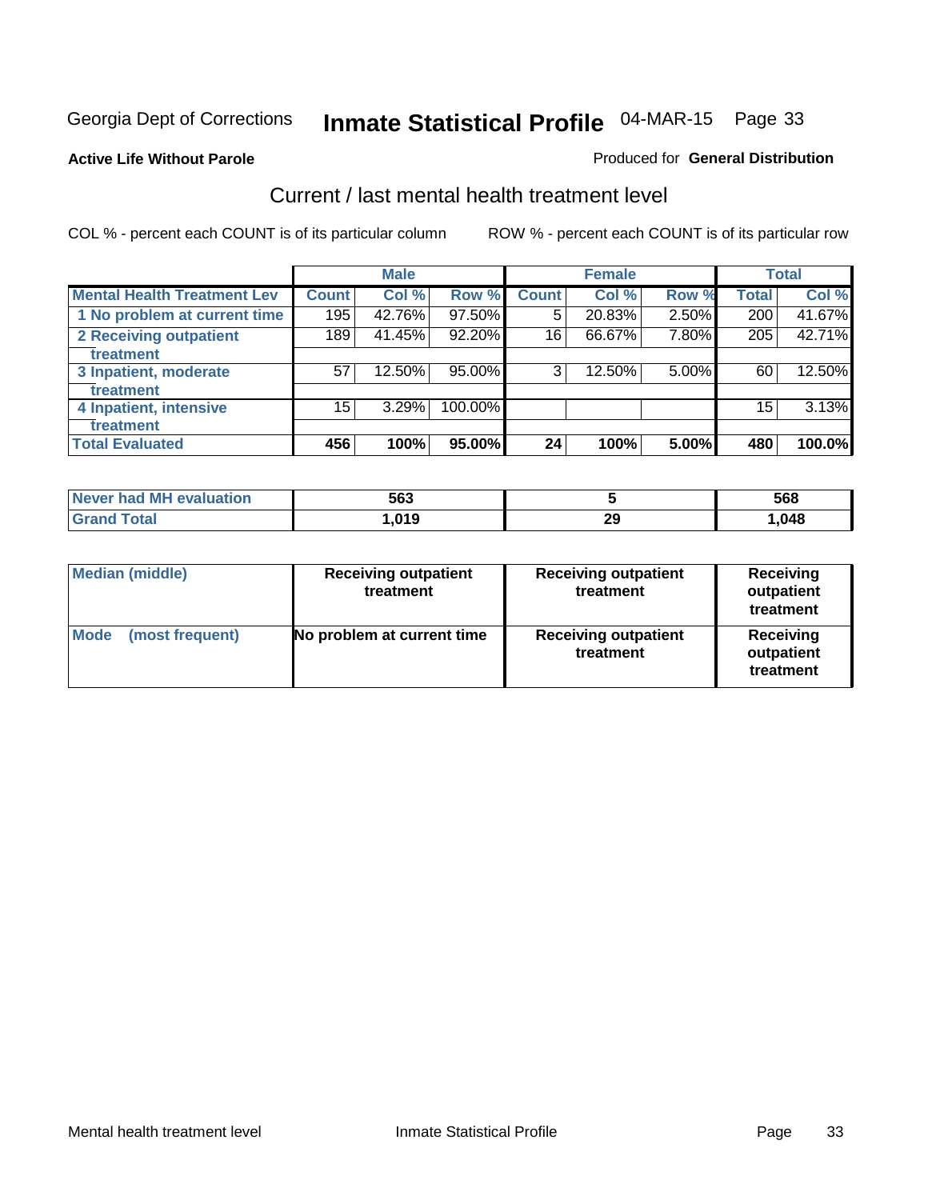Georgia Dept of Corrections **Inmate Statistical Profile** 04-MAR-15 Page 33

**Active Life Without Parole**

Produced for **General Distribution**

## Current / last mental health treatment level

COL % - percent each COUNT is of its particular column

ROW % - percent each COUNT is of its particular row

| | Male | | | Female | | | Total | |
|---|---|---|---|---|---|---|---|---|
| **Mental Health Treatment Lev** | **Count** | **Col %** | **Row %** | **Count** | **Col %** | **Row %** | **Total** | **Col %** |
| 1 No problem at current time | 195 | 42.76% | 97.50% | 5 | 20.83% | 2.50% | 200 | 41.67% |
| 2 Receiving outpatient treatment | 189 | 41.45% | 92.20% | 16 | 66.67% | 7.80% | 205 | 42.71% |
| 3 Inpatient, moderate treatment | 57 | 12.50% | 95.00% | 3 | 12.50% | 5.00% | 60 | 12.50% |
| 4 Inpatient, intensive treatment | 15 | 3.29% | 100.00% | | | | 15 | 3.13% |
| **Total Evaluated** | **456** | **100%** | **95.00%** | **24** | **100%** | **5.00%** | **480** | **100.0%** |

| | Male | Female | Total |
|---|---|---|---|
| **Never had MH evaluation** | **563** | **5** | **568** |
| **Grand Total** | **1,019** | **29** | **1,048** |

| | Male | Female | Total |
|---|---|---|---|
| **Median (middle)** | **Receiving outpatient treatment** | **Receiving outpatient treatment** | **Receiving outpatient treatment** |
| **Mode (most frequent)** | **No problem at current time** | **Receiving outpatient treatment** | **Receiving outpatient treatment** |

Mental health treatment level Inmate Statistical Profile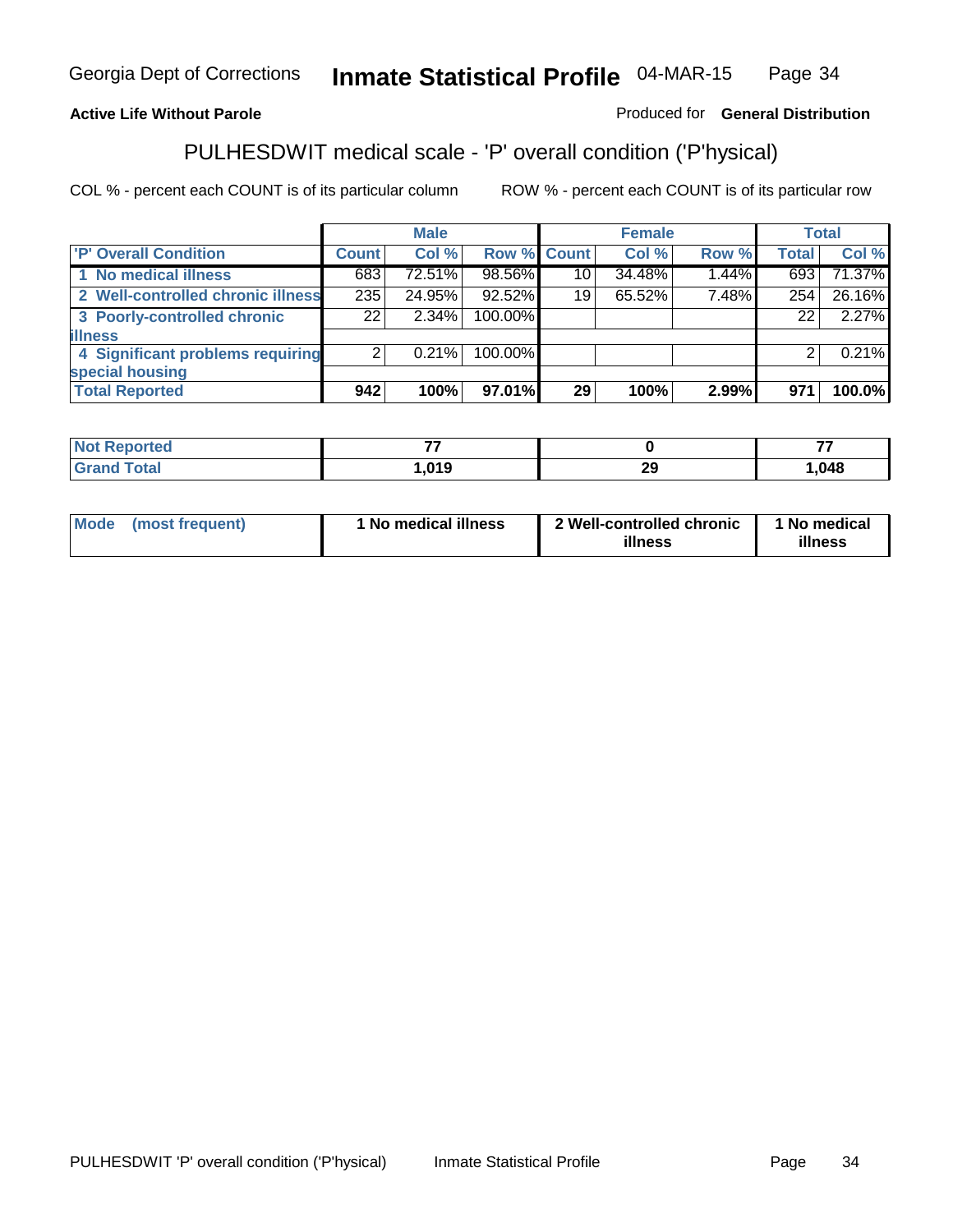**Active Life Without Parole**

Produced for **General Distribution**

## PULHESDWIT medical scale - 'P' overall condition ('P'hysical)

COL % - percent each COUNT is of its particular column

ROW % - percent each COUNT is of its particular row

| | Male | | | Female | | | Total | |
|---|---|---|---|---|---|---|---|---|
| **'P' Overall Condition** | **Count** | **Col %** | **Row %** | **Count** | **Col %** | **Row %** | **Total** | **Col %** |
| **1 No medical illness** | 683 | 72.51% | 98.56% | 10 | 34.48% | 1.44% | 693 | 71.37% |
| **2 Well-controlled chronic illness** | 235 | 24.95% | 92.52% | 19 | 65.52% | 7.48% | 254 | 26.16% |
| **3 Poorly-controlled chronic illness** | 22 | 2.34% | 100.00% | | | | 22 | 2.27% |
| **4 Significant problems requiring special housing** | 2 | 0.21% | 100.00% | | | | 2 | 0.21% |
| **Total Reported** | **942** | **100%** | **97.01%** | **29** | **100%** | **2.99%** | **971** | **100.0%** |

| | Male | Female | Total |
|---|---|---|---|
| **Not Reported** | **77** | **0** | **77** |
| **Grand Total** | **1,019** | **29** | **1,048** |

| | Male | Female | Total |
|---|---|---|---|
| **Mode (most frequent)** | **1 No medical illness** | **2 Well-controlled chronic illness** | **1 No medical illness** |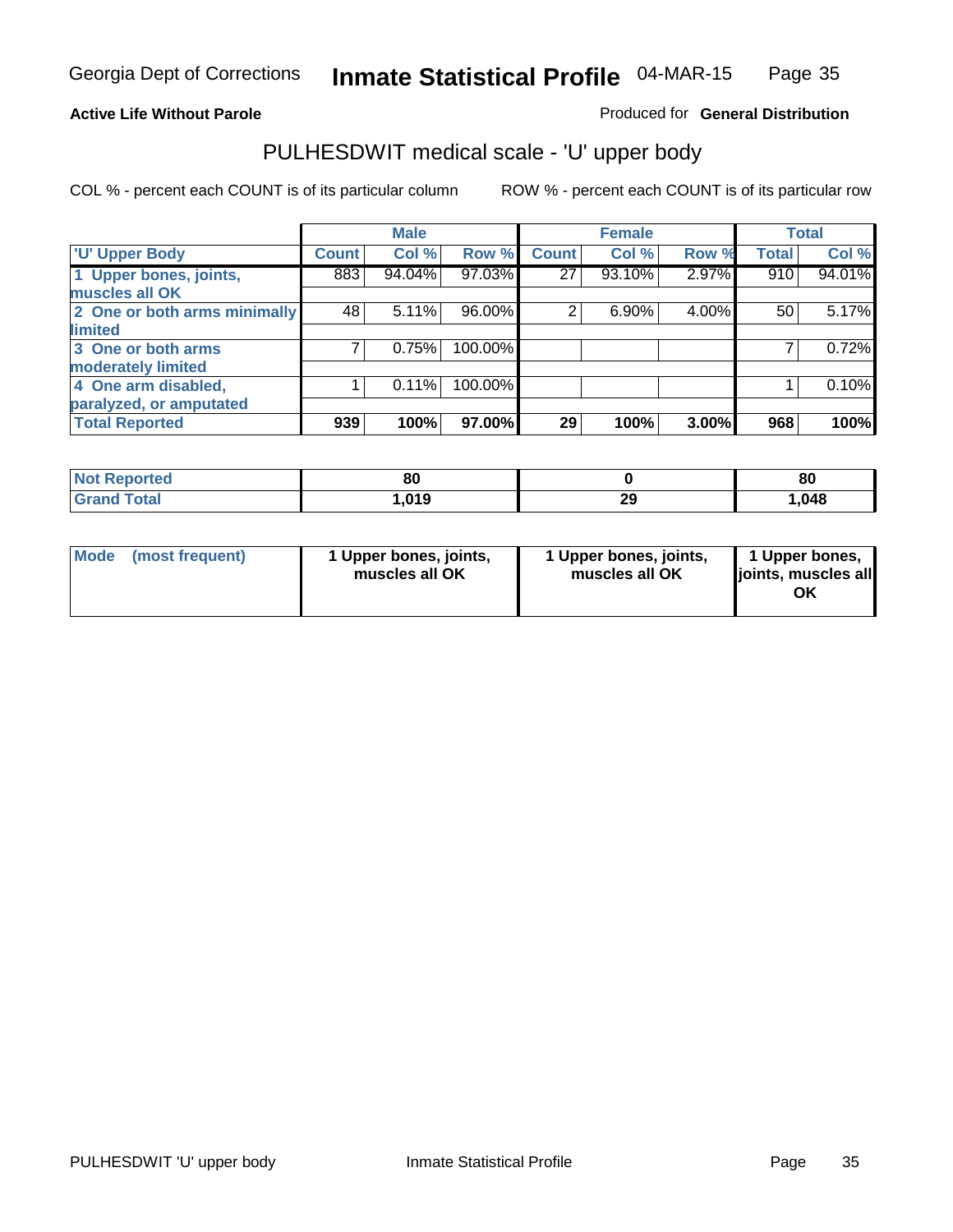**Active Life Without Parole**

Produced for **General Distribution**

## PULHESDWIT medical scale - 'U' upper body

COL % - percent each COUNT is of its particular column

ROW % - percent each COUNT is of its particular row

| | Male | | | Female | | | Total | |
|---|---|---|---|---|---|---|---|---|
| 'U' Upper Body | Count | Col % | Row % | Count | Col % | Row % | Total | Col % |
| 1 Upper bones, joints, muscles all OK | 883 | 94.04% | 97.03% | 27 | 93.10% | 2.97% | 910 | 94.01% |
| 2 One or both arms minimally limited | 48 | 5.11% | 96.00% | 2 | 6.90% | 4.00% | 50 | 5.17% |
| 3 One or both arms moderately limited | 7 | 0.75% | 100.00% | | | | 7 | 0.72% |
| 4 One arm disabled, paralyzed, or amputated | 1 | 0.11% | 100.00% | | | | 1 | 0.10% |
| **Total Reported** | **939** | **100%** | **97.00%** | **29** | **100%** | **3.00%** | **968** | **100%** |

| | Male | Female | Total |
|---|---|---|---|
| Not Reported | 80 | 0 | 80 |
| Grand Total | 1,019 | 29 | 1,048 |

| | Male | Female | Total |
|---|---|---|---|
| Mode (most frequent) | 1 Upper bones, joints, muscles all OK | 1 Upper bones, joints, muscles all OK | 1 Upper bones, joints, muscles all OK |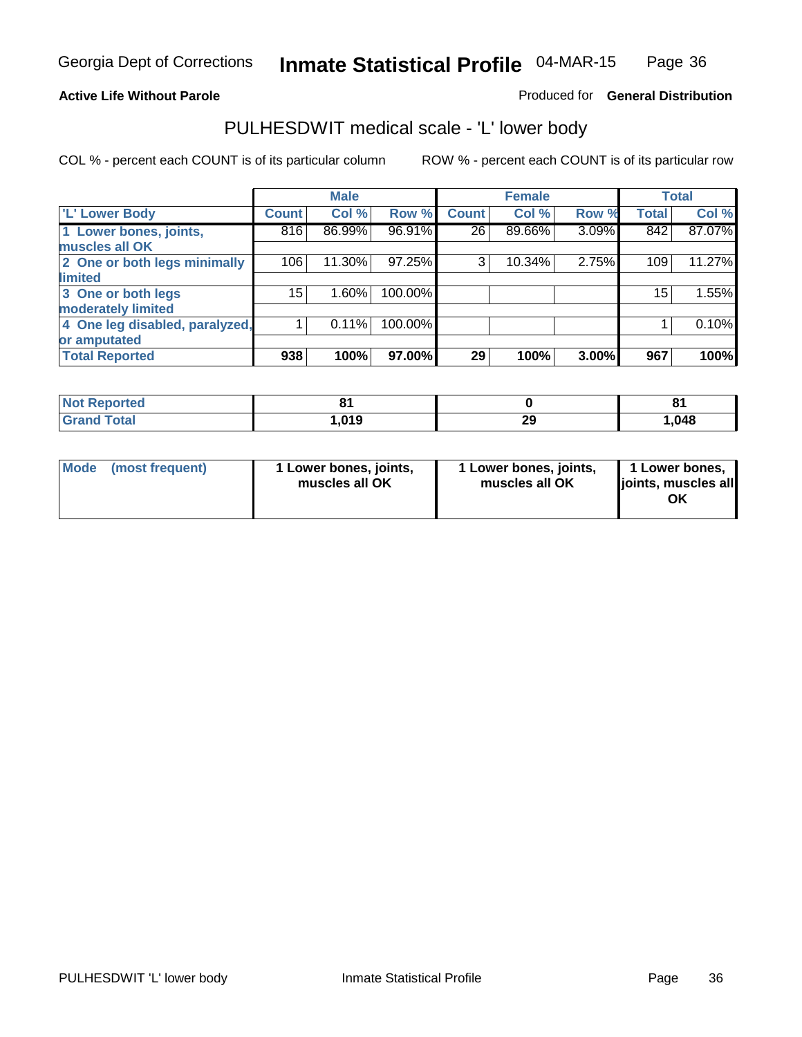Georgia Dept of Corrections **Inmate Statistical Profile** 04-MAR-15

**Active Life Without Parole** Produced for **General Distribution**

## PULHESDWIT medical scale - 'L' lower body

COL % - percent each COUNT is of its particular column ROW % - percent each COUNT is of its particular row

| | Male | | | Female | | | Total | |
|---|---|---|---|---|---|---|---|---|
| 'L' Lower Body | Count | Col % | Row % | Count | Col % | Row % | Total | Col % |
| 1 Lower bones, joints, muscles all OK | 816 | 86.99% | 96.91% | 26 | 89.66% | 3.09% | 842 | 87.07% |
| 2 One or both legs minimally limited | 106 | 11.30% | 97.25% | 3 | 10.34% | 2.75% | 109 | 11.27% |
| 3 One or both legs moderately limited | 15 | 1.60% | 100.00% | | | | 15 | 1.55% |
| 4 One leg disabled, paralyzed, or amputated | 1 | 0.11% | 100.00% | | | | 1 | 0.10% |
| **Total Reported** | **938** | **100%** | **97.00%** | **29** | **100%** | **3.00%** | **967** | **100%** |

| | Male | Female | Total |
|---|---|---|---|
| Not Reported | 81 | 0 | 81 |
| Grand Total | 1,019 | 29 | 1,048 |

| | Male | Female | Total |
|---|---|---|---|
| Mode (most frequent) | 1 Lower bones, joints, muscles all OK | 1 Lower bones, joints, muscles all OK | 1 Lower bones, joints, muscles all OK |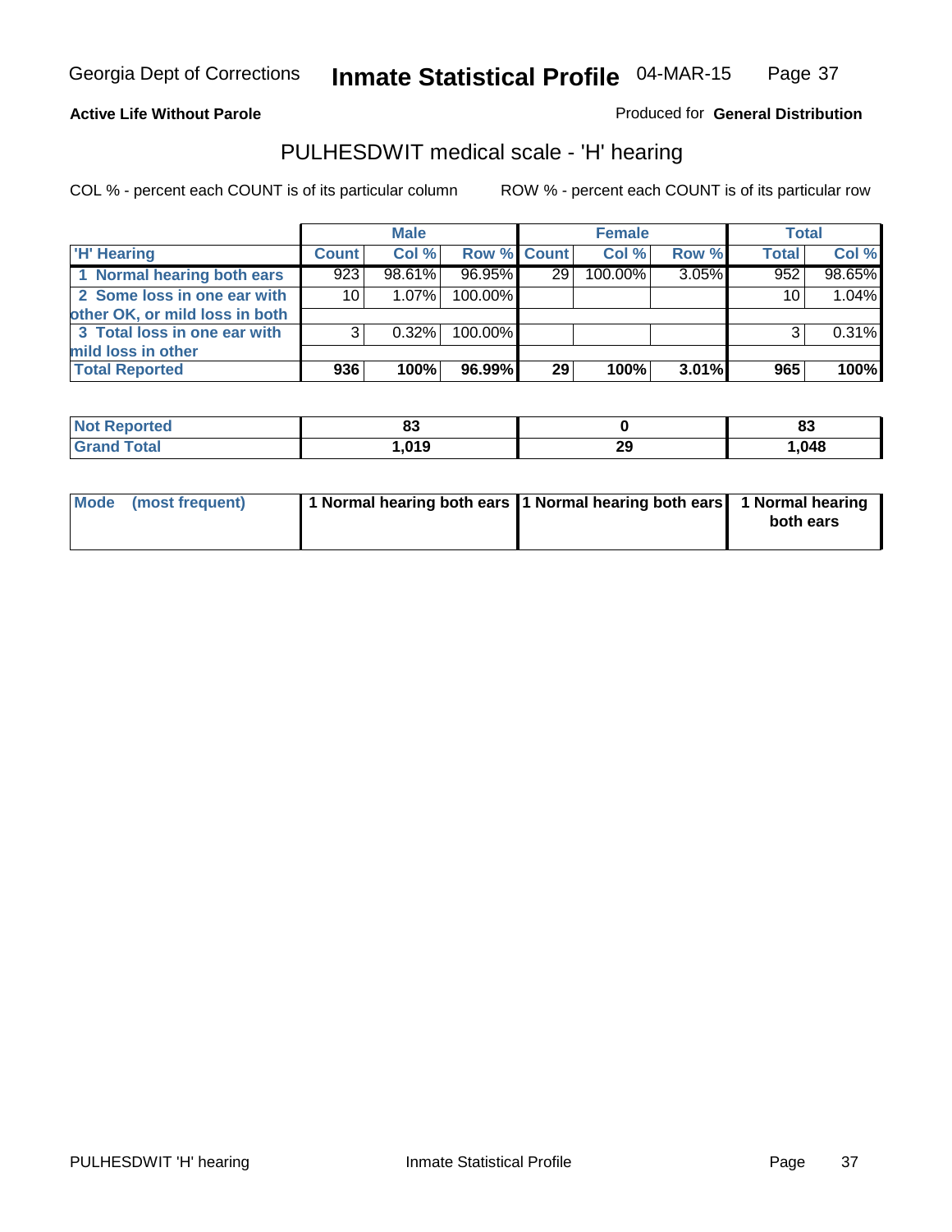Georgia Dept of Corrections **Inmate Statistical Profile** 04-MAR-15

**Active Life Without Parole**

Produced for **General Distribution**

## PULHESDWIT medical scale - 'H' hearing

COL % - percent each COUNT is of its particular column

ROW % - percent each COUNT is of its particular row

| | Male | | | Female | | | Total | |
|---|---|---|---|---|---|---|---|---|
| 'H' Hearing | Count | Col % | Row % | Count | Col % | Row % | Total | Col % |
| 1 Normal hearing both ears | 923 | 98.61% | 96.95% | 29 | 100.00% | 3.05% | 952 | 98.65% |
| 2 Some loss in one ear with other OK, or mild loss in both | 10 | 1.07% | 100.00% | | | | 10 | 1.04% |
| 3 Total loss in one ear with mild loss in other | 3 | 0.32% | 100.00% | | | | 3 | 0.31% |
| **Total Reported** | **936** | **100%** | **96.99%** | **29** | **100%** | **3.01%** | **965** | **100%** |

| | Male | Female | Total |
|---|---|---|---|
| Not Reported | 83 | 0 | 83 |
| Grand Total | 1,019 | 29 | 1,048 |

| | Male | Female | Total |
|---|---|---|---|
| Mode (most frequent) | 1 Normal hearing both ears | 1 Normal hearing both ears | 1 Normal hearing both ears |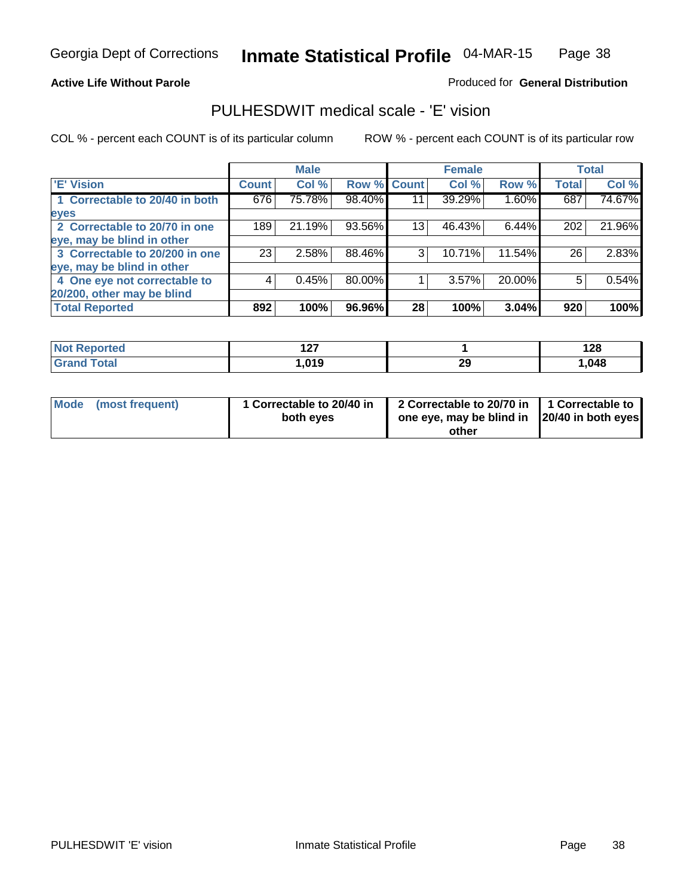**Active Life Without Parole**

Produced for **General Distribution**

## PULHESDWIT medical scale - 'E' vision

COL % - percent each COUNT is of its particular column

ROW % - percent each COUNT is of its particular row

| | Male | | | Female | | | Total | |
|---|---|---|---|---|---|---|---|---|
| 'E' Vision | Count | Col % | Row % | Count | Col % | Row % | Total | Col % |
| 1 Correctable to 20/40 in both eyes | 676 | 75.78% | 98.40% | 11 | 39.29% | 1.60% | 687 | 74.67% |
| 2 Correctable to 20/70 in one eye, may be blind in other | 189 | 21.19% | 93.56% | 13 | 46.43% | 6.44% | 202 | 21.96% |
| 3 Correctable to 20/200 in one eye, may be blind in other | 23 | 2.58% | 88.46% | 3 | 10.71% | 11.54% | 26 | 2.83% |
| 4 One eye not correctable to 20/200, other may be blind | 4 | 0.45% | 80.00% | 1 | 3.57% | 20.00% | 5 | 0.54% |
| **Total Reported** | **892** | **100%** | **96.96%** | **28** | **100%** | **3.04%** | **920** | **100%** |

| | Male | Female | Total |
|---|---|---|---|
| Not Reported | 127 | 1 | 128 |
| Grand Total | 1,019 | 29 | 1,048 |

| | Male | Female | Total |
|---|---|---|---|
| Mode (most frequent) | 1 Correctable to 20/40 in both eyes | 2 Correctable to 20/70 in one eye, may be blind in other | 1 Correctable to 20/40 in both eyes |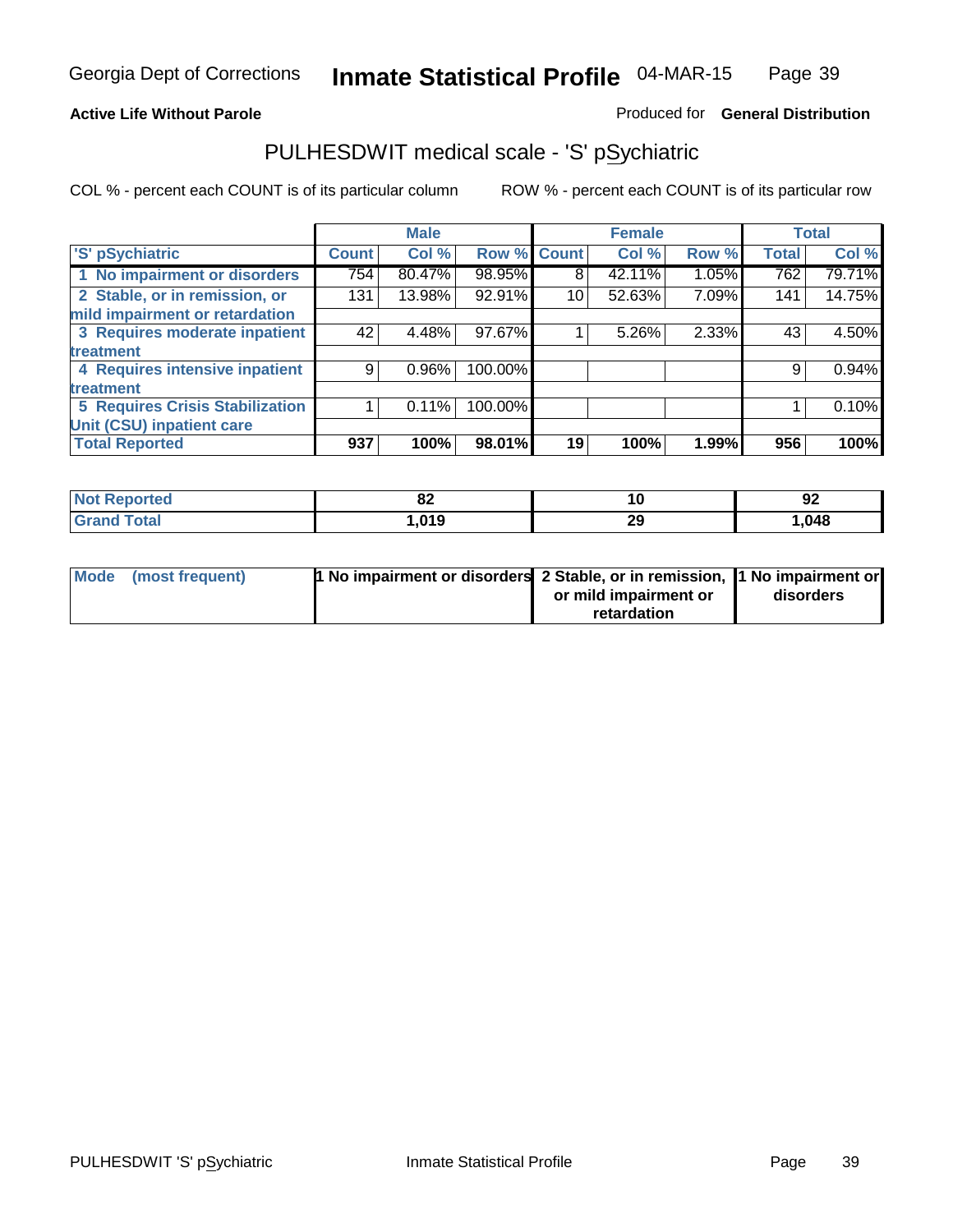**Active Life Without Parole** — Produced for **General Distribution**

## PULHESDWIT medical scale - 'S' pSychiatric

COL % - percent each COUNT is of its particular column

ROW % - percent each COUNT is of its particular row

| | Male | | | Female | | | Total | |
|---|---|---|---|---|---|---|---|---|
| 'S' pSychiatric | Count | Col % | Row % | Count | Col % | Row % | Total | Col % |
| 1 No impairment or disorders | 754 | 80.47% | 98.95% | 8 | 42.11% | 1.05% | 762 | 79.71% |
| 2 Stable, or in remission, or mild impairment or retardation | 131 | 13.98% | 92.91% | 10 | 52.63% | 7.09% | 141 | 14.75% |
| 3 Requires moderate inpatient treatment | 42 | 4.48% | 97.67% | 1 | 5.26% | 2.33% | 43 | 4.50% |
| 4 Requires intensive inpatient treatment | 9 | 0.96% | 100.00% | | | | 9 | 0.94% |
| 5 Requires Crisis Stabilization Unit (CSU) inpatient care | 1 | 0.11% | 100.00% | | | | 1 | 0.10% |
| **Total Reported** | **937** | **100%** | **98.01%** | **19** | **100%** | **1.99%** | **956** | **100%** |

| | Male | Female | Total |
|---|---|---|---|
| Not Reported | 82 | 10 | 92 |
| Grand Total | 1,019 | 29 | 1,048 |

| | Male | Female | Total |
|---|---|---|---|
| Mode (most frequent) | 1 No impairment or disorders | 2 Stable, or in remission, or mild impairment or retardation | 1 No impairment or disorders |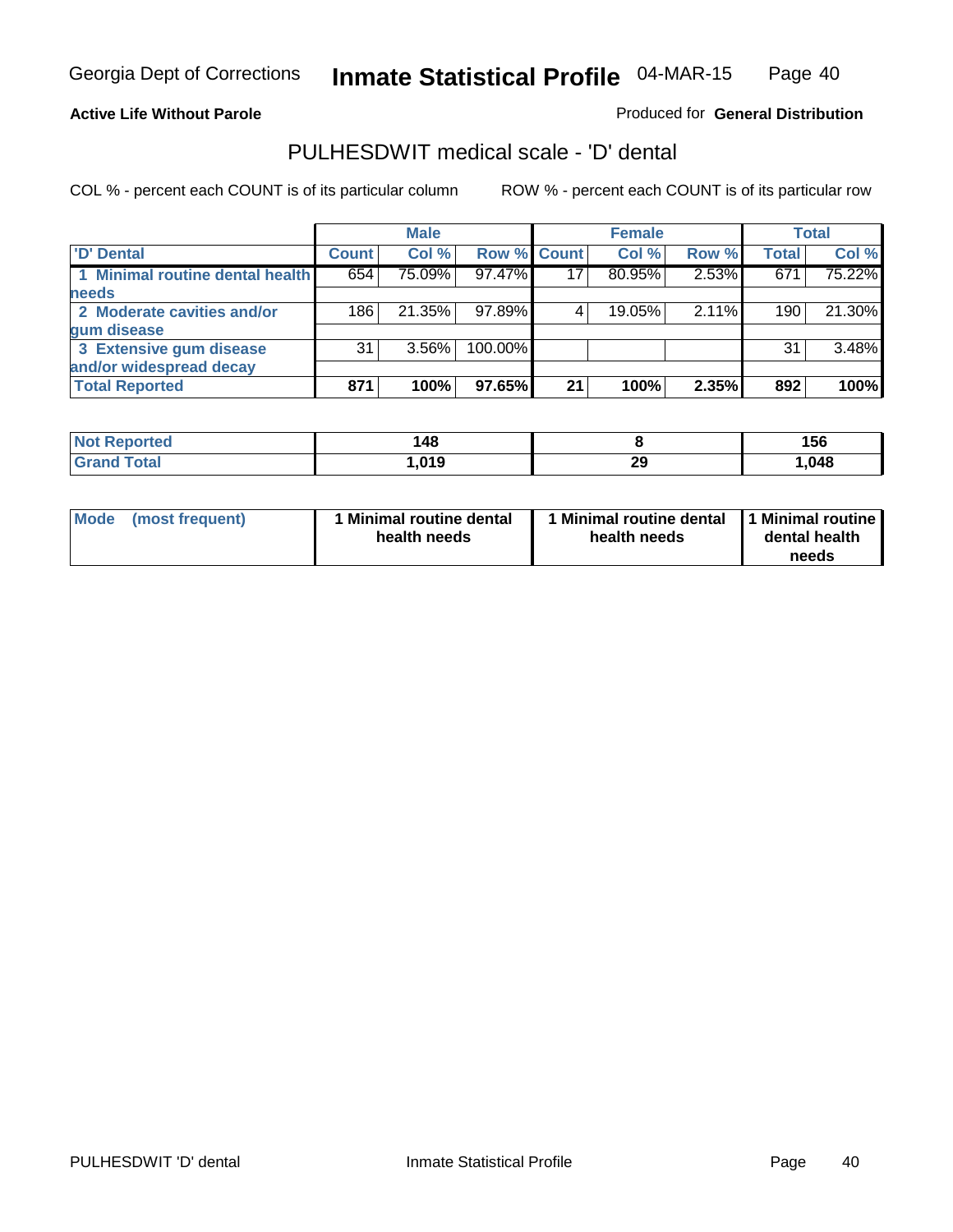**Active Life Without Parole**

Produced for **General Distribution**

## PULHESDWIT medical scale - 'D' dental

COL % - percent each COUNT is of its particular column

ROW % - percent each COUNT is of its particular row

| | Male | | | Female | | | Total | |
|---|---|---|---|---|---|---|---|---|
| 'D' Dental | Count | Col % | Row % | Count | Col % | Row % | Total | Col % |
| 1 Minimal routine dental health needs | 654 | 75.09% | 97.47% | 17 | 80.95% | 2.53% | 671 | 75.22% |
| 2 Moderate cavities and/or gum disease | 186 | 21.35% | 97.89% | 4 | 19.05% | 2.11% | 190 | 21.30% |
| 3 Extensive gum disease and/or widespread decay | 31 | 3.56% | 100.00% | | | | 31 | 3.48% |
| **Total Reported** | **871** | **100%** | **97.65%** | **21** | **100%** | **2.35%** | **892** | **100%** |

| | Male | Female | Total |
|---|---|---|---|
| Not Reported | 148 | 8 | 156 |
| Grand Total | 1,019 | 29 | 1,048 |

| | Male | Female | Total |
|---|---|---|---|
| Mode (most frequent) | 1 Minimal routine dental health needs | 1 Minimal routine dental health needs | 1 Minimal routine dental health needs |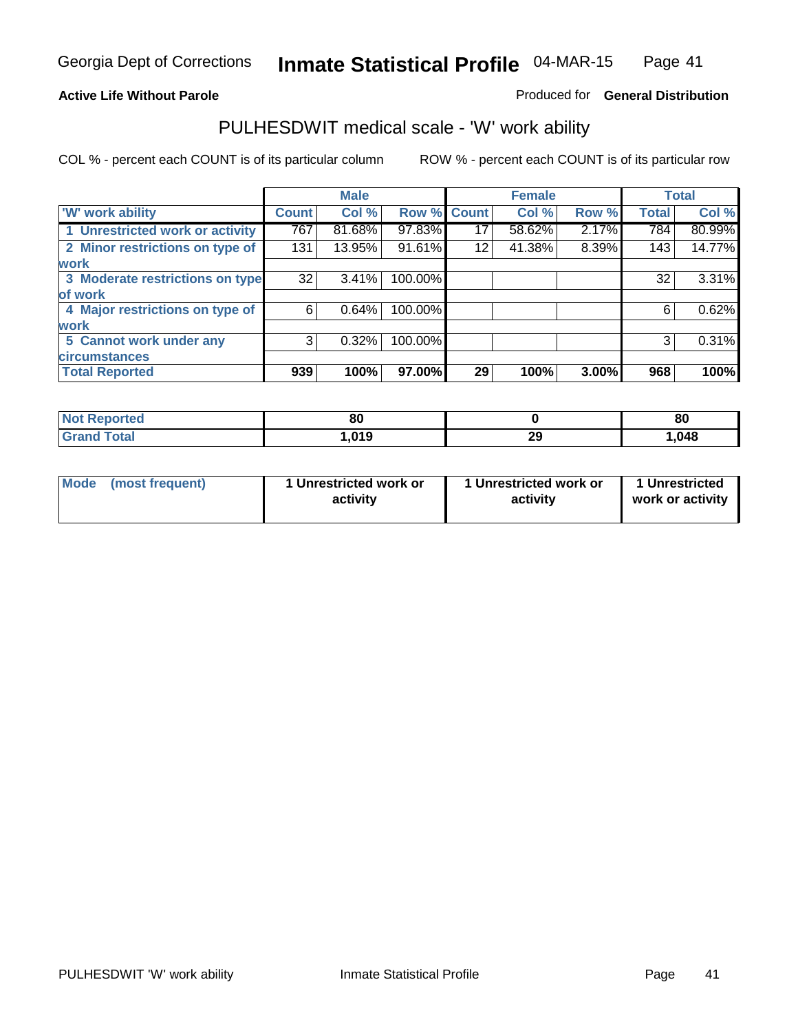Georgia Dept of Corrections **Inmate Statistical Profile** 04-MAR-15

**Active Life Without Parole**

Produced for **General Distribution**

## PULHESDWIT medical scale - 'W' work ability

COL % - percent each COUNT is of its particular column ROW % - percent each COUNT is of its particular row

| | Male | | | Female | | | Total | |
|---|---|---|---|---|---|---|---|---|
| 'W' work ability | Count | Col % | Row % | Count | Col % | Row % | Total | Col % |
| 1 Unrestricted work or activity | 767 | 81.68% | 97.83% | 17 | 58.62% | 2.17% | 784 | 80.99% |
| 2 Minor restrictions on type of work | 131 | 13.95% | 91.61% | 12 | 41.38% | 8.39% | 143 | 14.77% |
| 3 Moderate restrictions on type of work | 32 | 3.41% | 100.00% | | | | 32 | 3.31% |
| 4 Major restrictions on type of work | 6 | 0.64% | 100.00% | | | | 6 | 0.62% |
| 5 Cannot work under any circumstances | 3 | 0.32% | 100.00% | | | | 3 | 0.31% |
| **Total Reported** | **939** | **100%** | **97.00%** | **29** | **100%** | **3.00%** | **968** | **100%** |

| | Male | Female | Total |
|---|---|---|---|
| Not Reported | 80 | 0 | 80 |
| Grand Total | 1,019 | 29 | 1,048 |

| | Male | Female | Total |
|---|---|---|---|
| Mode (most frequent) | 1 Unrestricted work or activity | 1 Unrestricted work or activity | 1 Unrestricted work or activity |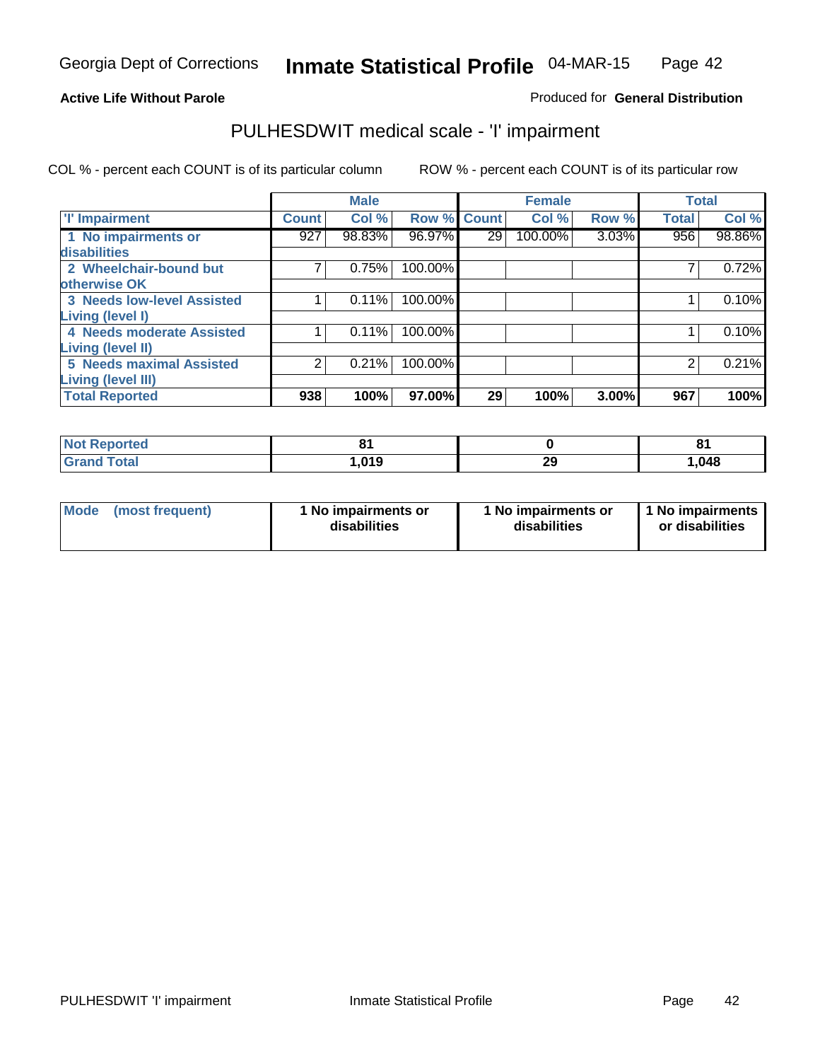Georgia Dept of Corrections **Inmate Statistical Profile** 04-MAR-15

**Active Life Without Parole**

Produced for **General Distribution**

## PULHESDWIT medical scale - 'I' impairment

COL % - percent each COUNT is of its particular column    ROW % - percent each COUNT is of its particular row

| | Male | | | Female | | | Total | |
|---|---|---|---|---|---|---|---|---|
| **'I' Impairment** | **Count** | **Col %** | **Row %** | **Count** | **Col %** | **Row %** | **Total** | **Col %** |
| 1 No impairments or disabilities | 927 | 98.83% | 96.97% | 29 | 100.00% | 3.03% | 956 | 98.86% |
| 2 Wheelchair-bound but otherwise OK | 7 | 0.75% | 100.00% | | | | 7 | 0.72% |
| 3 Needs low-level Assisted Living (level I) | 1 | 0.11% | 100.00% | | | | 1 | 0.10% |
| 4 Needs moderate Assisted Living (level II) | 1 | 0.11% | 100.00% | | | | 1 | 0.10% |
| 5 Needs maximal Assisted Living (level III) | 2 | 0.21% | 100.00% | | | | 2 | 0.21% |
| **Total Reported** | **938** | **100%** | **97.00%** | **29** | **100%** | **3.00%** | **967** | **100%** |

| | Male | Female | Total |
|---|---|---|---|
| **Not Reported** | 81 | 0 | 81 |
| **Grand Total** | 1,019 | 29 | 1,048 |

| | Male | Female | Total |
|---|---|---|---|
| **Mode (most frequent)** | 1 No impairments or disabilities | 1 No impairments or disabilities | 1 No impairments or disabilities |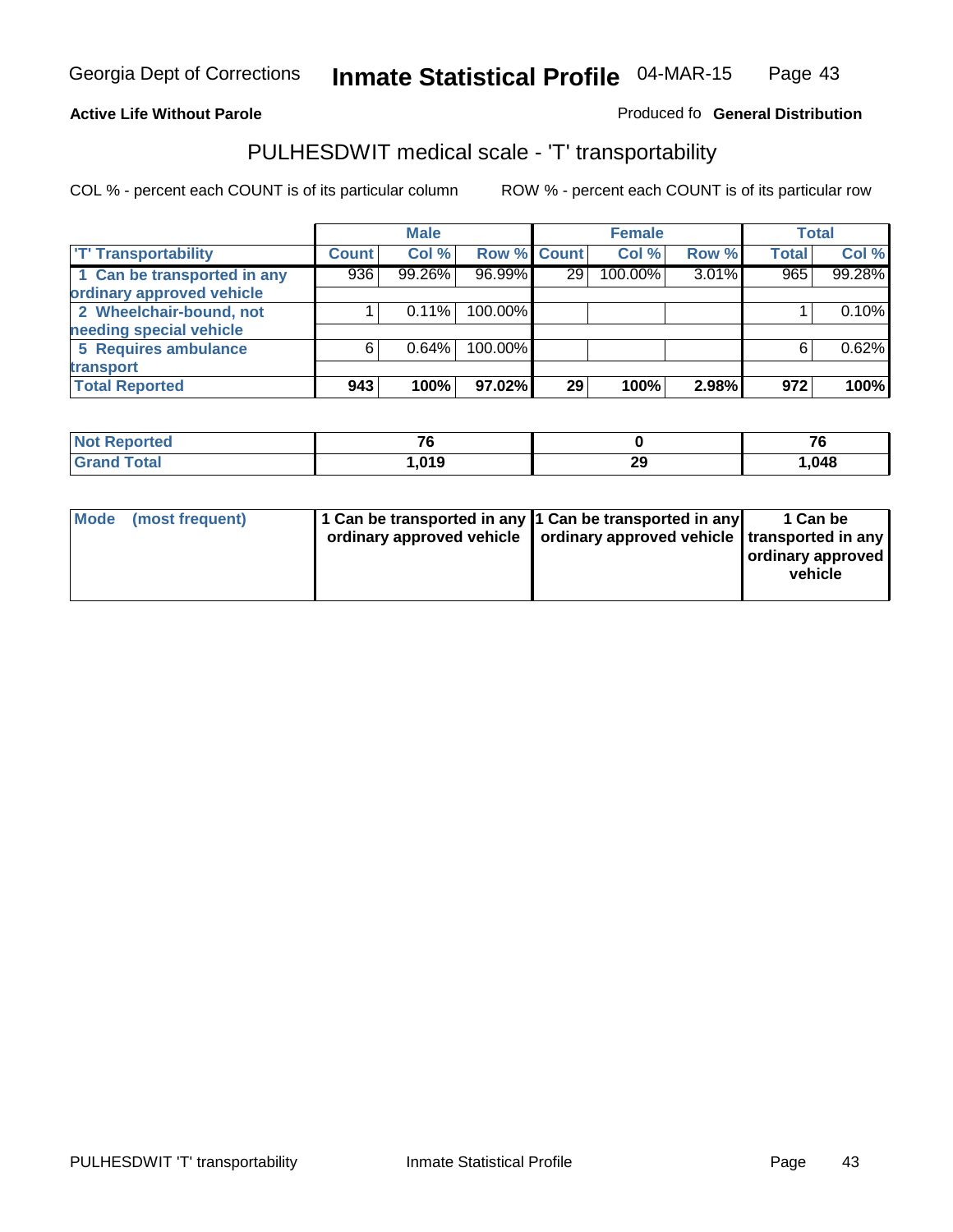Georgia Dept of Corrections **Inmate Statistical Profile** 04-MAR-15

**Active Life Without Parole**

Produced fo **General Distribution**

## PULHESDWIT medical scale - 'T' transportability

COL % - percent each COUNT is of its particular column

ROW % - percent each COUNT is of its particular row

| | Male | | | Female | | | Total | |
|---|---|---|---|---|---|---|---|---|
| 'T' Transportability | Count | Col % | Row % | Count | Col % | Row % | Total | Col % |
| 1 Can be transported in any ordinary approved vehicle | 936 | 99.26% | 96.99% | 29 | 100.00% | 3.01% | 965 | 99.28% |
| 2 Wheelchair-bound, not needing special vehicle | 1 | 0.11% | 100.00% | | | | 1 | 0.10% |
| 5 Requires ambulance transport | 6 | 0.64% | 100.00% | | | | 6 | 0.62% |
| **Total Reported** | **943** | **100%** | **97.02%** | **29** | **100%** | **2.98%** | **972** | **100%** |

| | Male | Female | Total |
|---|---|---|---|
| Not Reported | 76 | 0 | 76 |
| Grand Total | 1,019 | 29 | 1,048 |

| | Male | Female | Total |
|---|---|---|---|
| Mode (most frequent) | 1 Can be transported in any ordinary approved vehicle | 1 Can be transported in any ordinary approved vehicle | 1 Can be transported in any ordinary approved vehicle |

PULHESDWIT 'T' transportability

Inmate Statistical Profile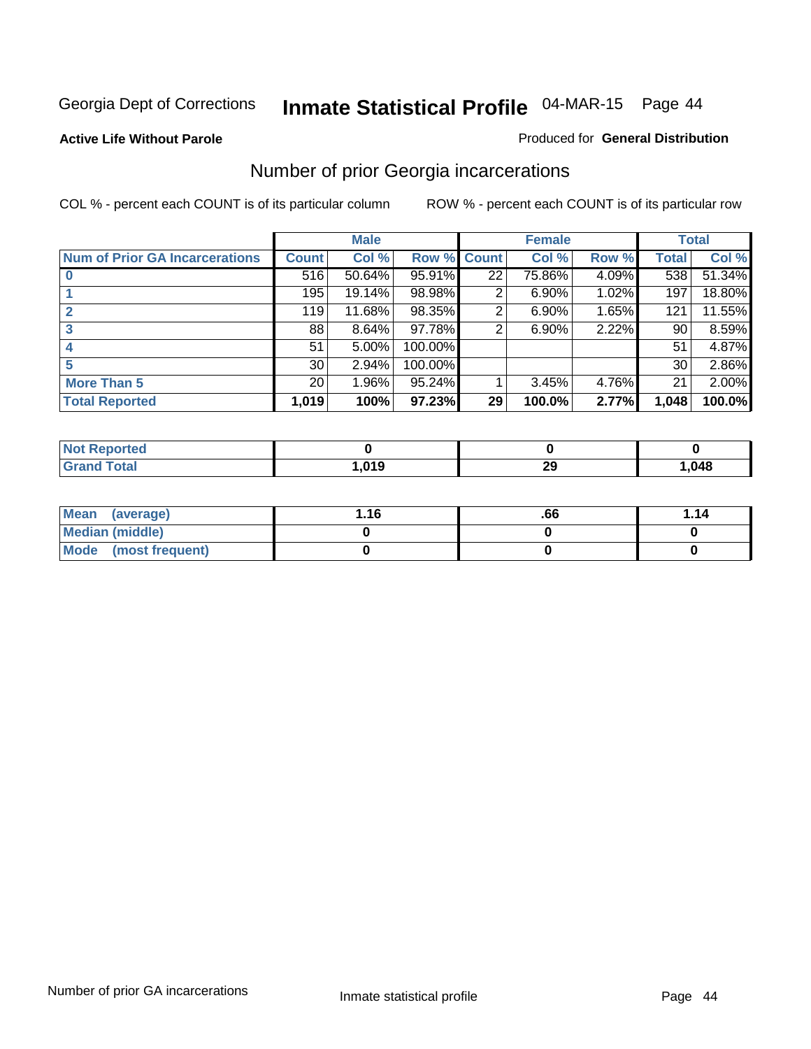Georgia Dept of Corrections **Inmate Statistical Profile** 04-MAR-15

**Active Life Without Parole**

Produced for **General Distribution**

## Number of prior Georgia incarcerations

COL % - percent each COUNT is of its particular column

ROW % - percent each COUNT is of its particular row

| | Male | | | Female | | | Total | |
|---|---|---|---|---|---|---|---|---|
| **Num of Prior GA Incarcerations** | **Count** | **Col %** | **Row %** | **Count** | **Col %** | **Row %** | **Total** | **Col %** |
| **0** | 516 | 50.64% | 95.91% | 22 | 75.86% | 4.09% | 538 | 51.34% |
| **1** | 195 | 19.14% | 98.98% | 2 | 6.90% | 1.02% | 197 | 18.80% |
| **2** | 119 | 11.68% | 98.35% | 2 | 6.90% | 1.65% | 121 | 11.55% |
| **3** | 88 | 8.64% | 97.78% | 2 | 6.90% | 2.22% | 90 | 8.59% |
| **4** | 51 | 5.00% | 100.00% | | | | 51 | 4.87% |
| **5** | 30 | 2.94% | 100.00% | | | | 30 | 2.86% |
| **More Than 5** | 20 | 1.96% | 95.24% | 1 | 3.45% | 4.76% | 21 | 2.00% |
| **Total Reported** | **1,019** | **100%** | **97.23%** | **29** | **100.0%** | **2.77%** | **1,048** | **100.0%** |

| | Male | Female | Total |
|---|---|---|---|
| **Not Reported** | **0** | **0** | **0** |
| **Grand Total** | **1,019** | **29** | **1,048** |

| | Male | Female | Total |
|---|---|---|---|
| **Mean (average)** | **1.16** | **.66** | **1.14** |
| **Median (middle)** | **0** | **0** | **0** |
| **Mode (most frequent)** | **0** | **0** | **0** |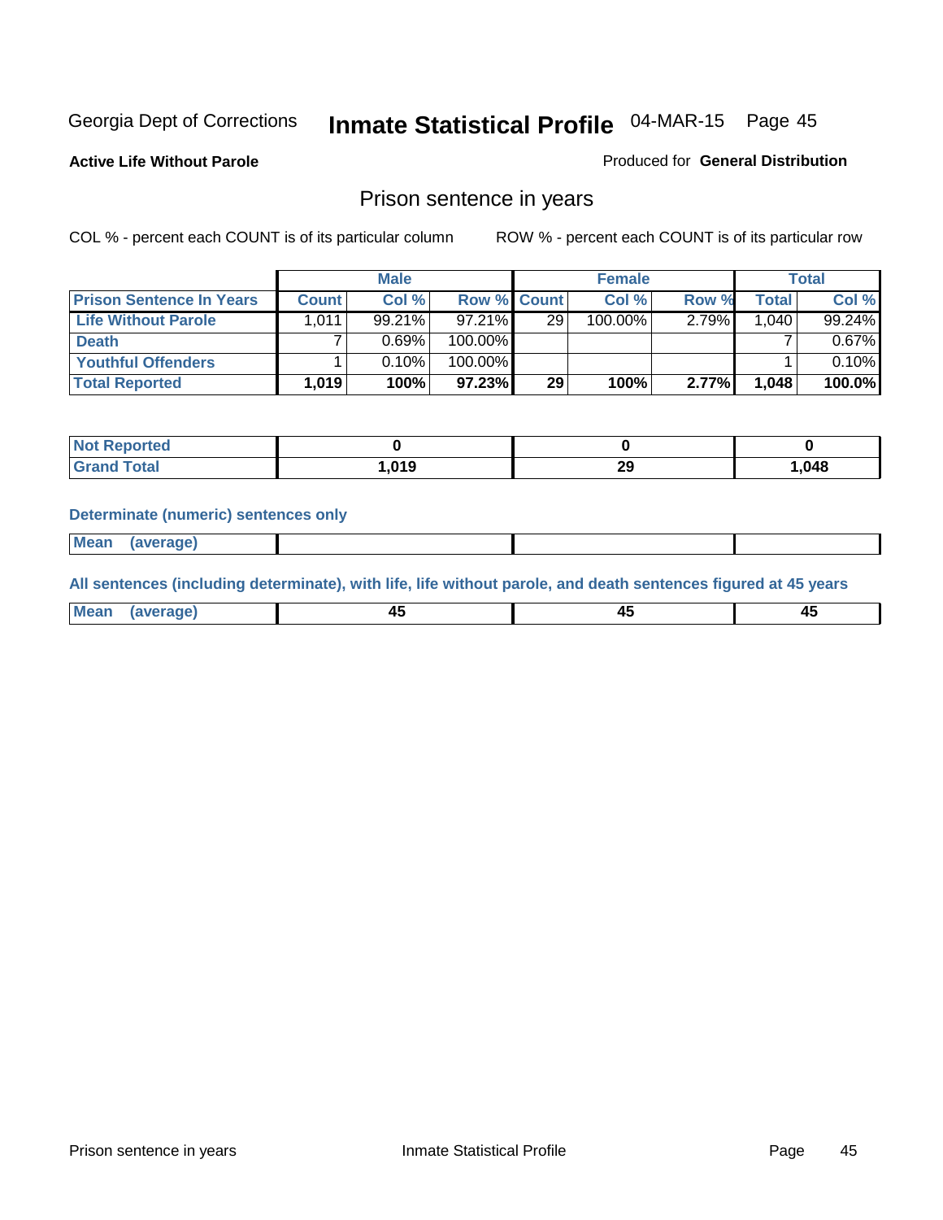Georgia Dept of Corrections **Inmate Statistical Profile** 04-MAR-15 Page 45

**Active Life Without Parole**

Produced for **General Distribution**

## Prison sentence in years

COL % - percent each COUNT is of its particular column ROW % - percent each COUNT is of its particular row

| | Male | | | Female | | | Total | |
|---|---|---|---|---|---|---|---|---|
| **Prison Sentence In Years** | **Count** | **Col %** | **Row %** | **Count** | **Col %** | **Row %** | **Total** | **Col %** |
| **Life Without Parole** | 1,011 | 99.21% | 97.21% | 29 | 100.00% | 2.79% | 1,040 | 99.24% |
| **Death** | 7 | 0.69% | 100.00% | | | | 7 | 0.67% |
| **Youthful Offenders** | 1 | 0.10% | 100.00% | | | | 1 | 0.10% |
| **Total Reported** | **1,019** | **100%** | **97.23%** | **29** | **100%** | **2.77%** | **1,048** | **100.0%** |

| | Male | Female | Total |
|---|---|---|---|
| **Not Reported** | **0** | **0** | **0** |
| **Grand Total** | **1,019** | **29** | **1,048** |

**Determinate (numeric) sentences only**

| | Male | Female | Total |
|---|---|---|---|
| **Mean (average)** | | | |

**All sentences (including determinate), with life, life without parole, and death sentences figured at 45 years**

| | Male | Female | Total |
|---|---|---|---|
| **Mean (average)** | **45** | **45** | **45** |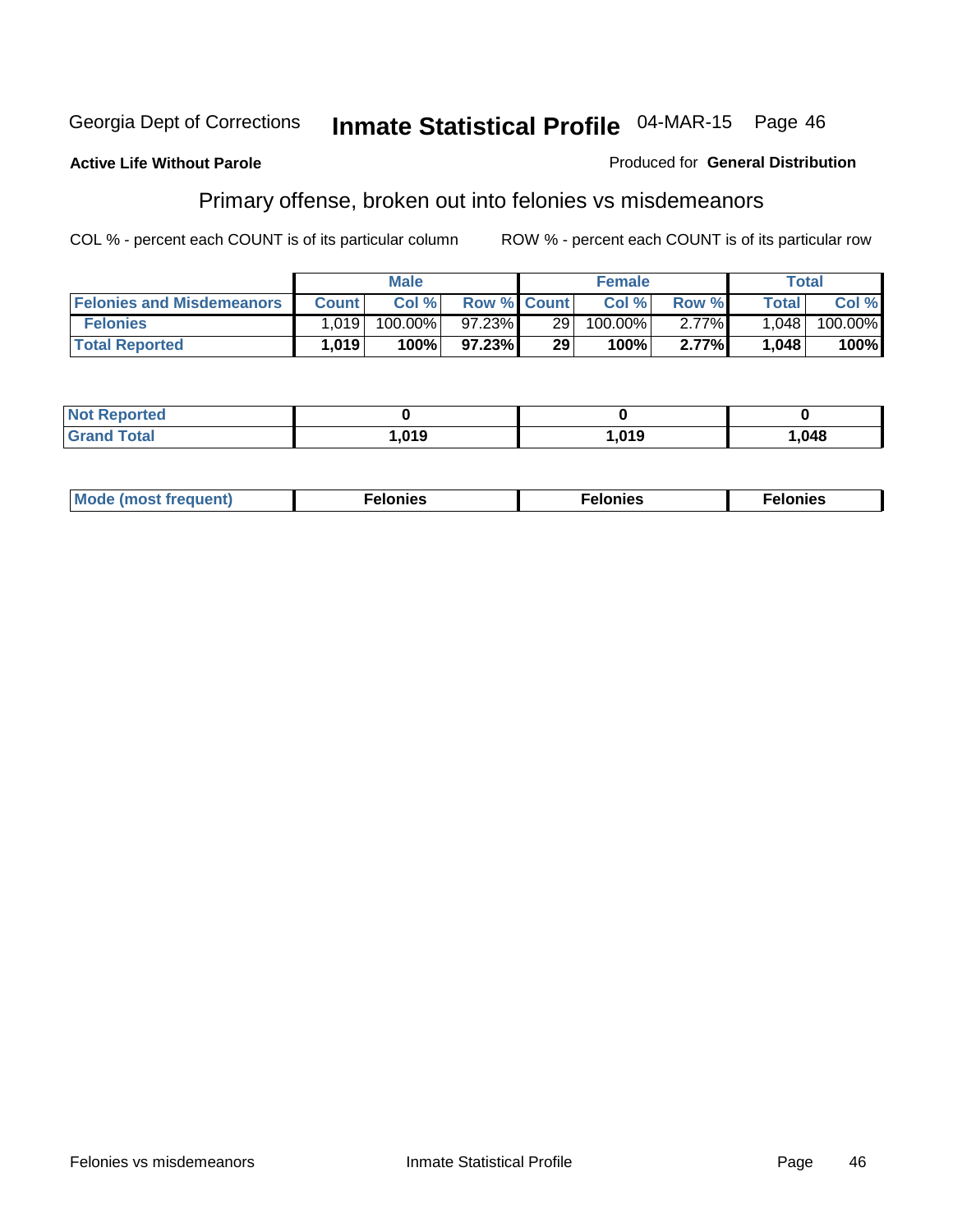Georgia Dept of Corrections **Inmate Statistical Profile** 04-MAR-15 Page 46

**Active Life Without Parole**

Produced for **General Distribution**

## Primary offense, broken out into felonies vs misdemeanors

COL % - percent each COUNT is of its particular column

ROW % - percent each COUNT is of its particular row

| | Male | | | Female | | | Total | |
|---|---|---|---|---|---|---|---|---|
| **Felonies and Misdemeanors** | **Count** | **Col %** | **Row %** | **Count** | **Col %** | **Row %** | **Total** | **Col %** |
| **Felonies** | 1,019 | 100.00% | 97.23% | 29 | 100.00% | 2.77% | 1,048 | 100.00% |
| **Total Reported** | **1,019** | **100%** | **97.23%** | **29** | **100%** | **2.77%** | **1,048** | **100%** |

| | | | |
|---|---|---|---|
| **Not Reported** | **0** | **0** | **0** |
| **Grand Total** | **1,019** | **1,019** | **1,048** |

| | | | |
|---|---|---|---|
| **Mode (most frequent)** | **Felonies** | **Felonies** | **Felonies** |

Felonies vs misdemeanors    Inmate Statistical Profile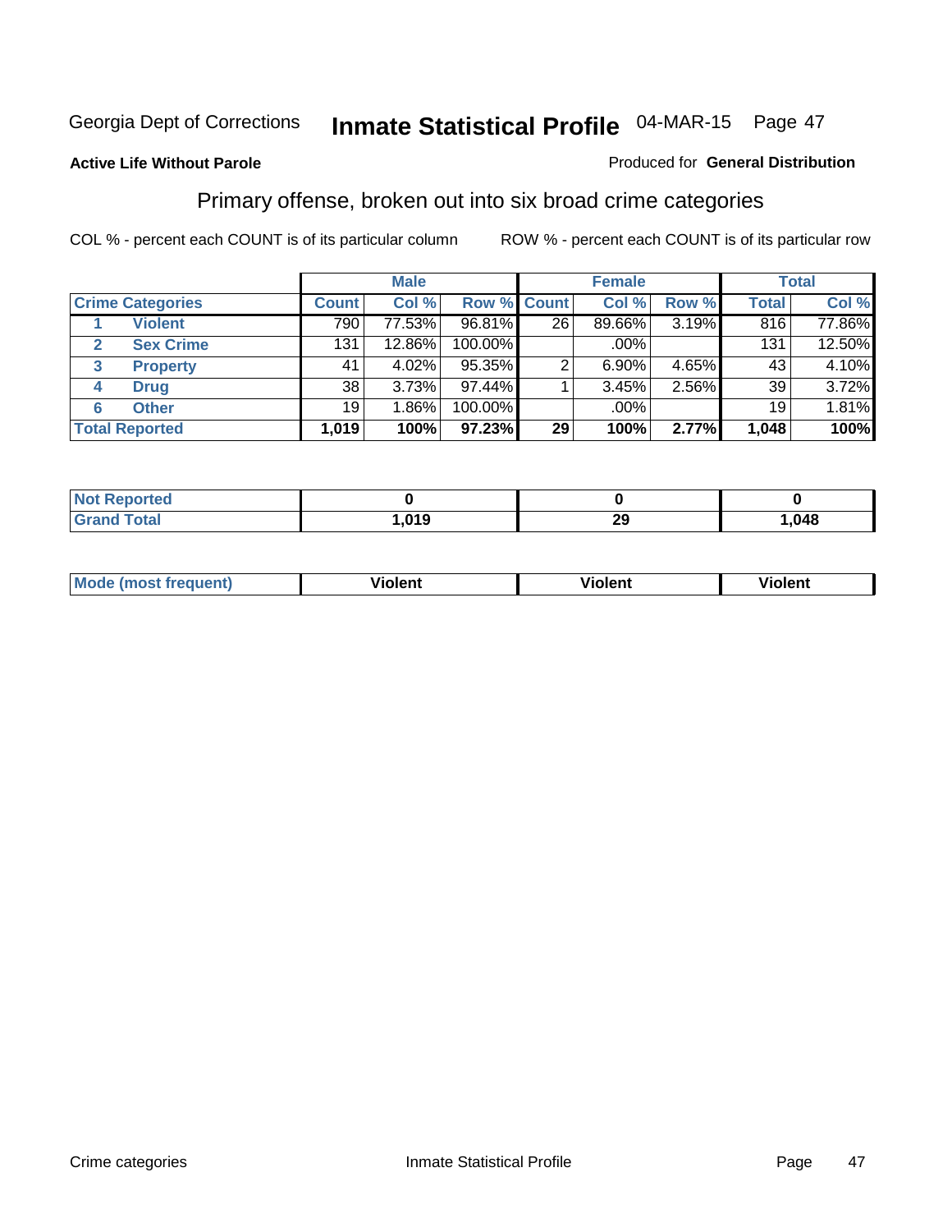Georgia Dept of Corrections **Inmate Statistical Profile** 04-MAR-15

**Active Life Without Parole**

Produced for **General Distribution**

## Primary offense, broken out into six broad crime categories

COL % - percent each COUNT is of its particular column    ROW % - percent each COUNT is of its particular row

| Crime Categories | | Male | | | Female | | | Total | |
|---|---|---|---|---|---|---|---|---|---|
| | | Count | Col % | Row % | Count | Col % | Row % | Total | Col % |
| 1 | Violent | 790 | 77.53% | 96.81% | 26 | 89.66% | 3.19% | 816 | 77.86% |
| 2 | Sex Crime | 131 | 12.86% | 100.00% | | .00% | | 131 | 12.50% |
| 3 | Property | 41 | 4.02% | 95.35% | 2 | 6.90% | 4.65% | 43 | 4.10% |
| 4 | Drug | 38 | 3.73% | 97.44% | 1 | 3.45% | 2.56% | 39 | 3.72% |
| 6 | Other | 19 | 1.86% | 100.00% | | .00% | | 19 | 1.81% |
| **Total Reported** | | **1,019** | **100%** | **97.23%** | **29** | **100%** | **2.77%** | **1,048** | **100%** |

| | Male | Female | Total |
|---|---|---|---|
| Not Reported | **0** | **0** | **0** |
| Grand Total | **1,019** | **29** | **1,048** |

| | Male | Female | Total |
|---|---|---|---|
| Mode (most frequent) | **Violent** | **Violent** | **Violent** |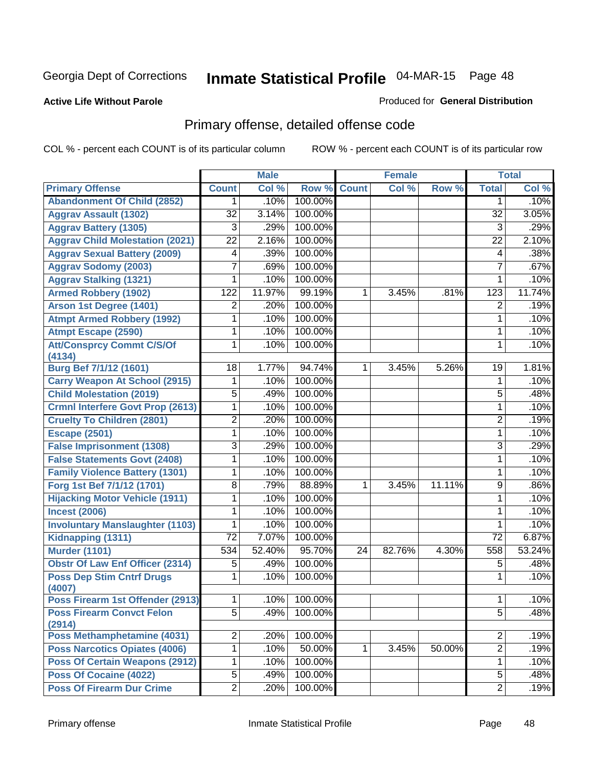Georgia Dept of Corrections **Inmate Statistical Profile** 04-MAR-15 Page 48

**Active Life Without Parole**

Produced for **General Distribution**

## Primary offense, detailed offense code

COL % - percent each COUNT is of its particular column ROW % - percent each COUNT is of its particular row

| | Male | | | Female | | | Total | |
|---|---|---|---|---|---|---|---|---|
| Primary Offense | Count | Col % | Row % | Count | Col % | Row % | Total | Col % |
| Abandonment Of Child (2852) | 1 | .10% | 100.00% | | | | 1 | .10% |
| Aggrav Assault (1302) | 32 | 3.14% | 100.00% | | | | 32 | 3.05% |
| Aggrav Battery (1305) | 3 | .29% | 100.00% | | | | 3 | .29% |
| Aggrav Child Molestation (2021) | 22 | 2.16% | 100.00% | | | | 22 | 2.10% |
| Aggrav Sexual Battery (2009) | 4 | .39% | 100.00% | | | | 4 | .38% |
| Aggrav Sodomy (2003) | 7 | .69% | 100.00% | | | | 7 | .67% |
| Aggrav Stalking (1321) | 1 | .10% | 100.00% | | | | 1 | .10% |
| Armed Robbery (1902) | 122 | 11.97% | 99.19% | 1 | 3.45% | .81% | 123 | 11.74% |
| Arson 1st Degree (1401) | 2 | .20% | 100.00% | | | | 2 | .19% |
| Atmpt Armed Robbery (1992) | 1 | .10% | 100.00% | | | | 1 | .10% |
| Atmpt Escape (2590) | 1 | .10% | 100.00% | | | | 1 | .10% |
| Att/Consprcy Commt C/S/Of (4134) | 1 | .10% | 100.00% | | | | 1 | .10% |
| Burg Bef 7/1/12 (1601) | 18 | 1.77% | 94.74% | 1 | 3.45% | 5.26% | 19 | 1.81% |
| Carry Weapon At School (2915) | 1 | .10% | 100.00% | | | | 1 | .10% |
| Child Molestation (2019) | 5 | .49% | 100.00% | | | | 5 | .48% |
| Crmnl Interfere Govt Prop (2613) | 1 | .10% | 100.00% | | | | 1 | .10% |
| Cruelty To Children (2801) | 2 | .20% | 100.00% | | | | 2 | .19% |
| Escape (2501) | 1 | .10% | 100.00% | | | | 1 | .10% |
| False Imprisonment (1308) | 3 | .29% | 100.00% | | | | 3 | .29% |
| False Statements Govt (2408) | 1 | .10% | 100.00% | | | | 1 | .10% |
| Family Violence Battery (1301) | 1 | .10% | 100.00% | | | | 1 | .10% |
| Forg 1st Bef 7/1/12 (1701) | 8 | .79% | 88.89% | 1 | 3.45% | 11.11% | 9 | .86% |
| Hijacking Motor Vehicle (1911) | 1 | .10% | 100.00% | | | | 1 | .10% |
| Incest (2006) | 1 | .10% | 100.00% | | | | 1 | .10% |
| Involuntary Manslaughter (1103) | 1 | .10% | 100.00% | | | | 1 | .10% |
| Kidnapping (1311) | 72 | 7.07% | 100.00% | | | | 72 | 6.87% |
| Murder (1101) | 534 | 52.40% | 95.70% | 24 | 82.76% | 4.30% | 558 | 53.24% |
| Obstr Of Law Enf Officer (2314) | 5 | .49% | 100.00% | | | | 5 | .48% |
| Poss Dep Stim Cntrf Drugs (4007) | 1 | .10% | 100.00% | | | | 1 | .10% |
| Poss Firearm 1st Offender (2913) | 1 | .10% | 100.00% | | | | 1 | .10% |
| Poss Firearm Convct Felon (2914) | 5 | .49% | 100.00% | | | | 5 | .48% |
| Poss Methamphetamine (4031) | 2 | .20% | 100.00% | | | | 2 | .19% |
| Poss Narcotics Opiates (4006) | 1 | .10% | 50.00% | 1 | 3.45% | 50.00% | 2 | .19% |
| Poss Of Certain Weapons (2912) | 1 | .10% | 100.00% | | | | 1 | .10% |
| Poss Of Cocaine (4022) | 5 | .49% | 100.00% | | | | 5 | .48% |
| Poss Of Firearm Dur Crime | 2 | .20% | 100.00% | | | | 2 | .19% |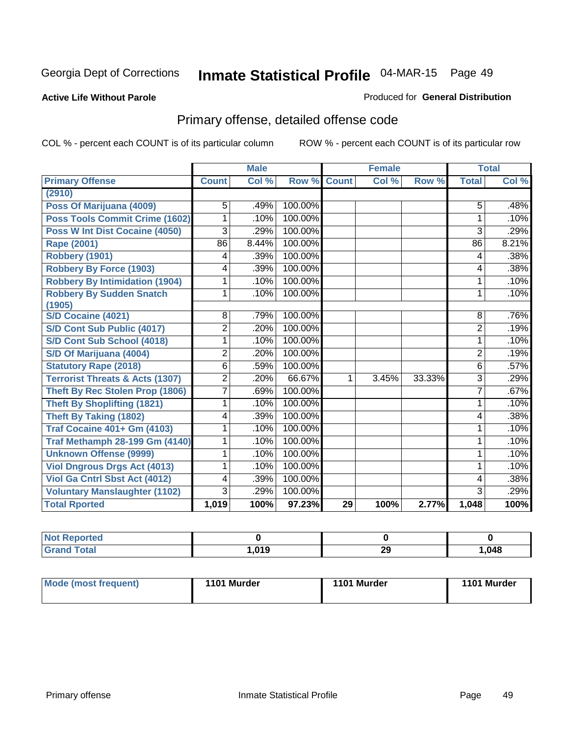Georgia Dept of Corrections **Inmate Statistical Profile** 04-MAR-15 Page 49

**Active Life Without Parole**

Produced for **General Distribution**

## Primary offense, detailed offense code

COL % - percent each COUNT is of its particular column ROW % - percent each COUNT is of its particular row

| | Male | | | Female | | | Total | |
|---|---|---|---|---|---|---|---|---|
| **Primary Offense** | **Count** | **Col %** | **Row %** | **Count** | **Col %** | **Row %** | **Total** | **Col %** |
| (2910) | | | | | | | | |
| Poss Of Marijuana (4009) | 5 | .49% | 100.00% | | | | 5 | .48% |
| Poss Tools Commit Crime (1602) | 1 | .10% | 100.00% | | | | 1 | .10% |
| Poss W Int Dist Cocaine (4050) | 3 | .29% | 100.00% | | | | 3 | .29% |
| Rape (2001) | 86 | 8.44% | 100.00% | | | | 86 | 8.21% |
| Robbery (1901) | 4 | .39% | 100.00% | | | | 4 | .38% |
| Robbery By Force (1903) | 4 | .39% | 100.00% | | | | 4 | .38% |
| Robbery By Intimidation (1904) | 1 | .10% | 100.00% | | | | 1 | .10% |
| Robbery By Sudden Snatch (1905) | 1 | .10% | 100.00% | | | | 1 | .10% |
| S/D Cocaine (4021) | 8 | .79% | 100.00% | | | | 8 | .76% |
| S/D Cont Sub Public (4017) | 2 | .20% | 100.00% | | | | 2 | .19% |
| S/D Cont Sub School (4018) | 1 | .10% | 100.00% | | | | 1 | .10% |
| S/D Of Marijuana (4004) | 2 | .20% | 100.00% | | | | 2 | .19% |
| Statutory Rape (2018) | 6 | .59% | 100.00% | | | | 6 | .57% |
| Terrorist Threats & Acts (1307) | 2 | .20% | 66.67% | 1 | 3.45% | 33.33% | 3 | .29% |
| Theft By Rec Stolen Prop (1806) | 7 | .69% | 100.00% | | | | 7 | .67% |
| Theft By Shoplifting (1821) | 1 | .10% | 100.00% | | | | 1 | .10% |
| Theft By Taking (1802) | 4 | .39% | 100.00% | | | | 4 | .38% |
| Traf Cocaine 401+ Gm (4103) | 1 | .10% | 100.00% | | | | 1 | .10% |
| Traf Methamph 28-199 Gm (4140) | 1 | .10% | 100.00% | | | | 1 | .10% |
| Unknown Offense (9999) | 1 | .10% | 100.00% | | | | 1 | .10% |
| Viol Dngrous Drgs Act (4013) | 1 | .10% | 100.00% | | | | 1 | .10% |
| Viol Ga Cntrl Sbst Act (4012) | 4 | .39% | 100.00% | | | | 4 | .38% |
| Voluntary Manslaughter (1102) | 3 | .29% | 100.00% | | | | 3 | .29% |
| **Total Rported** | **1,019** | **100%** | **97.23%** | **29** | **100%** | **2.77%** | **1,048** | **100%** |

| | Male | Female | Total |
|---|---|---|---|
| Not Reported | 0 | 0 | 0 |
| Grand Total | 1,019 | 29 | 1,048 |

| | Male | Female | Total |
|---|---|---|---|
| Mode (most frequent) | 1101 Murder | 1101 Murder | 1101 Murder |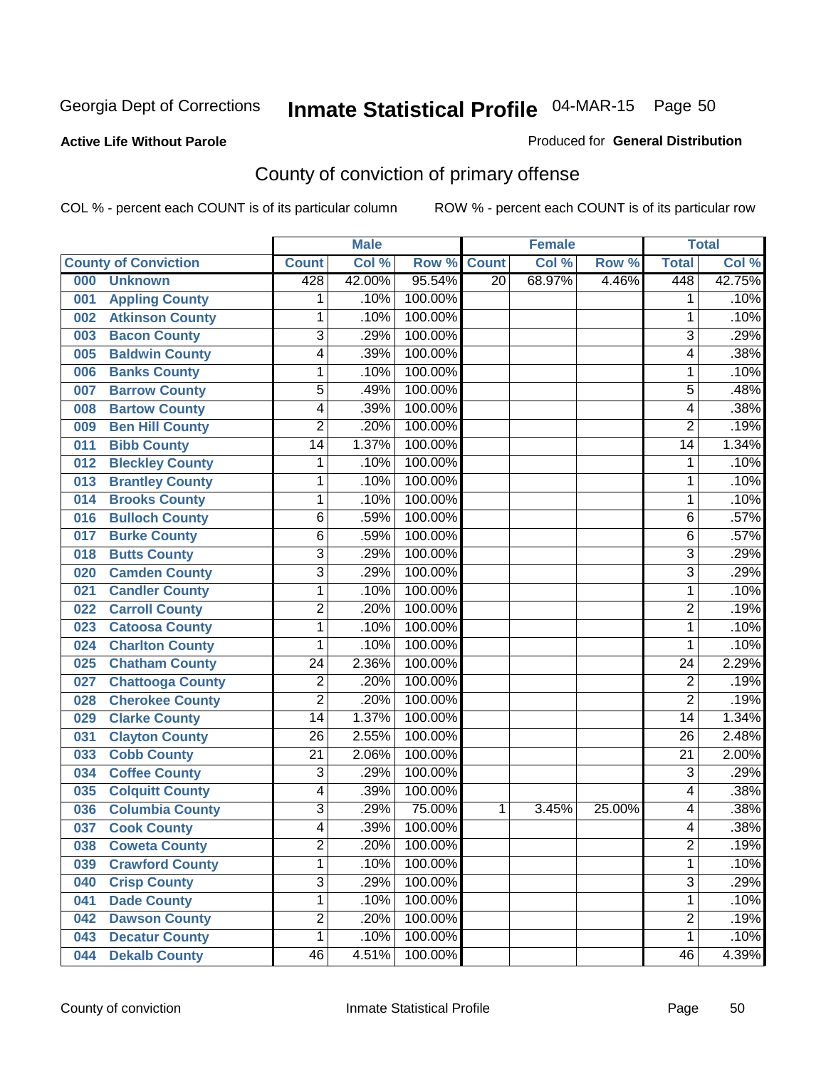Georgia Dept of Corrections

# Inmate Statistical Profile 04-MAR-15

**Active Life Without Parole**

Produced for **General Distribution**

## County of conviction of primary offense

COL % - percent each COUNT is of its particular column

ROW % - percent each COUNT is of its particular row

| County of Conviction | Male | | | Female | | | Total | |
|---|---|---|---|---|---|---|---|---|
| | Count | Col % | Row % | Count | Col % | Row % | Total | Col % |
| 000 Unknown | 428 | 42.00% | 95.54% | 20 | 68.97% | 4.46% | 448 | 42.75% |
| 001 Appling County | 1 | .10% | 100.00% | | | | 1 | .10% |
| 002 Atkinson County | 1 | .10% | 100.00% | | | | 1 | .10% |
| 003 Bacon County | 3 | .29% | 100.00% | | | | 3 | .29% |
| 005 Baldwin County | 4 | .39% | 100.00% | | | | 4 | .38% |
| 006 Banks County | 1 | .10% | 100.00% | | | | 1 | .10% |
| 007 Barrow County | 5 | .49% | 100.00% | | | | 5 | .48% |
| 008 Bartow County | 4 | .39% | 100.00% | | | | 4 | .38% |
| 009 Ben Hill County | 2 | .20% | 100.00% | | | | 2 | .19% |
| 011 Bibb County | 14 | 1.37% | 100.00% | | | | 14 | 1.34% |
| 012 Bleckley County | 1 | .10% | 100.00% | | | | 1 | .10% |
| 013 Brantley County | 1 | .10% | 100.00% | | | | 1 | .10% |
| 014 Brooks County | 1 | .10% | 100.00% | | | | 1 | .10% |
| 016 Bulloch County | 6 | .59% | 100.00% | | | | 6 | .57% |
| 017 Burke County | 6 | .59% | 100.00% | | | | 6 | .57% |
| 018 Butts County | 3 | .29% | 100.00% | | | | 3 | .29% |
| 020 Camden County | 3 | .29% | 100.00% | | | | 3 | .29% |
| 021 Candler County | 1 | .10% | 100.00% | | | | 1 | .10% |
| 022 Carroll County | 2 | .20% | 100.00% | | | | 2 | .19% |
| 023 Catoosa County | 1 | .10% | 100.00% | | | | 1 | .10% |
| 024 Charlton County | 1 | .10% | 100.00% | | | | 1 | .10% |
| 025 Chatham County | 24 | 2.36% | 100.00% | | | | 24 | 2.29% |
| 027 Chattooga County | 2 | .20% | 100.00% | | | | 2 | .19% |
| 028 Cherokee County | 2 | .20% | 100.00% | | | | 2 | .19% |
| 029 Clarke County | 14 | 1.37% | 100.00% | | | | 14 | 1.34% |
| 031 Clayton County | 26 | 2.55% | 100.00% | | | | 26 | 2.48% |
| 033 Cobb County | 21 | 2.06% | 100.00% | | | | 21 | 2.00% |
| 034 Coffee County | 3 | .29% | 100.00% | | | | 3 | .29% |
| 035 Colquitt County | 4 | .39% | 100.00% | | | | 4 | .38% |
| 036 Columbia County | 3 | .29% | 75.00% | 1 | 3.45% | 25.00% | 4 | .38% |
| 037 Cook County | 4 | .39% | 100.00% | | | | 4 | .38% |
| 038 Coweta County | 2 | .20% | 100.00% | | | | 2 | .19% |
| 039 Crawford County | 1 | .10% | 100.00% | | | | 1 | .10% |
| 040 Crisp County | 3 | .29% | 100.00% | | | | 3 | .29% |
| 041 Dade County | 1 | .10% | 100.00% | | | | 1 | .10% |
| 042 Dawson County | 2 | .20% | 100.00% | | | | 2 | .19% |
| 043 Decatur County | 1 | .10% | 100.00% | | | | 1 | .10% |
| 044 Dekalb County | 46 | 4.51% | 100.00% | | | | 46 | 4.39% |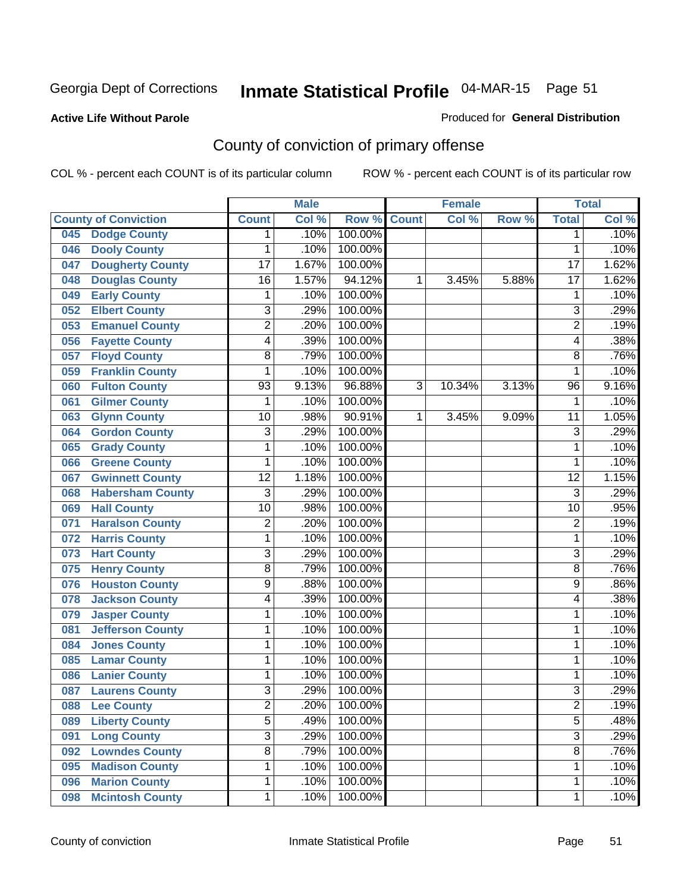Georgia Dept of Corrections

# Inmate Statistical Profile 04-MAR-15

**Active Life Without Parole**

Produced for **General Distribution**

## County of conviction of primary offense

COL % - percent each COUNT is of its particular column

ROW % - percent each COUNT is of its particular row

| County of Conviction | Male | | | Female | | | Total | |
|---|---|---|---|---|---|---|---|---|
| | Count | Col % | Row % | Count | Col % | Row % | Total | Col % |
| 045 Dodge County | 1 | .10% | 100.00% | | | | 1 | .10% |
| 046 Dooly County | 1 | .10% | 100.00% | | | | 1 | .10% |
| 047 Dougherty County | 17 | 1.67% | 100.00% | | | | 17 | 1.62% |
| 048 Douglas County | 16 | 1.57% | 94.12% | 1 | 3.45% | 5.88% | 17 | 1.62% |
| 049 Early County | 1 | .10% | 100.00% | | | | 1 | .10% |
| 052 Elbert County | 3 | .29% | 100.00% | | | | 3 | .29% |
| 053 Emanuel County | 2 | .20% | 100.00% | | | | 2 | .19% |
| 056 Fayette County | 4 | .39% | 100.00% | | | | 4 | .38% |
| 057 Floyd County | 8 | .79% | 100.00% | | | | 8 | .76% |
| 059 Franklin County | 1 | .10% | 100.00% | | | | 1 | .10% |
| 060 Fulton County | 93 | 9.13% | 96.88% | 3 | 10.34% | 3.13% | 96 | 9.16% |
| 061 Gilmer County | 1 | .10% | 100.00% | | | | 1 | .10% |
| 063 Glynn County | 10 | .98% | 90.91% | 1 | 3.45% | 9.09% | 11 | 1.05% |
| 064 Gordon County | 3 | .29% | 100.00% | | | | 3 | .29% |
| 065 Grady County | 1 | .10% | 100.00% | | | | 1 | .10% |
| 066 Greene County | 1 | .10% | 100.00% | | | | 1 | .10% |
| 067 Gwinnett County | 12 | 1.18% | 100.00% | | | | 12 | 1.15% |
| 068 Habersham County | 3 | .29% | 100.00% | | | | 3 | .29% |
| 069 Hall County | 10 | .98% | 100.00% | | | | 10 | .95% |
| 071 Haralson County | 2 | .20% | 100.00% | | | | 2 | .19% |
| 072 Harris County | 1 | .10% | 100.00% | | | | 1 | .10% |
| 073 Hart County | 3 | .29% | 100.00% | | | | 3 | .29% |
| 075 Henry County | 8 | .79% | 100.00% | | | | 8 | .76% |
| 076 Houston County | 9 | .88% | 100.00% | | | | 9 | .86% |
| 078 Jackson County | 4 | .39% | 100.00% | | | | 4 | .38% |
| 079 Jasper County | 1 | .10% | 100.00% | | | | 1 | .10% |
| 081 Jefferson County | 1 | .10% | 100.00% | | | | 1 | .10% |
| 084 Jones County | 1 | .10% | 100.00% | | | | 1 | .10% |
| 085 Lamar County | 1 | .10% | 100.00% | | | | 1 | .10% |
| 086 Lanier County | 1 | .10% | 100.00% | | | | 1 | .10% |
| 087 Laurens County | 3 | .29% | 100.00% | | | | 3 | .29% |
| 088 Lee County | 2 | .20% | 100.00% | | | | 2 | .19% |
| 089 Liberty County | 5 | .49% | 100.00% | | | | 5 | .48% |
| 091 Long County | 3 | .29% | 100.00% | | | | 3 | .29% |
| 092 Lowndes County | 8 | .79% | 100.00% | | | | 8 | .76% |
| 095 Madison County | 1 | .10% | 100.00% | | | | 1 | .10% |
| 096 Marion County | 1 | .10% | 100.00% | | | | 1 | .10% |
| 098 Mcintosh County | 1 | .10% | 100.00% | | | | 1 | .10% |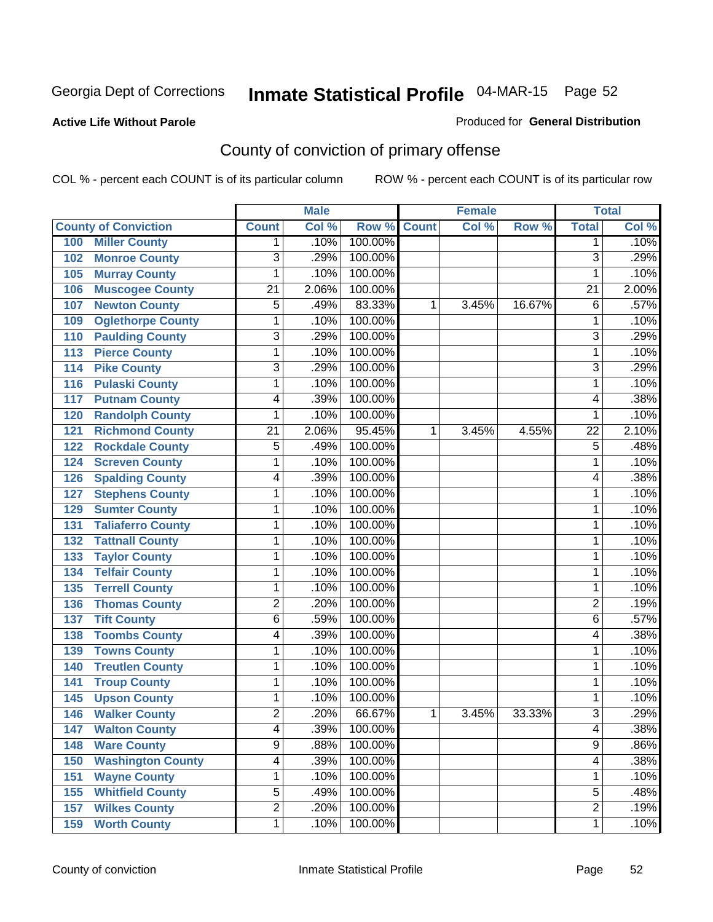Georgia Dept of Corrections **Inmate Statistical Profile** 04-MAR-15 Page 52

**Active Life Without Parole**

Produced for **General Distribution**

## County of conviction of primary offense

COL % - percent each COUNT is of its particular column ROW % - percent each COUNT is of its particular row

| County of Conviction | Male | | | Female | | | Total | |
|---|---|---|---|---|---|---|---|---|
| | Count | Col % | Row % | Count | Col % | Row % | Total | Col % |
| 100 Miller County | 1 | .10% | 100.00% | | | | 1 | .10% |
| 102 Monroe County | 3 | .29% | 100.00% | | | | 3 | .29% |
| 105 Murray County | 1 | .10% | 100.00% | | | | 1 | .10% |
| 106 Muscogee County | 21 | 2.06% | 100.00% | | | | 21 | 2.00% |
| 107 Newton County | 5 | .49% | 83.33% | 1 | 3.45% | 16.67% | 6 | .57% |
| 109 Oglethorpe County | 1 | .10% | 100.00% | | | | 1 | .10% |
| 110 Paulding County | 3 | .29% | 100.00% | | | | 3 | .29% |
| 113 Pierce County | 1 | .10% | 100.00% | | | | 1 | .10% |
| 114 Pike County | 3 | .29% | 100.00% | | | | 3 | .29% |
| 116 Pulaski County | 1 | .10% | 100.00% | | | | 1 | .10% |
| 117 Putnam County | 4 | .39% | 100.00% | | | | 4 | .38% |
| 120 Randolph County | 1 | .10% | 100.00% | | | | 1 | .10% |
| 121 Richmond County | 21 | 2.06% | 95.45% | 1 | 3.45% | 4.55% | 22 | 2.10% |
| 122 Rockdale County | 5 | .49% | 100.00% | | | | 5 | .48% |
| 124 Screven County | 1 | .10% | 100.00% | | | | 1 | .10% |
| 126 Spalding County | 4 | .39% | 100.00% | | | | 4 | .38% |
| 127 Stephens County | 1 | .10% | 100.00% | | | | 1 | .10% |
| 129 Sumter County | 1 | .10% | 100.00% | | | | 1 | .10% |
| 131 Taliaferro County | 1 | .10% | 100.00% | | | | 1 | .10% |
| 132 Tattnall County | 1 | .10% | 100.00% | | | | 1 | .10% |
| 133 Taylor County | 1 | .10% | 100.00% | | | | 1 | .10% |
| 134 Telfair County | 1 | .10% | 100.00% | | | | 1 | .10% |
| 135 Terrell County | 1 | .10% | 100.00% | | | | 1 | .10% |
| 136 Thomas County | 2 | .20% | 100.00% | | | | 2 | .19% |
| 137 Tift County | 6 | .59% | 100.00% | | | | 6 | .57% |
| 138 Toombs County | 4 | .39% | 100.00% | | | | 4 | .38% |
| 139 Towns County | 1 | .10% | 100.00% | | | | 1 | .10% |
| 140 Treutlen County | 1 | .10% | 100.00% | | | | 1 | .10% |
| 141 Troup County | 1 | .10% | 100.00% | | | | 1 | .10% |
| 145 Upson County | 1 | .10% | 100.00% | | | | 1 | .10% |
| 146 Walker County | 2 | .20% | 66.67% | 1 | 3.45% | 33.33% | 3 | .29% |
| 147 Walton County | 4 | .39% | 100.00% | | | | 4 | .38% |
| 148 Ware County | 9 | .88% | 100.00% | | | | 9 | .86% |
| 150 Washington County | 4 | .39% | 100.00% | | | | 4 | .38% |
| 151 Wayne County | 1 | .10% | 100.00% | | | | 1 | .10% |
| 155 Whitfield County | 5 | .49% | 100.00% | | | | 5 | .48% |
| 157 Wilkes County | 2 | .20% | 100.00% | | | | 2 | .19% |
| 159 Worth County | 1 | .10% | 100.00% | | | | 1 | .10% |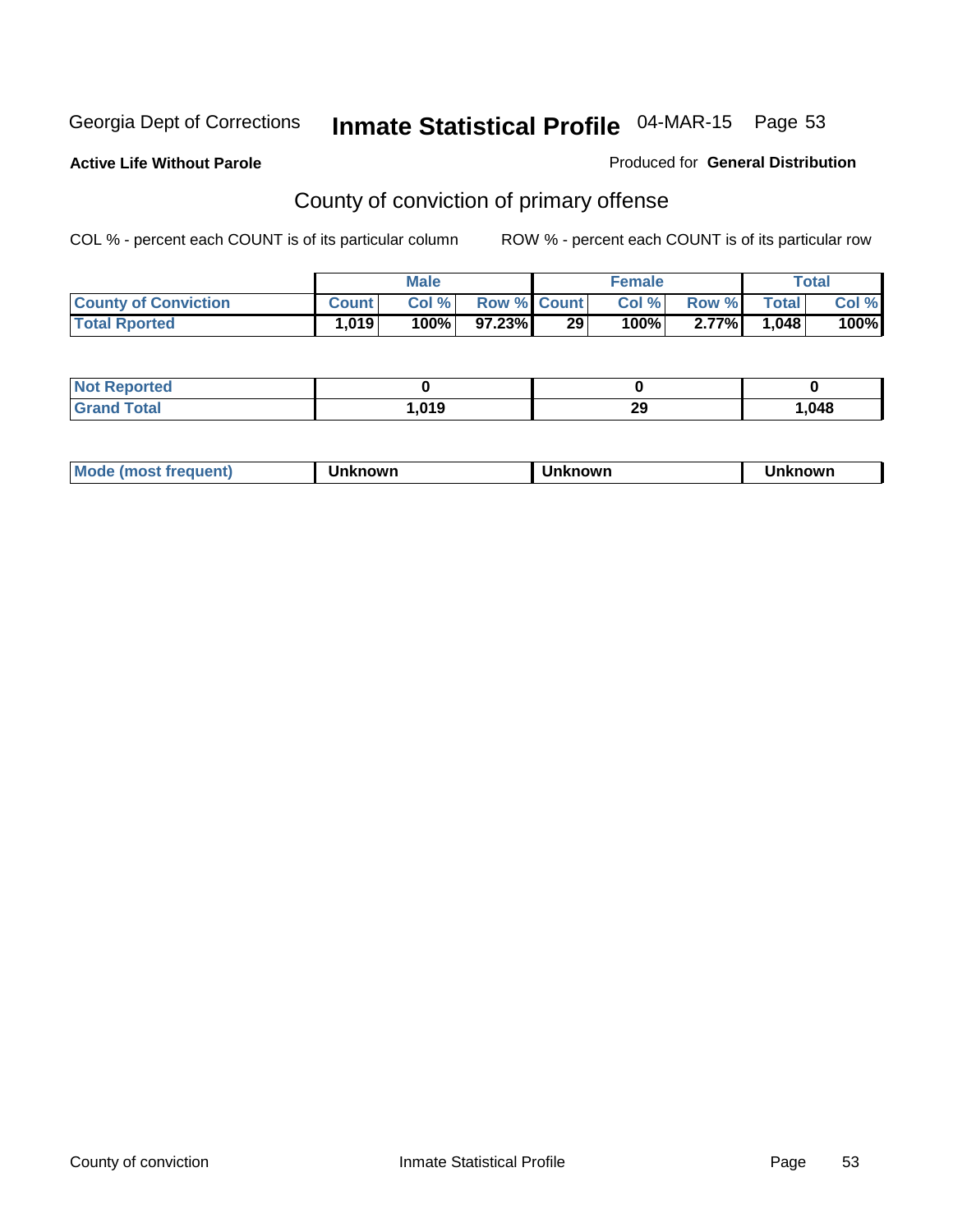Georgia Dept of Corrections **Inmate Statistical Profile** 04-MAR-15 Page 53

**Active Life Without Parole**

Produced for **General Distribution**

## County of conviction of primary offense

COL % - percent each COUNT is of its particular column

ROW % - percent each COUNT is of its particular row

| | Male | | | Female | | | Total | |
|---|---|---|---|---|---|---|---|---|
| **County of Conviction** | **Count** | **Col %** | **Row %** | **Count** | **Col %** | **Row %** | **Total** | **Col %** |
| **Total Rported** | **1,019** | **100%** | **97.23%** | **29** | **100%** | **2.77%** | **1,048** | **100%** |

| | Male | Female | Total |
|---|---|---|---|
| **Not Reported** | **0** | **0** | **0** |
| **Grand Total** | **1,019** | **29** | **1,048** |

| | Male | Female | Total |
|---|---|---|---|
| **Mode (most frequent)** | **Unknown** | **Unknown** | **Unknown** |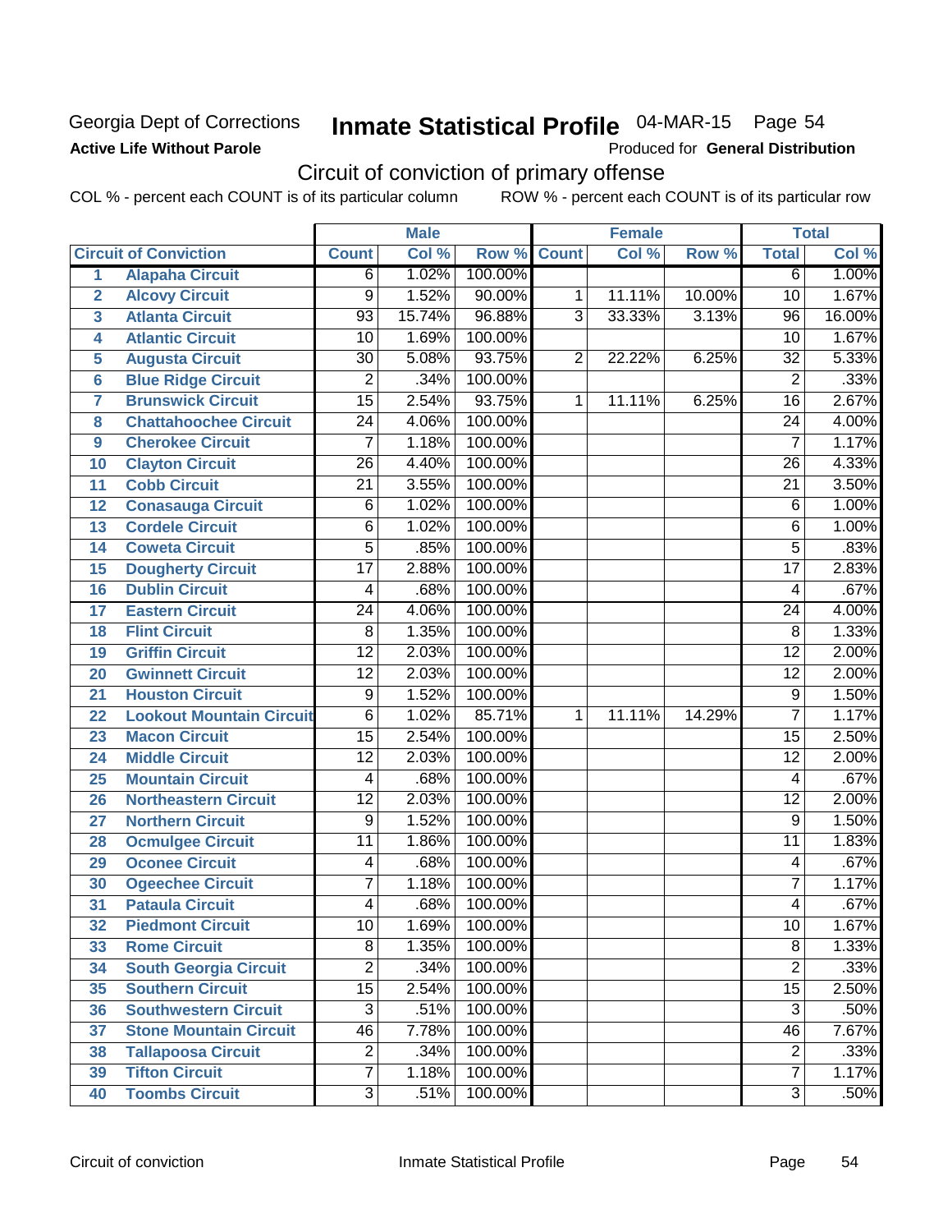Georgia Dept of Corrections

**Active Life Without Parole**

# Inmate Statistical Profile

04-MAR-15

Produced for **General Distribution**

## Circuit of conviction of primary offense

COL % - percent each COUNT is of its particular column ROW % - percent each COUNT is of its particular row

| | | Male | | | Female | | | Total | |
|---|---|---|---|---|---|---|---|---|---|
| **Circuit of Conviction** | | **Count** | **Col %** | **Row %** | **Count** | **Col %** | **Row %** | **Total** | **Col %** |
| 1 | Alapaha Circuit | 6 | 1.02% | 100.00% | | | | 6 | 1.00% |
| 2 | Alcovy Circuit | 9 | 1.52% | 90.00% | 1 | 11.11% | 10.00% | 10 | 1.67% |
| 3 | Atlanta Circuit | 93 | 15.74% | 96.88% | 3 | 33.33% | 3.13% | 96 | 16.00% |
| 4 | Atlantic Circuit | 10 | 1.69% | 100.00% | | | | 10 | 1.67% |
| 5 | Augusta Circuit | 30 | 5.08% | 93.75% | 2 | 22.22% | 6.25% | 32 | 5.33% |
| 6 | Blue Ridge Circuit | 2 | .34% | 100.00% | | | | 2 | .33% |
| 7 | Brunswick Circuit | 15 | 2.54% | 93.75% | 1 | 11.11% | 6.25% | 16 | 2.67% |
| 8 | Chattahoochee Circuit | 24 | 4.06% | 100.00% | | | | 24 | 4.00% |
| 9 | Cherokee Circuit | 7 | 1.18% | 100.00% | | | | 7 | 1.17% |
| 10 | Clayton Circuit | 26 | 4.40% | 100.00% | | | | 26 | 4.33% |
| 11 | Cobb Circuit | 21 | 3.55% | 100.00% | | | | 21 | 3.50% |
| 12 | Conasauga Circuit | 6 | 1.02% | 100.00% | | | | 6 | 1.00% |
| 13 | Cordele Circuit | 6 | 1.02% | 100.00% | | | | 6 | 1.00% |
| 14 | Coweta Circuit | 5 | .85% | 100.00% | | | | 5 | .83% |
| 15 | Dougherty Circuit | 17 | 2.88% | 100.00% | | | | 17 | 2.83% |
| 16 | Dublin Circuit | 4 | .68% | 100.00% | | | | 4 | .67% |
| 17 | Eastern Circuit | 24 | 4.06% | 100.00% | | | | 24 | 4.00% |
| 18 | Flint Circuit | 8 | 1.35% | 100.00% | | | | 8 | 1.33% |
| 19 | Griffin Circuit | 12 | 2.03% | 100.00% | | | | 12 | 2.00% |
| 20 | Gwinnett Circuit | 12 | 2.03% | 100.00% | | | | 12 | 2.00% |
| 21 | Houston Circuit | 9 | 1.52% | 100.00% | | | | 9 | 1.50% |
| 22 | Lookout Mountain Circuit | 6 | 1.02% | 85.71% | 1 | 11.11% | 14.29% | 7 | 1.17% |
| 23 | Macon Circuit | 15 | 2.54% | 100.00% | | | | 15 | 2.50% |
| 24 | Middle Circuit | 12 | 2.03% | 100.00% | | | | 12 | 2.00% |
| 25 | Mountain Circuit | 4 | .68% | 100.00% | | | | 4 | .67% |
| 26 | Northeastern Circuit | 12 | 2.03% | 100.00% | | | | 12 | 2.00% |
| 27 | Northern Circuit | 9 | 1.52% | 100.00% | | | | 9 | 1.50% |
| 28 | Ocmulgee Circuit | 11 | 1.86% | 100.00% | | | | 11 | 1.83% |
| 29 | Oconee Circuit | 4 | .68% | 100.00% | | | | 4 | .67% |
| 30 | Ogeechee Circuit | 7 | 1.18% | 100.00% | | | | 7 | 1.17% |
| 31 | Pataula Circuit | 4 | .68% | 100.00% | | | | 4 | .67% |
| 32 | Piedmont Circuit | 10 | 1.69% | 100.00% | | | | 10 | 1.67% |
| 33 | Rome Circuit | 8 | 1.35% | 100.00% | | | | 8 | 1.33% |
| 34 | South Georgia Circuit | 2 | .34% | 100.00% | | | | 2 | .33% |
| 35 | Southern Circuit | 15 | 2.54% | 100.00% | | | | 15 | 2.50% |
| 36 | Southwestern Circuit | 3 | .51% | 100.00% | | | | 3 | .50% |
| 37 | Stone Mountain Circuit | 46 | 7.78% | 100.00% | | | | 46 | 7.67% |
| 38 | Tallapoosa Circuit | 2 | .34% | 100.00% | | | | 2 | .33% |
| 39 | Tifton Circuit | 7 | 1.18% | 100.00% | | | | 7 | 1.17% |
| 40 | Toombs Circuit | 3 | .51% | 100.00% | | | | 3 | .50% |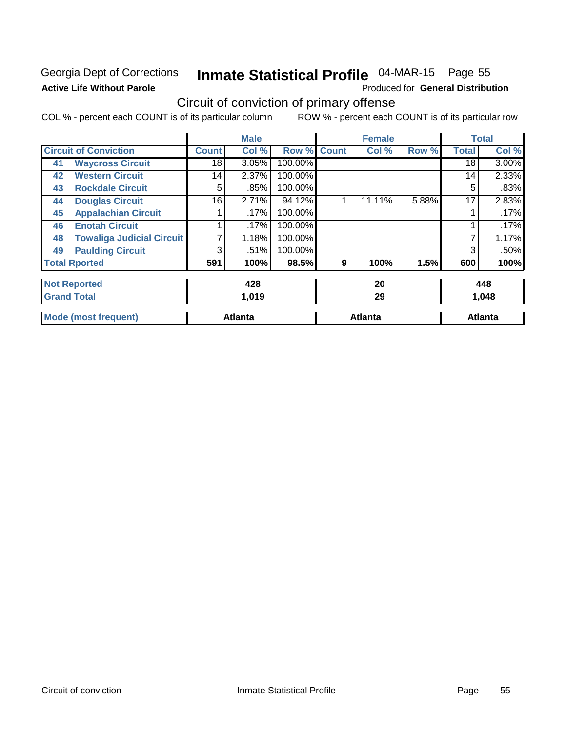Georgia Dept of Corrections

**Active Life Without Parole**

# Inmate Statistical Profile

04-MAR-15 Page 55

Produced for **General Distribution**

## Circuit of conviction of primary offense

COL % - percent each COUNT is of its particular column ROW % - percent each COUNT is of its particular row

| Circuit of Conviction | | Male | | | Female | | | Total | |
|---|---|---|---|---|---|---|---|---|---|
| | | Count | Col % | Row % | Count | Col % | Row % | Total | Col % |
| 41 | Waycross Circuit | 18 | 3.05% | 100.00% | | | | 18 | 3.00% |
| 42 | Western Circuit | 14 | 2.37% | 100.00% | | | | 14 | 2.33% |
| 43 | Rockdale Circuit | 5 | .85% | 100.00% | | | | 5 | .83% |
| 44 | Douglas Circuit | 16 | 2.71% | 94.12% | 1 | 11.11% | 5.88% | 17 | 2.83% |
| 45 | Appalachian Circuit | 1 | .17% | 100.00% | | | | 1 | .17% |
| 46 | Enotah Circuit | 1 | .17% | 100.00% | | | | 1 | .17% |
| 48 | Towaliga Judicial Circuit | 7 | 1.18% | 100.00% | | | | 7 | 1.17% |
| 49 | Paulding Circuit | 3 | .51% | 100.00% | | | | 3 | .50% |
| **Total Rported** | | **591** | **100%** | **98.5%** | **9** | **100%** | **1.5%** | **600** | **100%** |
| **Not Reported** | | **428** | | | **20** | | | **448** | |
| **Grand Total** | | **1,019** | | | **29** | | | **1,048** | |
| **Mode (most frequent)** | | **Atlanta** | | | **Atlanta** | | | **Atlanta** | |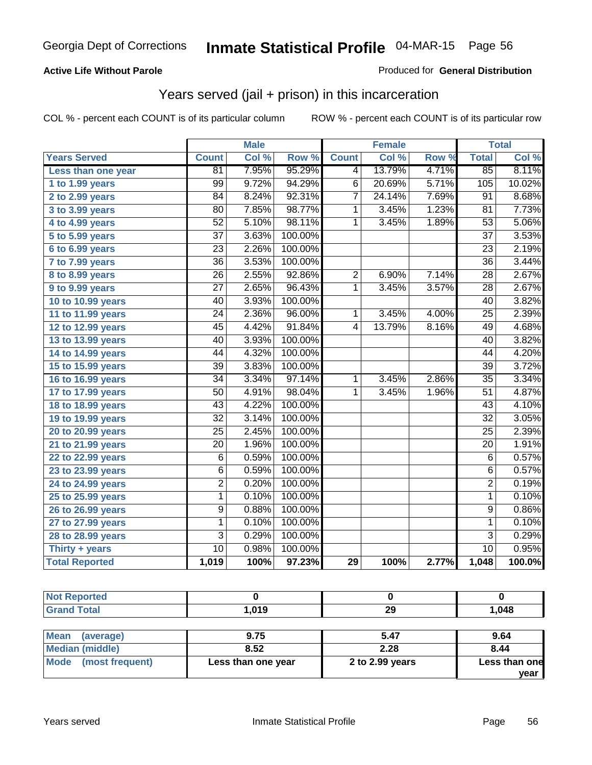Georgia Dept of Corrections **Inmate Statistical Profile** 04-MAR-15

**Active Life Without Parole**

Produced for **General Distribution**

## Years served (jail + prison) in this incarceration

COL % - percent each COUNT is of its particular column

ROW % - percent each COUNT is of its particular row

| | Male | | | Female | | | Total | |
|---|---|---|---|---|---|---|---|---|
| **Years Served** | **Count** | **Col %** | **Row %** | **Count** | **Col %** | **Row %** | **Total** | **Col %** |
| Less than one year | 81 | 7.95% | 95.29% | 4 | 13.79% | 4.71% | 85 | 8.11% |
| 1 to 1.99 years | 99 | 9.72% | 94.29% | 6 | 20.69% | 5.71% | 105 | 10.02% |
| 2 to 2.99 years | 84 | 8.24% | 92.31% | 7 | 24.14% | 7.69% | 91 | 8.68% |
| 3 to 3.99 years | 80 | 7.85% | 98.77% | 1 | 3.45% | 1.23% | 81 | 7.73% |
| 4 to 4.99 years | 52 | 5.10% | 98.11% | 1 | 3.45% | 1.89% | 53 | 5.06% |
| 5 to 5.99 years | 37 | 3.63% | 100.00% | | | | 37 | 3.53% |
| 6 to 6.99 years | 23 | 2.26% | 100.00% | | | | 23 | 2.19% |
| 7 to 7.99 years | 36 | 3.53% | 100.00% | | | | 36 | 3.44% |
| 8 to 8.99 years | 26 | 2.55% | 92.86% | 2 | 6.90% | 7.14% | 28 | 2.67% |
| 9 to 9.99 years | 27 | 2.65% | 96.43% | 1 | 3.45% | 3.57% | 28 | 2.67% |
| 10 to 10.99 years | 40 | 3.93% | 100.00% | | | | 40 | 3.82% |
| 11 to 11.99 years | 24 | 2.36% | 96.00% | 1 | 3.45% | 4.00% | 25 | 2.39% |
| 12 to 12.99 years | 45 | 4.42% | 91.84% | 4 | 13.79% | 8.16% | 49 | 4.68% |
| 13 to 13.99 years | 40 | 3.93% | 100.00% | | | | 40 | 3.82% |
| 14 to 14.99 years | 44 | 4.32% | 100.00% | | | | 44 | 4.20% |
| 15 to 15.99 years | 39 | 3.83% | 100.00% | | | | 39 | 3.72% |
| 16 to 16.99 years | 34 | 3.34% | 97.14% | 1 | 3.45% | 2.86% | 35 | 3.34% |
| 17 to 17.99 years | 50 | 4.91% | 98.04% | 1 | 3.45% | 1.96% | 51 | 4.87% |
| 18 to 18.99 years | 43 | 4.22% | 100.00% | | | | 43 | 4.10% |
| 19 to 19.99 years | 32 | 3.14% | 100.00% | | | | 32 | 3.05% |
| 20 to 20.99 years | 25 | 2.45% | 100.00% | | | | 25 | 2.39% |
| 21 to 21.99 years | 20 | 1.96% | 100.00% | | | | 20 | 1.91% |
| 22 to 22.99 years | 6 | 0.59% | 100.00% | | | | 6 | 0.57% |
| 23 to 23.99 years | 6 | 0.59% | 100.00% | | | | 6 | 0.57% |
| 24 to 24.99 years | 2 | 0.20% | 100.00% | | | | 2 | 0.19% |
| 25 to 25.99 years | 1 | 0.10% | 100.00% | | | | 1 | 0.10% |
| 26 to 26.99 years | 9 | 0.88% | 100.00% | | | | 9 | 0.86% |
| 27 to 27.99 years | 1 | 0.10% | 100.00% | | | | 1 | 0.10% |
| 28 to 28.99 years | 3 | 0.29% | 100.00% | | | | 3 | 0.29% |
| Thirty + years | 10 | 0.98% | 100.00% | | | | 10 | 0.95% |
| **Total Reported** | **1,019** | **100%** | **97.23%** | **29** | **100%** | **2.77%** | **1,048** | **100.0%** |

| | Male | Female | Total |
|---|---|---|---|
| Not Reported | 0 | 0 | 0 |
| Grand Total | 1,019 | 29 | 1,048 |

| | Male | Female | Total |
|---|---|---|---|
| Mean (average) | 9.75 | 5.47 | 9.64 |
| Median (middle) | 8.52 | 2.28 | 8.44 |
| Mode (most frequent) | Less than one year | 2 to 2.99 years | Less than one year |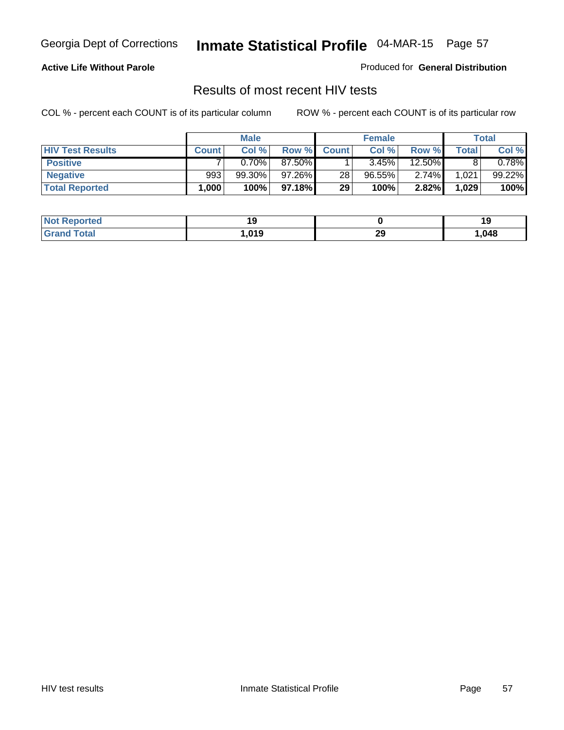**Active Life Without Parole** Produced for **General Distribution**

## Results of most recent HIV tests

COL % - percent each COUNT is of its particular column ROW % - percent each COUNT is of its particular row

| | Male | | | Female | | | Total | |
|---|---|---|---|---|---|---|---|---|
| HIV Test Results | Count | Col % | Row % | Count | Col % | Row % | Total | Col % |
| Positive | 7 | 0.70% | 87.50% | 1 | 3.45% | 12.50% | 8 | 0.78% |
| Negative | 993 | 99.30% | 97.26% | 28 | 96.55% | 2.74% | 1,021 | 99.22% |
| **Total Reported** | **1,000** | **100%** | **97.18%** | **29** | **100%** | **2.82%** | **1,029** | **100%** |

| | Male | Female | Total |
|---|---|---|---|
| Not Reported | 19 | 0 | 19 |
| Grand Total | 1,019 | 29 | 1,048 |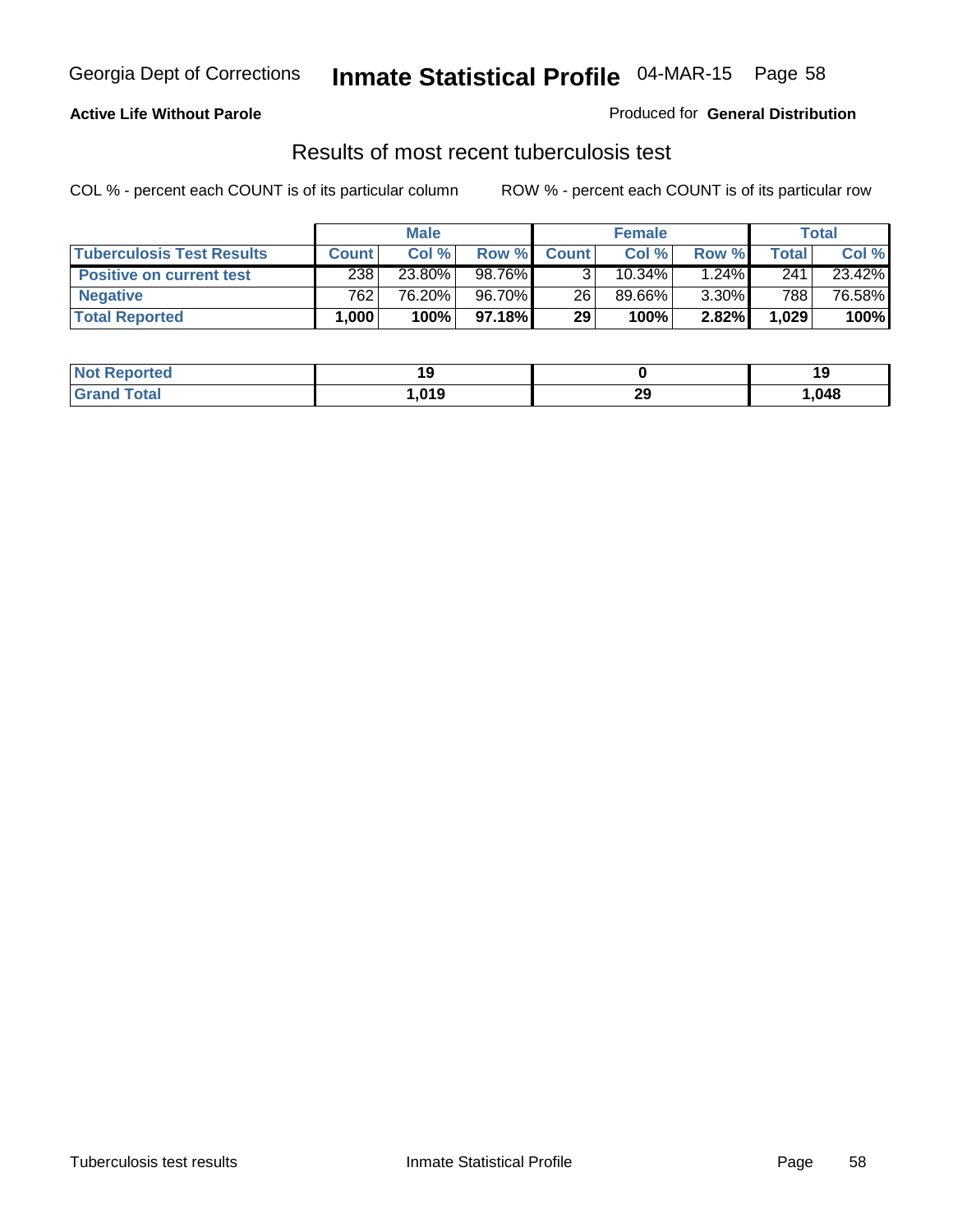**Active Life Without Parole**

Produced for **General Distribution**

## Results of most recent tuberculosis test

COL % - percent each COUNT is of its particular column

ROW % - percent each COUNT is of its particular row

| | Male | | | Female | | | Total | |
|---|---|---|---|---|---|---|---|---|
| **Tuberculosis Test Results** | **Count** | **Col %** | **Row %** | **Count** | **Col %** | **Row %** | **Total** | **Col %** |
| **Positive on current test** | 238 | 23.80% | 98.76% | 3 | 10.34% | 1.24% | 241 | 23.42% |
| **Negative** | 762 | 76.20% | 96.70% | 26 | 89.66% | 3.30% | 788 | 76.58% |
| **Total Reported** | **1,000** | **100%** | **97.18%** | **29** | **100%** | **2.82%** | **1,029** | **100%** |

| | Male | Female | Total |
|---|---|---|---|
| **Not Reported** | **19** | **0** | **19** |
| **Grand Total** | **1,019** | **29** | **1,048** |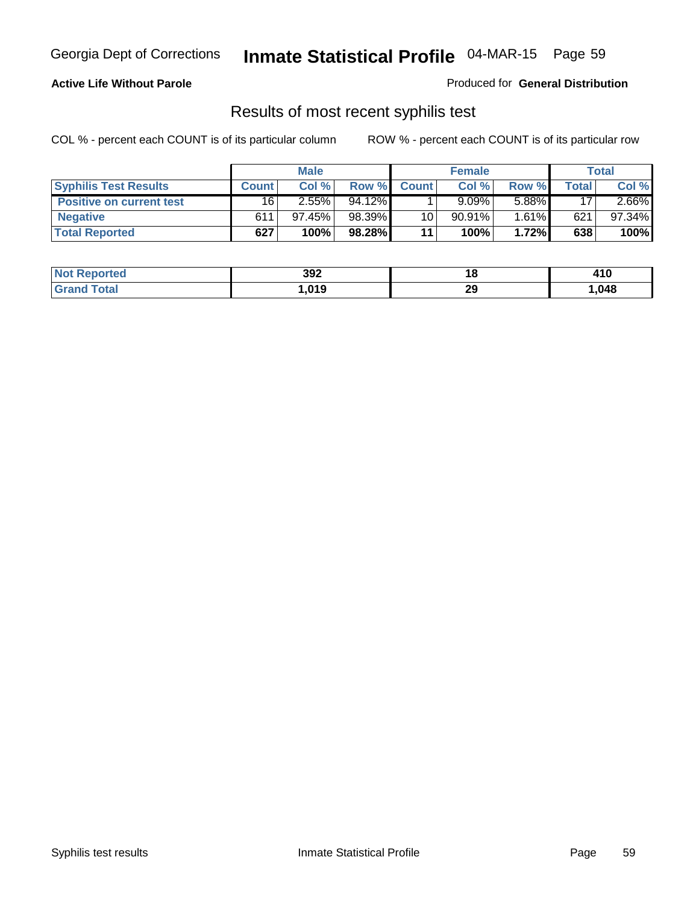**Active Life Without Parole**

Produced for **General Distribution**

## Results of most recent syphilis test

COL % - percent each COUNT is of its particular column

ROW % - percent each COUNT is of its particular row

| | Male | | | Female | | | Total | |
|---|---|---|---|---|---|---|---|---|
| **Syphilis Test Results** | **Count** | **Col %** | **Row %** | **Count** | **Col %** | **Row %** | **Total** | **Col %** |
| **Positive on current test** | 16 | 2.55% | 94.12% | 1 | 9.09% | 5.88% | 17 | 2.66% |
| **Negative** | 611 | 97.45% | 98.39% | 10 | 90.91% | 1.61% | 621 | 97.34% |
| **Total Reported** | **627** | **100%** | **98.28%** | **11** | **100%** | **1.72%** | **638** | **100%** |

| | Male | Female | Total |
|---|---|---|---|
| **Not Reported** | **392** | **18** | **410** |
| **Grand Total** | **1,019** | **29** | **1,048** |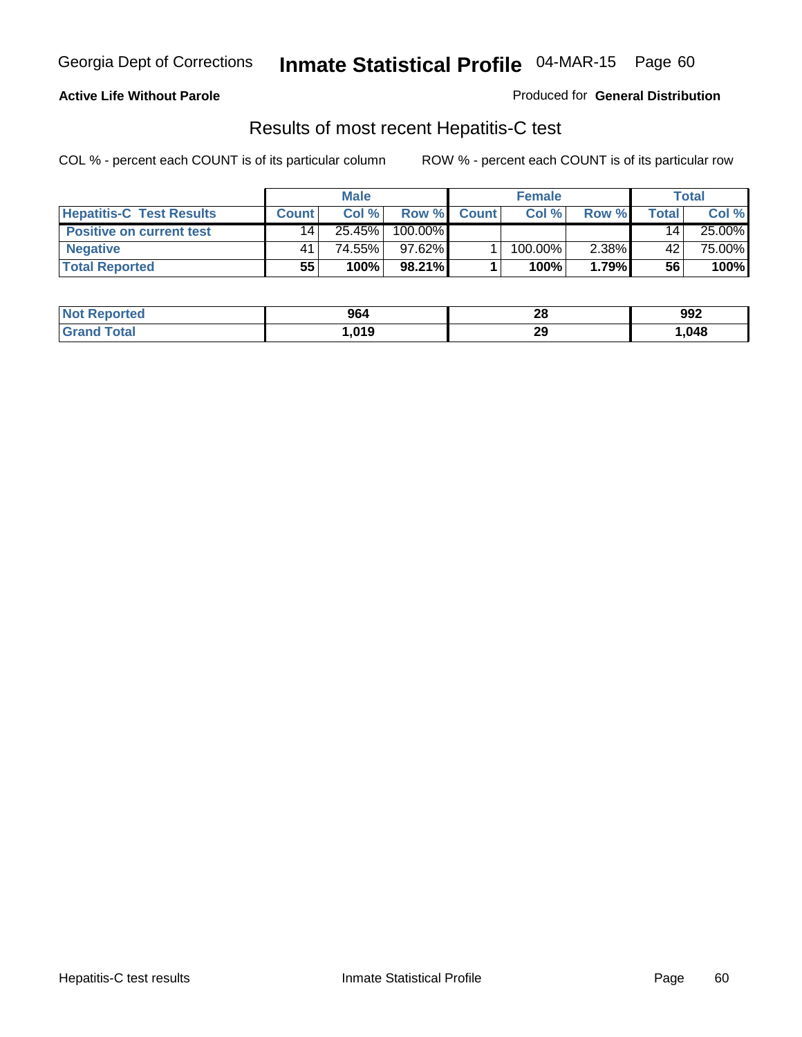Georgia Dept of Corrections **Inmate Statistical Profile** 04-MAR-15

**Active Life Without Parole**

Produced for **General Distribution**

## Results of most recent Hepatitis-C test

COL % - percent each COUNT is of its particular column ROW % - percent each COUNT is of its particular row

| | Male | | | Female | | | Total | |
|---|---|---|---|---|---|---|---|---|
| **Hepatitis-C Test Results** | **Count** | **Col %** | **Row %** | **Count** | **Col %** | **Row %** | **Total** | **Col %** |
| **Positive on current test** | 14 | 25.45% | 100.00% | | | | 14 | 25.00% |
| **Negative** | 41 | 74.55% | 97.62% | 1 | 100.00% | 2.38% | 42 | 75.00% |
| **Total Reported** | **55** | **100%** | **98.21%** | **1** | **100%** | **1.79%** | **56** | **100%** |

| | Male | Female | Total |
|---|---|---|---|
| **Not Reported** | **964** | **28** | **992** |
| **Grand Total** | **1,019** | **29** | **1,048** |

Hepatitis-C test results